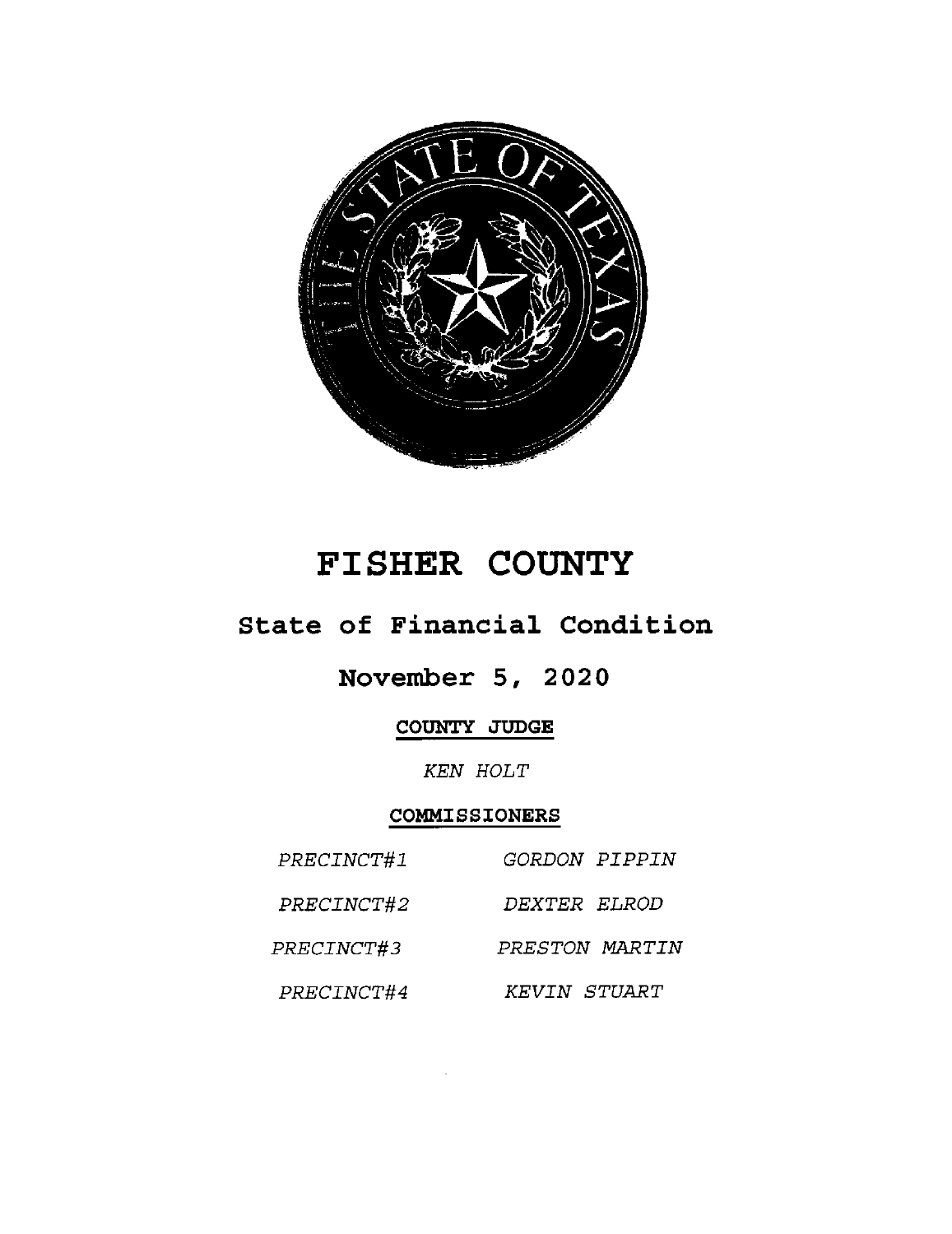# FISHER COUNTY

## State of Financial Condition

## November 5, 2020

**COUNTY JUDGE**

*KEN HOLT*

**COMMISSIONERS**

| | |
|---|---|
| *PRECINCT#1* | *GORDON PIPPIN* |
| *PRECINCT#2* | *DEXTER ELROD* |
| *PRECINCT#3* | *PRESTON MARTIN* |
| *PRECINCT#4* | *KEVIN STUART* |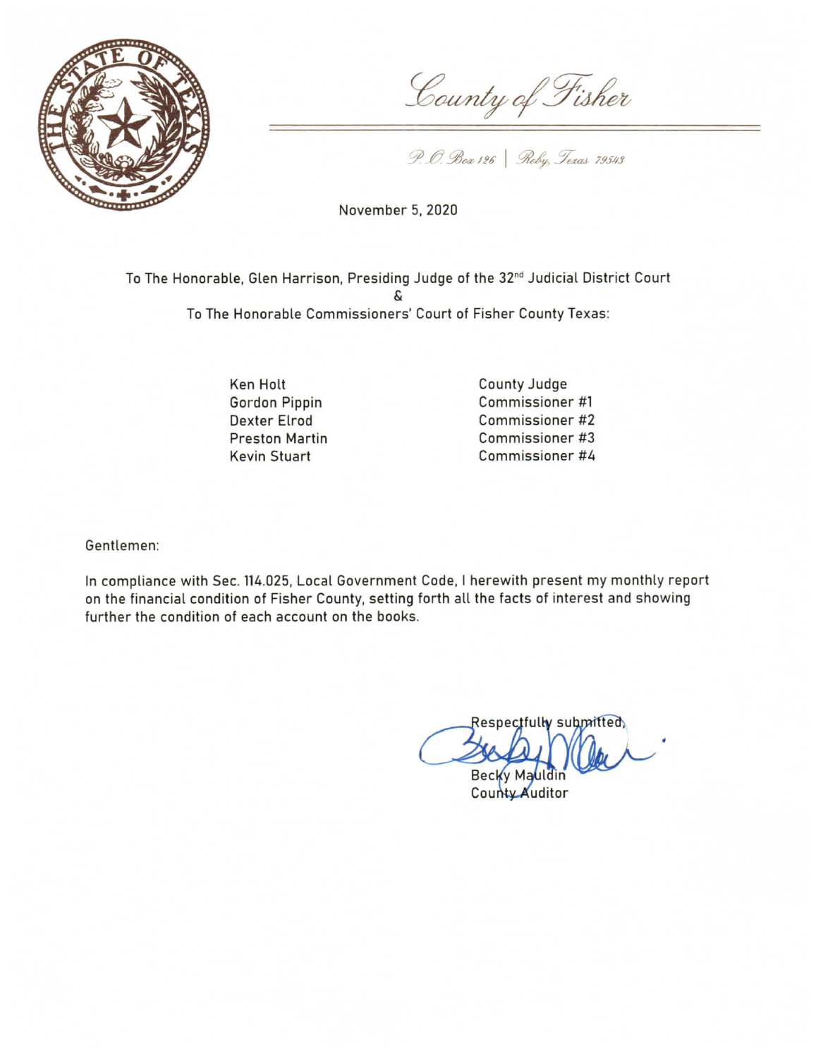# County of Fisher

P. O. Box 126 | Roby, Texas 79543

November 5, 2020

To The Honorable, Glen Harrison, Presiding Judge of the 32nd Judicial District Court
&
To The Honorable Commissioners' Court of Fisher County Texas:

| | |
|---|---|
| Ken Holt | County Judge |
| Gordon Pippin | Commissioner #1 |
| Dexter Elrod | Commissioner #2 |
| Preston Martin | Commissioner #3 |
| Kevin Stuart | Commissioner #4 |

Gentlemen:

In compliance with Sec. 114.025, Local Government Code, I herewith present my monthly report on the financial condition of Fisher County, setting forth all the facts of interest and showing further the condition of each account on the books.

Respectfully submitted,

Becky Mauldin
County Auditor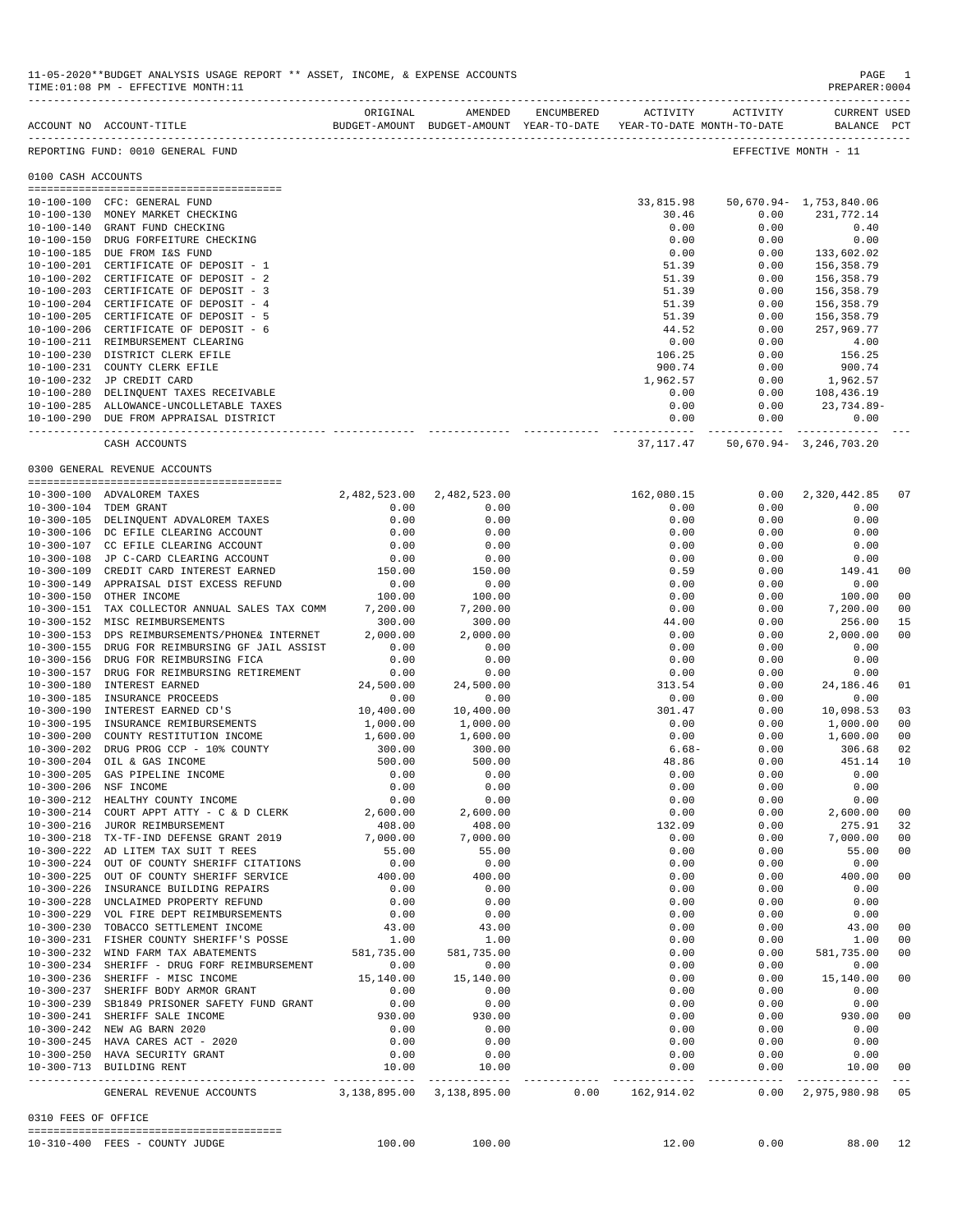11-05-2020**BUDGET ANALYSIS USAGE REPORT ** ASSET, INCOME, & EXPENSE ACCOUNTS

TIME:01:08 PM - EFFECTIVE MONTH:11

PREPARER:0004

| ACCOUNT NO | ACCOUNT-TITLE | ORIGINAL BUDGET-AMOUNT | AMENDED BUDGET-AMOUNT | ENCUMBERED YEAR-TO-DATE | ACTIVITY YEAR-TO-DATE | ACTIVITY MONTH-TO-DATE | CURRENT BALANCE | USED PCT |
|---|---|---|---|---|---|---|---|---|
| REPORTING FUND: 0010 GENERAL FUND | | | | | | EFFECTIVE MONTH - 11 | | |
| **0100 CASH ACCOUNTS** | | | | | | | | |
| 10-100-100 | CFC: GENERAL FUND | | | | 33,815.98 | 50,670.94- | 1,753,840.06 | |
| 10-100-130 | MONEY MARKET CHECKING | | | | 30.46 | 0.00 | 231,772.14 | |
| 10-100-140 | GRANT FUND CHECKING | | | | 0.00 | 0.00 | 0.40 | |
| 10-100-150 | DRUG FORFEITURE CHECKING | | | | 0.00 | 0.00 | 0.00 | |
| 10-100-185 | DUE FROM I&S FUND | | | | 0.00 | 0.00 | 133,602.02 | |
| 10-100-201 | CERTIFICATE OF DEPOSIT - 1 | | | | 51.39 | 0.00 | 156,358.79 | |
| 10-100-202 | CERTIFICATE OF DEPOSIT - 2 | | | | 51.39 | 0.00 | 156,358.79 | |
| 10-100-203 | CERTIFICATE OF DEPOSIT - 3 | | | | 51.39 | 0.00 | 156,358.79 | |
| 10-100-204 | CERTIFICATE OF DEPOSIT - 4 | | | | 51.39 | 0.00 | 156,358.79 | |
| 10-100-205 | CERTIFICATE OF DEPOSIT - 5 | | | | 51.39 | 0.00 | 156,358.79 | |
| 10-100-206 | CERTIFICATE OF DEPOSIT - 6 | | | | 44.52 | 0.00 | 257,969.77 | |
| 10-100-211 | REIMBURSEMENT CLEARING | | | | 0.00 | 0.00 | 4.00 | |
| 10-100-230 | DISTRICT CLERK EFILE | | | | 106.25 | 0.00 | 156.25 | |
| 10-100-231 | COUNTY CLERK EFILE | | | | 900.74 | 0.00 | 900.74 | |
| 10-100-232 | JP CREDIT CARD | | | | 1,962.57 | 0.00 | 1,962.57 | |
| 10-100-280 | DELINQUENT TAXES RECEIVABLE | | | | 0.00 | 0.00 | 108,436.19 | |
| 10-100-285 | ALLOWANCE-UNCOLLETABLE TAXES | | | | 0.00 | 0.00 | 23,734.89- | |
| 10-100-290 | DUE FROM APPRAISAL DISTRICT | | | | 0.00 | 0.00 | 0.00 | |
| | CASH ACCOUNTS | | | | 37,117.47 | 50,670.94- | 3,246,703.20 | |
| **0300 GENERAL REVENUE ACCOUNTS** | | | | | | | | |
| 10-300-100 | ADVALOREM TAXES | 2,482,523.00 | 2,482,523.00 | | 162,080.15 | 0.00 | 2,320,442.85 | 07 |
| 10-300-104 | TDEM GRANT | 0.00 | 0.00 | | 0.00 | 0.00 | 0.00 | |
| 10-300-105 | DELINQUENT ADVALOREM TAXES | 0.00 | 0.00 | | 0.00 | 0.00 | 0.00 | |
| 10-300-106 | DC EFILE CLEARING ACCOUNT | 0.00 | 0.00 | | 0.00 | 0.00 | 0.00 | |
| 10-300-107 | CC EFILE CLEARING ACCOUNT | 0.00 | 0.00 | | 0.00 | 0.00 | 0.00 | |
| 10-300-108 | JP C-CARD CLEARING ACCOUNT | 0.00 | 0.00 | | 0.00 | 0.00 | 0.00 | |
| 10-300-109 | CREDIT CARD INTEREST EARNED | 150.00 | 150.00 | | 0.59 | 0.00 | 149.41 | 00 |
| 10-300-149 | APPRAISAL DIST EXCESS REFUND | 0.00 | 0.00 | | 0.00 | 0.00 | 0.00 | |
| 10-300-150 | OTHER INCOME | 100.00 | 100.00 | | 0.00 | 0.00 | 100.00 | 00 |
| 10-300-151 | TAX COLLECTOR ANNUAL SALES TAX COMM | 7,200.00 | 7,200.00 | | 0.00 | 0.00 | 7,200.00 | 00 |
| 10-300-152 | MISC REIMBURSEMENTS | 300.00 | 300.00 | | 44.00 | 0.00 | 256.00 | 15 |
| 10-300-153 | DPS REIMBURSEMENTS/PHONE& INTERNET | 2,000.00 | 2,000.00 | | 0.00 | 0.00 | 2,000.00 | 00 |
| 10-300-155 | DRUG FOR REIMBURSING GF JAIL ASSIST | 0.00 | 0.00 | | 0.00 | 0.00 | 0.00 | |
| 10-300-156 | DRUG FOR REIMBURSING FICA | 0.00 | 0.00 | | 0.00 | 0.00 | 0.00 | |
| 10-300-157 | DRUG FOR REIMBURSING RETIREMENT | 0.00 | 0.00 | | 0.00 | 0.00 | 0.00 | |
| 10-300-180 | INTEREST EARNED | 24,500.00 | 24,500.00 | | 313.54 | 0.00 | 24,186.46 | 01 |
| 10-300-185 | INSURANCE PROCEEDS | 0.00 | 0.00 | | 0.00 | 0.00 | 0.00 | |
| 10-300-190 | INTEREST EARNED CD'S | 10,400.00 | 10,400.00 | | 301.47 | 0.00 | 10,098.53 | 03 |
| 10-300-195 | INSURANCE REMIBURSEMENTS | 1,000.00 | 1,000.00 | | 0.00 | 0.00 | 1,000.00 | 00 |
| 10-300-200 | COUNTY RESTITUTION INCOME | 1,600.00 | 1,600.00 | | 0.00 | 0.00 | 1,600.00 | 00 |
| 10-300-202 | DRUG PROG CCP - 10% COUNTY | 300.00 | 300.00 | | 6.68- | 0.00 | 306.68 | 02 |
| 10-300-204 | OIL & GAS INCOME | 500.00 | 500.00 | | 48.86 | 0.00 | 451.14 | 10 |
| 10-300-205 | GAS PIPELINE INCOME | 0.00 | 0.00 | | 0.00 | 0.00 | 0.00 | |
| 10-300-206 | NSF INCOME | 0.00 | 0.00 | | 0.00 | 0.00 | 0.00 | |
| 10-300-212 | HEALTHY COUNTY INCOME | 0.00 | 0.00 | | 0.00 | 0.00 | 0.00 | |
| 10-300-214 | COURT APPT ATTY - C & D CLERK | 2,600.00 | 2,600.00 | | 0.00 | 0.00 | 2,600.00 | 00 |
| 10-300-216 | JUROR REIMBURSEMENT | 408.00 | 408.00 | | 132.09 | 0.00 | 275.91 | 32 |
| 10-300-218 | TX-TF-IND DEFENSE GRANT 2019 | 7,000.00 | 7,000.00 | | 0.00 | 0.00 | 7,000.00 | 00 |
| 10-300-222 | AD LITEM TAX SUIT T REES | 55.00 | 55.00 | | 0.00 | 0.00 | 55.00 | 00 |
| 10-300-224 | OUT OF COUNTY SHERIFF CITATIONS | 0.00 | 0.00 | | 0.00 | 0.00 | 0.00 | |
| 10-300-225 | OUT OF COUNTY SHERIFF SERVICE | 400.00 | 400.00 | | 0.00 | 0.00 | 400.00 | 00 |
| 10-300-226 | INSURANCE BUILDING REPAIRS | 0.00 | 0.00 | | 0.00 | 0.00 | 0.00 | |
| 10-300-228 | UNCLAIMED PROPERTY REFUND | 0.00 | 0.00 | | 0.00 | 0.00 | 0.00 | |
| 10-300-229 | VOL FIRE DEPT REIMBURSEMENTS | 0.00 | 0.00 | | 0.00 | 0.00 | 0.00 | |
| 10-300-230 | TOBACCO SETTLEMENT INCOME | 43.00 | 43.00 | | 0.00 | 0.00 | 43.00 | 00 |
| 10-300-231 | FISHER COUNTY SHERIFF'S POSSE | 1.00 | 1.00 | | 0.00 | 0.00 | 1.00 | 00 |
| 10-300-232 | WIND FARM TAX ABATEMENTS | 581,735.00 | 581,735.00 | | 0.00 | 0.00 | 581,735.00 | 00 |
| 10-300-234 | SHERIFF - DRUG FORF REIMBURSEMENT | 0.00 | 0.00 | | 0.00 | 0.00 | 0.00 | |
| 10-300-236 | SHERIFF - MISC INCOME | 15,140.00 | 15,140.00 | | 0.00 | 0.00 | 15,140.00 | 00 |
| 10-300-237 | SHERIFF BODY ARMOR GRANT | 0.00 | 0.00 | | 0.00 | 0.00 | 0.00 | |
| 10-300-239 | SB1849 PRISONER SAFETY FUND GRANT | 0.00 | 0.00 | | 0.00 | 0.00 | 0.00 | |
| 10-300-241 | SHERIFF SALE INCOME | 930.00 | 930.00 | | 0.00 | 0.00 | 930.00 | 00 |
| 10-300-242 | NEW AG BARN 2020 | 0.00 | 0.00 | | 0.00 | 0.00 | 0.00 | |
| 10-300-245 | HAVA CARES ACT - 2020 | 0.00 | 0.00 | | 0.00 | 0.00 | 0.00 | |
| 10-300-250 | HAVA SECURITY GRANT | 0.00 | 0.00 | | 0.00 | 0.00 | 0.00 | |
| 10-300-713 | BUILDING RENT | 10.00 | 10.00 | | 0.00 | 0.00 | 10.00 | 00 |
| | GENERAL REVENUE ACCOUNTS | 3,138,895.00 | 3,138,895.00 | 0.00 | 162,914.02 | 0.00 | 2,975,980.98 | 05 |
| **0310 FEES OF OFFICE** | | | | | | | | |
| 10-310-400 | FEES - COUNTY JUDGE | 100.00 | 100.00 | | 12.00 | 0.00 | 88.00 | 12 |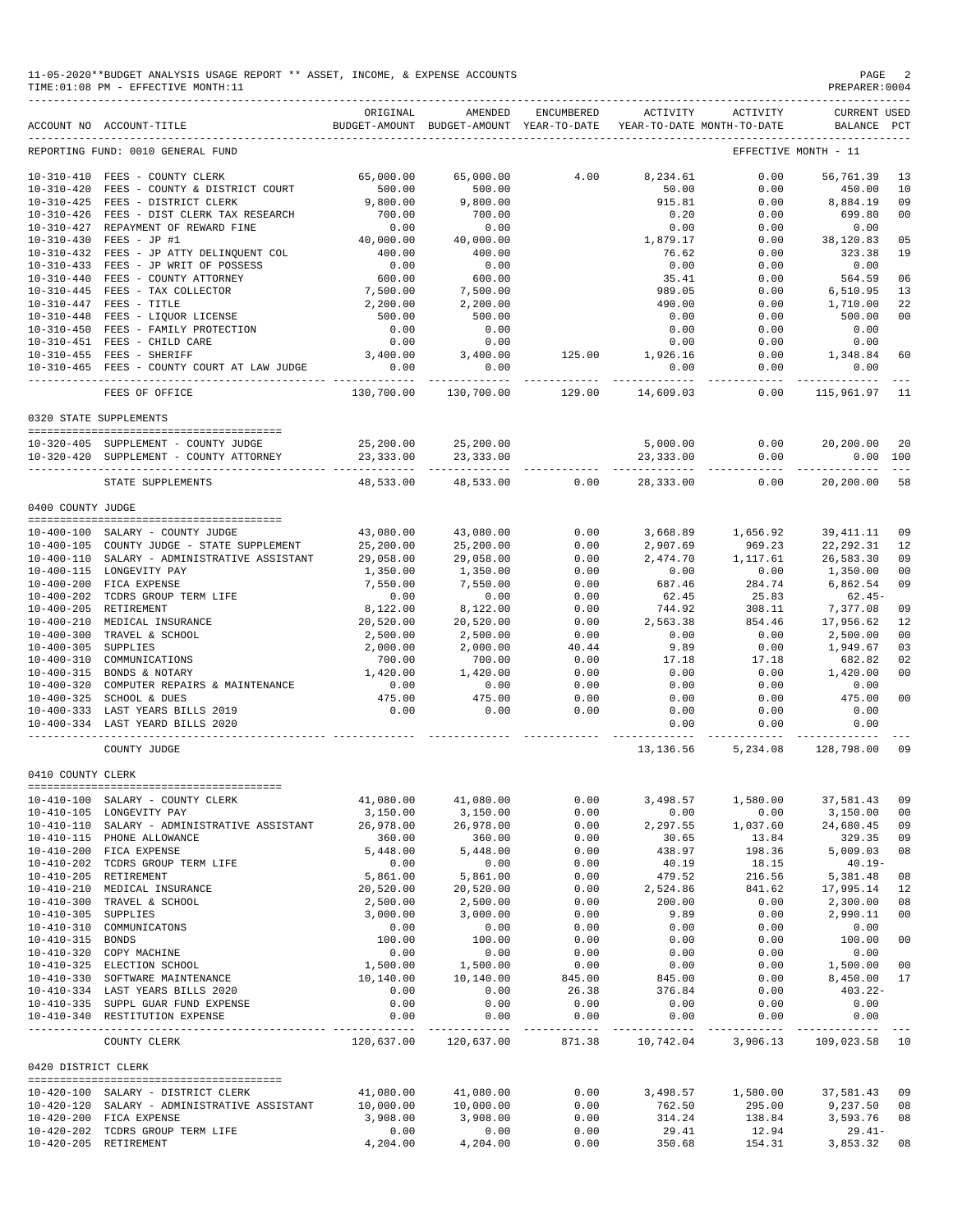11-05-2020**BUDGET ANALYSIS USAGE REPORT ** ASSET, INCOME, & EXPENSE ACCOUNTS
TIME:01:08 PM - EFFECTIVE MONTH:11
PREPARER:0004

| ACCOUNT NO | ACCOUNT-TITLE | ORIGINAL BUDGET-AMOUNT | AMENDED BUDGET-AMOUNT | ENCUMBERED YEAR-TO-DATE | ACTIVITY YEAR-TO-DATE | ACTIVITY MONTH-TO-DATE | CURRENT BALANCE | USED PCT |
|---|---|---|---|---|---|---|---|---|
| REPORTING FUND: 0010 GENERAL FUND | | | | | | EFFECTIVE MONTH - 11 | | |
| 10-310-410 | FEES - COUNTY CLERK | 65,000.00 | 65,000.00 | 4.00 | 8,234.61 | 0.00 | 56,761.39 | 13 |
| 10-310-420 | FEES - COUNTY & DISTRICT COURT | 500.00 | 500.00 | | 50.00 | 0.00 | 450.00 | 10 |
| 10-310-425 | FEES - DISTRICT CLERK | 9,800.00 | 9,800.00 | | 915.81 | 0.00 | 8,884.19 | 09 |
| 10-310-426 | FEES - DIST CLERK TAX RESEARCH | 700.00 | 700.00 | | 0.20 | 0.00 | 699.80 | 00 |
| 10-310-427 | REPAYMENT OF REWARD FINE | 0.00 | 0.00 | | 0.00 | 0.00 | 0.00 | |
| 10-310-430 | FEES - JP #1 | 40,000.00 | 40,000.00 | | 1,879.17 | 0.00 | 38,120.83 | 05 |
| 10-310-432 | FEES - JP ATTY DELINQUENT COL | 400.00 | 400.00 | | 76.62 | 0.00 | 323.38 | 19 |
| 10-310-433 | FEES - JP WRIT OF POSSESS | 0.00 | 0.00 | | 0.00 | 0.00 | 0.00 | |
| 10-310-440 | FEES - COUNTY ATTORNEY | 600.00 | 600.00 | | 35.41 | 0.00 | 564.59 | 06 |
| 10-310-445 | FEES - TAX COLLECTOR | 7,500.00 | 7,500.00 | | 989.05 | 0.00 | 6,510.95 | 13 |
| 10-310-447 | FEES - TITLE | 2,200.00 | 2,200.00 | | 490.00 | 0.00 | 1,710.00 | 22 |
| 10-310-448 | FEES - LIQUOR LICENSE | 500.00 | 500.00 | | 0.00 | 0.00 | 500.00 | 00 |
| 10-310-450 | FEES - FAMILY PROTECTION | 0.00 | 0.00 | | 0.00 | 0.00 | 0.00 | |
| 10-310-451 | FEES - CHILD CARE | 0.00 | 0.00 | | 0.00 | 0.00 | 0.00 | |
| 10-310-455 | FEES - SHERIFF | 3,400.00 | 3,400.00 | 125.00 | 1,926.16 | 0.00 | 1,348.84 | 60 |
| 10-310-465 | FEES - COUNTY COURT AT LAW JUDGE | 0.00 | 0.00 | | 0.00 | 0.00 | 0.00 | |
| | FEES OF OFFICE | 130,700.00 | 130,700.00 | 129.00 | 14,609.03 | 0.00 | 115,961.97 | 11 |
| 0320 STATE SUPPLEMENTS | | | | | | | | |
| 10-320-405 | SUPPLEMENT - COUNTY JUDGE | 25,200.00 | 25,200.00 | | 5,000.00 | 0.00 | 20,200.00 | 20 |
| 10-320-420 | SUPPLEMENT - COUNTY ATTORNEY | 23,333.00 | 23,333.00 | | 23,333.00 | 0.00 | 0.00 | 100 |
| | STATE SUPPLEMENTS | 48,533.00 | 48,533.00 | 0.00 | 28,333.00 | 0.00 | 20,200.00 | 58 |
| 0400 COUNTY JUDGE | | | | | | | | |
| 10-400-100 | SALARY - COUNTY JUDGE | 43,080.00 | 43,080.00 | 0.00 | 3,668.89 | 1,656.92 | 39,411.11 | 09 |
| 10-400-105 | COUNTY JUDGE - STATE SUPPLEMENT | 25,200.00 | 25,200.00 | 0.00 | 2,907.69 | 969.23 | 22,292.31 | 12 |
| 10-400-110 | SALARY - ADMINISTRATIVE ASSISTANT | 29,058.00 | 29,058.00 | 0.00 | 2,474.70 | 1,117.61 | 26,583.30 | 09 |
| 10-400-115 | LONGEVITY PAY | 1,350.00 | 1,350.00 | 0.00 | 0.00 | 0.00 | 1,350.00 | 00 |
| 10-400-200 | FICA EXPENSE | 7,550.00 | 7,550.00 | 0.00 | 687.46 | 284.74 | 6,862.54 | 09 |
| 10-400-202 | TCDRS GROUP TERM LIFE | 0.00 | 0.00 | 0.00 | 62.45 | 25.83 | 62.45- | |
| 10-400-205 | RETIREMENT | 8,122.00 | 8,122.00 | 0.00 | 744.92 | 308.11 | 7,377.08 | 09 |
| 10-400-210 | MEDICAL INSURANCE | 20,520.00 | 20,520.00 | 0.00 | 2,563.38 | 854.46 | 17,956.62 | 12 |
| 10-400-300 | TRAVEL & SCHOOL | 2,500.00 | 2,500.00 | 0.00 | 0.00 | 0.00 | 2,500.00 | 00 |
| 10-400-305 | SUPPLIES | 2,000.00 | 2,000.00 | 40.44 | 9.89 | 0.00 | 1,949.67 | 03 |
| 10-400-310 | COMMUNICATIONS | 700.00 | 700.00 | 0.00 | 17.18 | 17.18 | 682.82 | 02 |
| 10-400-315 | BONDS & NOTARY | 1,420.00 | 1,420.00 | 0.00 | 0.00 | 0.00 | 1,420.00 | 00 |
| 10-400-320 | COMPUTER REPAIRS & MAINTENANCE | 0.00 | 0.00 | 0.00 | 0.00 | 0.00 | 0.00 | |
| 10-400-325 | SCHOOL & DUES | 475.00 | 475.00 | 0.00 | 0.00 | 0.00 | 475.00 | 00 |
| 10-400-333 | LAST YEARS BILLS 2019 | 0.00 | 0.00 | 0.00 | 0.00 | 0.00 | 0.00 | |
| 10-400-334 | LAST YEARD BILLS 2020 | | | | 0.00 | 0.00 | 0.00 | |
| | COUNTY JUDGE | | | | 13,136.56 | 5,234.08 | 128,798.00 | 09 |
| 0410 COUNTY CLERK | | | | | | | | |
| 10-410-100 | SALARY - COUNTY CLERK | 41,080.00 | 41,080.00 | 0.00 | 3,498.57 | 1,580.00 | 37,581.43 | 09 |
| 10-410-105 | LONGEVITY PAY | 3,150.00 | 3,150.00 | 0.00 | 0.00 | 0.00 | 3,150.00 | 00 |
| 10-410-110 | SALARY - ADMINISTRATIVE ASSISTANT | 26,978.00 | 26,978.00 | 0.00 | 2,297.55 | 1,037.60 | 24,680.45 | 09 |
| 10-410-115 | PHONE ALLOWANCE | 360.00 | 360.00 | 0.00 | 30.65 | 13.84 | 329.35 | 09 |
| 10-410-200 | FICA EXPENSE | 5,448.00 | 5,448.00 | 0.00 | 438.97 | 198.36 | 5,009.03 | 08 |
| 10-410-202 | TCDRS GROUP TERM LIFE | 0.00 | 0.00 | 0.00 | 40.19 | 18.15 | 40.19- | |
| 10-410-205 | RETIREMENT | 5,861.00 | 5,861.00 | 0.00 | 479.52 | 216.56 | 5,381.48 | 08 |
| 10-410-210 | MEDICAL INSURANCE | 20,520.00 | 20,520.00 | 0.00 | 2,524.86 | 841.62 | 17,995.14 | 12 |
| 10-410-300 | TRAVEL & SCHOOL | 2,500.00 | 2,500.00 | 0.00 | 200.00 | 0.00 | 2,300.00 | 08 |
| 10-410-305 | SUPPLIES | 3,000.00 | 3,000.00 | 0.00 | 9.89 | 0.00 | 2,990.11 | 00 |
| 10-410-310 | COMMUNICATONS | 0.00 | 0.00 | 0.00 | 0.00 | 0.00 | 0.00 | |
| 10-410-315 | BONDS | 100.00 | 100.00 | 0.00 | 0.00 | 0.00 | 100.00 | 00 |
| 10-410-320 | COPY MACHINE | 0.00 | 0.00 | 0.00 | 0.00 | 0.00 | 0.00 | |
| 10-410-325 | ELECTION SCHOOL | 1,500.00 | 1,500.00 | 0.00 | 0.00 | 0.00 | 1,500.00 | 00 |
| 10-410-330 | SOFTWARE MAINTENANCE | 10,140.00 | 10,140.00 | 845.00 | 845.00 | 0.00 | 8,450.00 | 17 |
| 10-410-334 | LAST YEARS BILLS 2020 | 0.00 | 0.00 | 26.38 | 376.84 | 0.00 | 403.22- | |
| 10-410-335 | SUPPL GUAR FUND EXPENSE | 0.00 | 0.00 | 0.00 | 0.00 | 0.00 | 0.00 | |
| 10-410-340 | RESTITUTION EXPENSE | 0.00 | 0.00 | 0.00 | 0.00 | 0.00 | 0.00 | |
| | COUNTY CLERK | 120,637.00 | 120,637.00 | 871.38 | 10,742.04 | 3,906.13 | 109,023.58 | 10 |
| 0420 DISTRICT CLERK | | | | | | | | |
| 10-420-100 | SALARY - DISTRICT CLERK | 41,080.00 | 41,080.00 | 0.00 | 3,498.57 | 1,580.00 | 37,581.43 | 09 |
| 10-420-120 | SALARY - ADMINISTRATIVE ASSISTANT | 10,000.00 | 10,000.00 | 0.00 | 762.50 | 295.00 | 9,237.50 | 08 |
| 10-420-200 | FICA EXPENSE | 3,908.00 | 3,908.00 | 0.00 | 314.24 | 138.84 | 3,593.76 | 08 |
| 10-420-202 | TCDRS GROUP TERM LIFE | 0.00 | 0.00 | 0.00 | 29.41 | 12.94 | 29.41- | |
| 10-420-205 | RETIREMENT | 4,204.00 | 4,204.00 | 0.00 | 350.68 | 154.31 | 3,853.32 | 08 |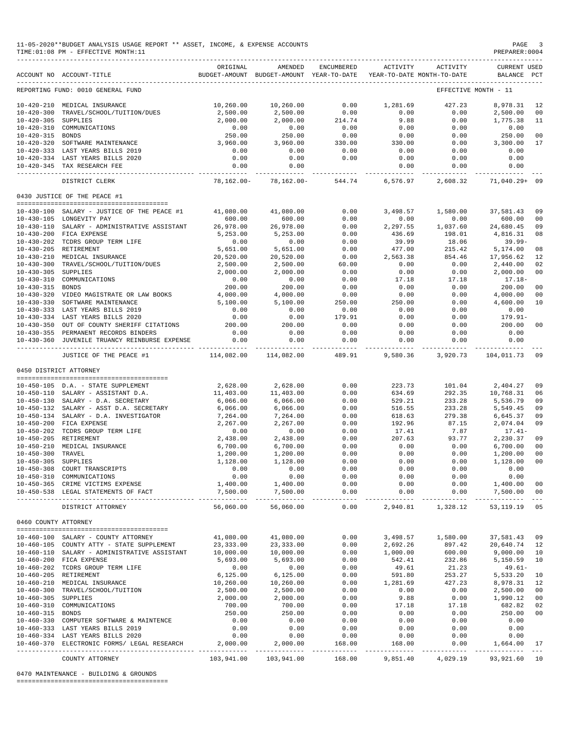11-05-2020**BUDGET ANALYSIS USAGE REPORT ** ASSET, INCOME, & EXPENSE ACCOUNTS
TIME:01:08 PM - EFFECTIVE MONTH:11

PREPARER:0004

| ACCOUNT NO | ACCOUNT-TITLE | ORIGINAL BUDGET-AMOUNT | AMENDED BUDGET-AMOUNT | ENCUMBERED YEAR-TO-DATE | ACTIVITY YEAR-TO-DATE | ACTIVITY MONTH-TO-DATE | CURRENT BALANCE | USED PCT |
|---|---|---|---|---|---|---|---|---|
| REPORTING FUND: 0010 GENERAL FUND | | | | | | EFFECTIVE MONTH - 11 | | |
| 10-420-210 | MEDICAL INSURANCE | 10,260.00 | 10,260.00 | 0.00 | 1,281.69 | 427.23 | 8,978.31 | 12 |
| 10-420-300 | TRAVEL/SCHOOL/TUITION/DUES | 2,500.00 | 2,500.00 | 0.00 | 0.00 | 0.00 | 2,500.00 | 00 |
| 10-420-305 | SUPPLIES | 2,000.00 | 2,000.00 | 214.74 | 9.88 | 0.00 | 1,775.38 | 11 |
| 10-420-310 | COMMUNICATIONS | 0.00 | 0.00 | 0.00 | 0.00 | 0.00 | 0.00 | |
| 10-420-315 | BONDS | 250.00 | 250.00 | 0.00 | 0.00 | 0.00 | 250.00 | 00 |
| 10-420-320 | SOFTWARE MAINTENANCE | 3,960.00 | 3,960.00 | 330.00 | 330.00 | 0.00 | 3,300.00 | 17 |
| 10-420-333 | LAST YEARS BILLS 2019 | 0.00 | 0.00 | 0.00 | 0.00 | 0.00 | 0.00 | |
| 10-420-334 | LAST YEARS BILLS 2020 | 0.00 | 0.00 | 0.00 | 0.00 | 0.00 | 0.00 | |
| 10-420-345 | TAX RESEARCH FEE | 0.00 | 0.00 | | 0.00 | 0.00 | 0.00 | |
| | DISTRICT CLERK | 78,162.00- | 78,162.00- | 544.74 | 6,576.97 | 2,608.32 | 71,040.29+ | 09 |
| **0430 JUSTICE OF THE PEACE #1** | | | | | | | | |
| 10-430-100 | SALARY - JUSTICE OF THE PEACE #1 | 41,080.00 | 41,080.00 | 0.00 | 3,498.57 | 1,580.00 | 37,581.43 | 09 |
| 10-430-105 | LONGEVITY PAY | 600.00 | 600.00 | 0.00 | 0.00 | 0.00 | 600.00 | 00 |
| 10-430-110 | SALARY - ADMINISTRATIVE ASSISTANT | 26,978.00 | 26,978.00 | 0.00 | 2,297.55 | 1,037.60 | 24,680.45 | 09 |
| 10-430-200 | FICA EXPENSE | 5,253.00 | 5,253.00 | 0.00 | 436.69 | 198.01 | 4,816.31 | 08 |
| 10-430-202 | TCDRS GROUP TERM LIFE | 0.00 | 0.00 | 0.00 | 39.99 | 18.06 | 39.99- | |
| 10-430-205 | RETIREMENT | 5,651.00 | 5,651.00 | 0.00 | 477.00 | 215.42 | 5,174.00 | 08 |
| 10-430-210 | MEDICAL INSURANCE | 20,520.00 | 20,520.00 | 0.00 | 2,563.38 | 854.46 | 17,956.62 | 12 |
| 10-430-300 | TRAVEL/SCHOOL/TUITION/DUES | 2,500.00 | 2,500.00 | 60.00 | 0.00 | 0.00 | 2,440.00 | 02 |
| 10-430-305 | SUPPLIES | 2,000.00 | 2,000.00 | 0.00 | 0.00 | 0.00 | 2,000.00 | 00 |
| 10-430-310 | COMMUNICATIONS | 0.00 | 0.00 | 0.00 | 17.18 | 17.18 | 17.18- | |
| 10-430-315 | BONDS | 200.00 | 200.00 | 0.00 | 0.00 | 0.00 | 200.00 | 00 |
| 10-430-320 | VIDEO MAGISTRATE OR LAW BOOKS | 4,000.00 | 4,000.00 | 0.00 | 0.00 | 0.00 | 4,000.00 | 00 |
| 10-430-330 | SOFTWARE MAINTENANCE | 5,100.00 | 5,100.00 | 250.00 | 250.00 | 0.00 | 4,600.00 | 10 |
| 10-430-333 | LAST YEARS BILLS 2019 | 0.00 | 0.00 | 0.00 | 0.00 | 0.00 | 0.00 | |
| 10-430-334 | LAST YEARS BILLS 2020 | 0.00 | 0.00 | 179.91 | 0.00 | 0.00 | 179.91- | |
| 10-430-350 | OUT OF COUNTY SHERIFF CITATIONS | 200.00 | 200.00 | 0.00 | 0.00 | 0.00 | 200.00 | 00 |
| 10-430-355 | PERMANENT RECORDS BINDERS | 0.00 | 0.00 | 0.00 | 0.00 | 0.00 | 0.00 | |
| 10-430-360 | JUVENILE TRUANCY REINBURSE EXPENSE | 0.00 | 0.00 | 0.00 | 0.00 | 0.00 | 0.00 | |
| | JUSTICE OF THE PEACE #1 | 114,082.00 | 114,082.00 | 489.91 | 9,580.36 | 3,920.73 | 104,011.73 | 09 |
| **0450 DISTRICT ATTORNEY** | | | | | | | | |
| 10-450-105 | D.A. - STATE SUPPLEMENT | 2,628.00 | 2,628.00 | 0.00 | 223.73 | 101.04 | 2,404.27 | 09 |
| 10-450-110 | SALARY - ASSISTANT D.A. | 11,403.00 | 11,403.00 | 0.00 | 634.69 | 292.35 | 10,768.31 | 06 |
| 10-450-130 | SALARY - D.A. SECRETARY | 6,066.00 | 6,066.00 | 0.00 | 529.21 | 233.28 | 5,536.79 | 09 |
| 10-450-132 | SALARY - ASST D.A. SECRETARY | 6,066.00 | 6,066.00 | 0.00 | 516.55 | 233.28 | 5,549.45 | 09 |
| 10-450-134 | SALARY - D.A. INVESTIGATOR | 7,264.00 | 7,264.00 | 0.00 | 618.63 | 279.38 | 6,645.37 | 09 |
| 10-450-200 | FICA EXPENSE | 2,267.00 | 2,267.00 | 0.00 | 192.96 | 87.15 | 2,074.04 | 09 |
| 10-450-202 | TCDRS GROUP TERM LIFE | 0.00 | 0.00 | 0.00 | 17.41 | 7.87 | 17.41- | |
| 10-450-205 | RETIREMENT | 2,438.00 | 2,438.00 | 0.00 | 207.63 | 93.77 | 2,230.37 | 09 |
| 10-450-210 | MEDICAL INSURANCE | 6,700.00 | 6,700.00 | 0.00 | 0.00 | 0.00 | 6,700.00 | 00 |
| 10-450-300 | TRAVEL | 1,200.00 | 1,200.00 | 0.00 | 0.00 | 0.00 | 1,200.00 | 00 |
| 10-450-305 | SUPPLIES | 1,128.00 | 1,128.00 | 0.00 | 0.00 | 0.00 | 1,128.00 | 00 |
| 10-450-308 | COURT TRANSCRIPTS | 0.00 | 0.00 | 0.00 | 0.00 | 0.00 | 0.00 | |
| 10-450-310 | COMMUNICATIONS | 0.00 | 0.00 | 0.00 | 0.00 | 0.00 | 0.00 | |
| 10-450-365 | CRIME VICTIMS EXPENSE | 1,400.00 | 1,400.00 | 0.00 | 0.00 | 0.00 | 1,400.00 | 00 |
| 10-450-538 | LEGAL STATEMENTS OF FACT | 7,500.00 | 7,500.00 | 0.00 | 0.00 | 0.00 | 7,500.00 | 00 |
| | DISTRICT ATTORNEY | 56,060.00 | 56,060.00 | 0.00 | 2,940.81 | 1,328.12 | 53,119.19 | 05 |
| **0460 COUNTY ATTORNEY** | | | | | | | | |
| 10-460-100 | SALARY - COUNTY ATTORNEY | 41,080.00 | 41,080.00 | 0.00 | 3,498.57 | 1,580.00 | 37,581.43 | 09 |
| 10-460-105 | COUNTY ATTY - STATE SUPPLEMENT | 23,333.00 | 23,333.00 | 0.00 | 2,692.26 | 897.42 | 20,640.74 | 12 |
| 10-460-110 | SALARY - ADMINISTRATIVE ASSISTANT | 10,000.00 | 10,000.00 | 0.00 | 1,000.00 | 600.00 | 9,000.00 | 10 |
| 10-460-200 | FICA EXPENSE | 5,693.00 | 5,693.00 | 0.00 | 542.41 | 232.86 | 5,150.59 | 10 |
| 10-460-202 | TCDRS GROUP TERM LIFE | 0.00 | 0.00 | 0.00 | 49.61 | 21.23 | 49.61- | |
| 10-460-205 | RETIREMENT | 6,125.00 | 6,125.00 | 0.00 | 591.80 | 253.27 | 5,533.20 | 10 |
| 10-460-210 | MEDICAL INSURANCE | 10,260.00 | 10,260.00 | 0.00 | 1,281.69 | 427.23 | 8,978.31 | 12 |
| 10-460-300 | TRAVEL/SCHOOL/TUITION | 2,500.00 | 2,500.00 | 0.00 | 0.00 | 0.00 | 2,500.00 | 00 |
| 10-460-305 | SUPPLIES | 2,000.00 | 2,000.00 | 0.00 | 9.88 | 0.00 | 1,990.12 | 00 |
| 10-460-310 | COMMUNICATIONS | 700.00 | 700.00 | 0.00 | 17.18 | 17.18 | 682.82 | 02 |
| 10-460-315 | BONDS | 250.00 | 250.00 | 0.00 | 0.00 | 0.00 | 250.00 | 00 |
| 10-460-330 | COMPUTER SOFTWARE & MAINTENCE | 0.00 | 0.00 | 0.00 | 0.00 | 0.00 | 0.00 | |
| 10-460-333 | LAST YEARS BILLS 2019 | 0.00 | 0.00 | 0.00 | 0.00 | 0.00 | 0.00 | |
| 10-460-334 | LAST YEARS BILLS 2020 | 0.00 | 0.00 | 0.00 | 0.00 | 0.00 | 0.00 | |
| 10-460-370 | ELECTRONIC FORMS/ LEGAL RESEARCH | 2,000.00 | 2,000.00 | 168.00 | 168.00 | 0.00 | 1,664.00 | 17 |
| | COUNTY ATTORNEY | 103,941.00 | 103,941.00 | 168.00 | 9,851.40 | 4,029.19 | 93,921.60 | 10 |

0470 MAINTENANCE - BUILDING & GROUNDS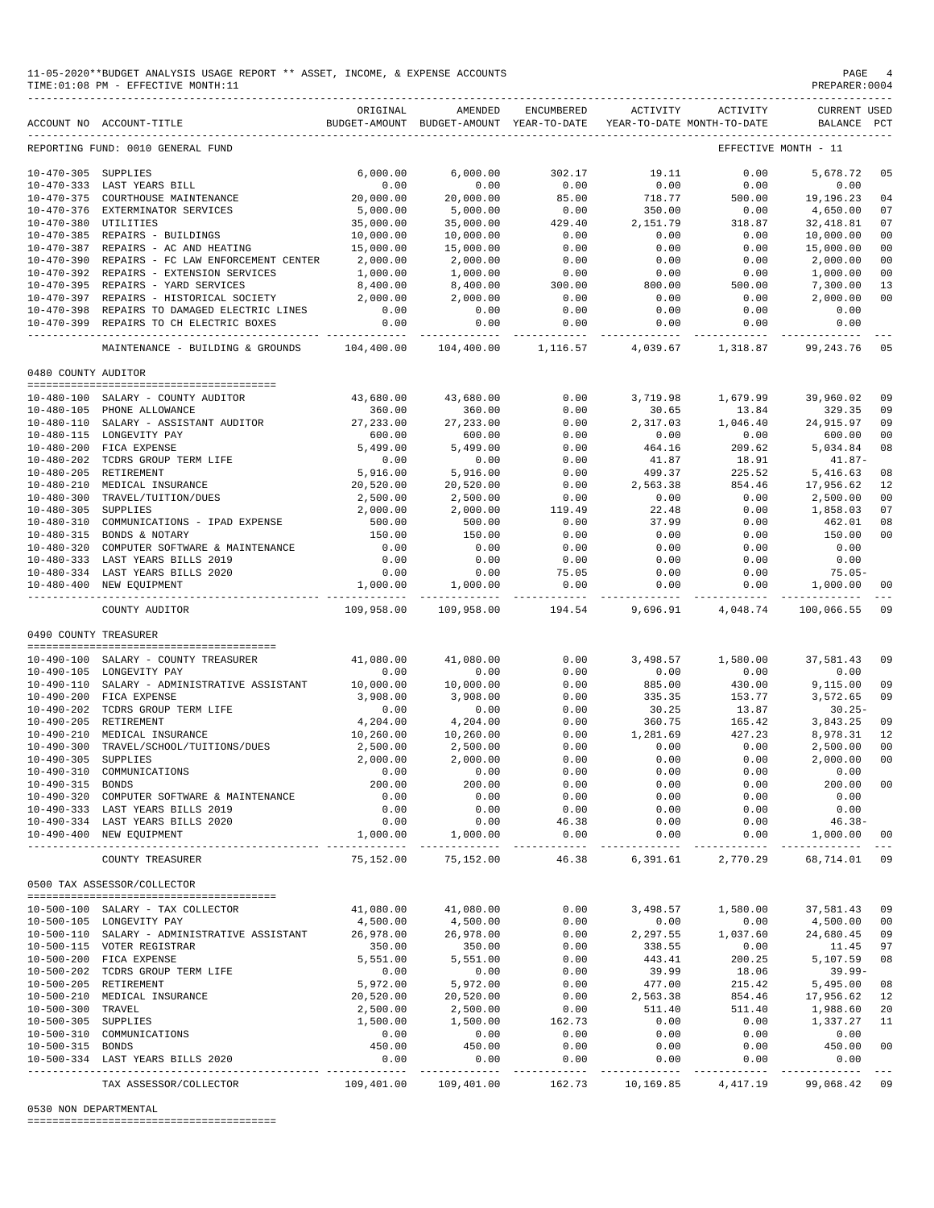11-05-2020**BUDGET ANALYSIS USAGE REPORT ** ASSET, INCOME, & EXPENSE ACCOUNTS
TIME:01:08 PM - EFFECTIVE MONTH:11

REPORTING FUND: 0010 GENERAL FUND — EFFECTIVE MONTH - 11

| ACCOUNT NO | ACCOUNT-TITLE | ORIGINAL BUDGET-AMOUNT | AMENDED BUDGET-AMOUNT | ENCUMBERED YEAR-TO-DATE | ACTIVITY YEAR-TO-DATE | ACTIVITY MONTH-TO-DATE | CURRENT BALANCE | USED PCT |
|---|---|---|---|---|---|---|---|---|
| 10-470-305 | SUPPLIES | 6,000.00 | 6,000.00 | 302.17 | 19.11 | 0.00 | 5,678.72 | 05 |
| 10-470-333 | LAST YEARS BILL | 0.00 | 0.00 | 0.00 | 0.00 | 0.00 | 0.00 | |
| 10-470-375 | COURTHOUSE MAINTENANCE | 20,000.00 | 20,000.00 | 85.00 | 718.77 | 500.00 | 19,196.23 | 04 |
| 10-470-376 | EXTERMINATOR SERVICES | 5,000.00 | 5,000.00 | 0.00 | 350.00 | 0.00 | 4,650.00 | 07 |
| 10-470-380 | UTILITIES | 35,000.00 | 35,000.00 | 429.40 | 2,151.79 | 318.87 | 32,418.81 | 07 |
| 10-470-385 | REPAIRS - BUILDINGS | 10,000.00 | 10,000.00 | 0.00 | 0.00 | 0.00 | 10,000.00 | 00 |
| 10-470-387 | REPAIRS - AC AND HEATING | 15,000.00 | 15,000.00 | 0.00 | 0.00 | 0.00 | 15,000.00 | 00 |
| 10-470-390 | REPAIRS - FC LAW ENFORCEMENT CENTER | 2,000.00 | 2,000.00 | 0.00 | 0.00 | 0.00 | 2,000.00 | 00 |
| 10-470-392 | REPAIRS - EXTENSION SERVICES | 1,000.00 | 1,000.00 | 0.00 | 0.00 | 0.00 | 1,000.00 | 00 |
| 10-470-395 | REPAIRS - YARD SERVICES | 8,400.00 | 8,400.00 | 300.00 | 800.00 | 500.00 | 7,300.00 | 13 |
| 10-470-397 | REPAIRS - HISTORICAL SOCIETY | 2,000.00 | 2,000.00 | 0.00 | 0.00 | 0.00 | 2,000.00 | 00 |
| 10-470-398 | REPAIRS TO DAMAGED ELECTRIC LINES | 0.00 | 0.00 | 0.00 | 0.00 | 0.00 | 0.00 | |
| 10-470-399 | REPAIRS TO CH ELECTRIC BOXES | 0.00 | 0.00 | 0.00 | 0.00 | 0.00 | 0.00 | |
| | MAINTENANCE - BUILDING & GROUNDS | 104,400.00 | 104,400.00 | 1,116.57 | 4,039.67 | 1,318.87 | 99,243.76 | 05 |

0480 COUNTY AUDITOR

| ACCOUNT NO | ACCOUNT-TITLE | ORIGINAL BUDGET-AMOUNT | AMENDED BUDGET-AMOUNT | ENCUMBERED YEAR-TO-DATE | ACTIVITY YEAR-TO-DATE | ACTIVITY MONTH-TO-DATE | CURRENT BALANCE | USED PCT |
|---|---|---|---|---|---|---|---|---|
| 10-480-100 | SALARY - COUNTY AUDITOR | 43,680.00 | 43,680.00 | 0.00 | 3,719.98 | 1,679.99 | 39,960.02 | 09 |
| 10-480-105 | PHONE ALLOWANCE | 360.00 | 360.00 | 0.00 | 30.65 | 13.84 | 329.35 | 09 |
| 10-480-110 | SALARY - ASSISTANT AUDITOR | 27,233.00 | 27,233.00 | 0.00 | 2,317.03 | 1,046.40 | 24,915.97 | 09 |
| 10-480-115 | LONGEVITY PAY | 600.00 | 600.00 | 0.00 | 0.00 | 0.00 | 600.00 | 00 |
| 10-480-200 | FICA EXPENSE | 5,499.00 | 5,499.00 | 0.00 | 464.16 | 209.62 | 5,034.84 | 08 |
| 10-480-202 | TCDRS GROUP TERM LIFE | 0.00 | 0.00 | 0.00 | 41.87 | 18.91 | 41.87- | |
| 10-480-205 | RETIREMENT | 5,916.00 | 5,916.00 | 0.00 | 499.37 | 225.52 | 5,416.63 | 08 |
| 10-480-210 | MEDICAL INSURANCE | 20,520.00 | 20,520.00 | 0.00 | 2,563.38 | 854.46 | 17,956.62 | 12 |
| 10-480-300 | TRAVEL/TUITION/DUES | 2,500.00 | 2,500.00 | 0.00 | 0.00 | 0.00 | 2,500.00 | 00 |
| 10-480-305 | SUPPLIES | 2,000.00 | 2,000.00 | 119.49 | 22.48 | 0.00 | 1,858.03 | 07 |
| 10-480-310 | COMMUNICATIONS - IPAD EXPENSE | 500.00 | 500.00 | 0.00 | 37.99 | 0.00 | 462.01 | 08 |
| 10-480-315 | BONDS & NOTARY | 150.00 | 150.00 | 0.00 | 0.00 | 0.00 | 150.00 | 00 |
| 10-480-320 | COMPUTER SOFTWARE & MAINTENANCE | 0.00 | 0.00 | 0.00 | 0.00 | 0.00 | 0.00 | |
| 10-480-333 | LAST YEARS BILLS 2019 | 0.00 | 0.00 | 0.00 | 0.00 | 0.00 | 0.00 | |
| 10-480-334 | LAST YEARS BILLS 2020 | 0.00 | 0.00 | 75.05 | 0.00 | 0.00 | 75.05- | |
| 10-480-400 | NEW EQUIPMENT | 1,000.00 | 1,000.00 | 0.00 | 0.00 | 0.00 | 1,000.00 | 00 |
| | COUNTY AUDITOR | 109,958.00 | 109,958.00 | 194.54 | 9,696.91 | 4,048.74 | 100,066.55 | 09 |

0490 COUNTY TREASURER

| ACCOUNT NO | ACCOUNT-TITLE | ORIGINAL BUDGET-AMOUNT | AMENDED BUDGET-AMOUNT | ENCUMBERED YEAR-TO-DATE | ACTIVITY YEAR-TO-DATE | ACTIVITY MONTH-TO-DATE | CURRENT BALANCE | USED PCT |
|---|---|---|---|---|---|---|---|---|
| 10-490-100 | SALARY - COUNTY TREASURER | 41,080.00 | 41,080.00 | 0.00 | 3,498.57 | 1,580.00 | 37,581.43 | 09 |
| 10-490-105 | LONGEVITY PAY | 0.00 | 0.00 | 0.00 | 0.00 | 0.00 | 0.00 | |
| 10-490-110 | SALARY - ADMINISTRATIVE ASSISTANT | 10,000.00 | 10,000.00 | 0.00 | 885.00 | 430.00 | 9,115.00 | 09 |
| 10-490-200 | FICA EXPENSE | 3,908.00 | 3,908.00 | 0.00 | 335.35 | 153.77 | 3,572.65 | 09 |
| 10-490-202 | TCDRS GROUP TERM LIFE | 0.00 | 0.00 | 0.00 | 30.25 | 13.87 | 30.25- | |
| 10-490-205 | RETIREMENT | 4,204.00 | 4,204.00 | 0.00 | 360.75 | 165.42 | 3,843.25 | 09 |
| 10-490-210 | MEDICAL INSURANCE | 10,260.00 | 10,260.00 | 0.00 | 1,281.69 | 427.23 | 8,978.31 | 12 |
| 10-490-300 | TRAVEL/SCHOOL/TUITIONS/DUES | 2,500.00 | 2,500.00 | 0.00 | 0.00 | 0.00 | 2,500.00 | 00 |
| 10-490-305 | SUPPLIES | 2,000.00 | 2,000.00 | 0.00 | 0.00 | 0.00 | 2,000.00 | 00 |
| 10-490-310 | COMMUNICATIONS | 0.00 | 0.00 | 0.00 | 0.00 | 0.00 | 0.00 | |
| 10-490-315 | BONDS | 200.00 | 200.00 | 0.00 | 0.00 | 0.00 | 200.00 | 00 |
| 10-490-320 | COMPUTER SOFTWARE & MAINTENANCE | 0.00 | 0.00 | 0.00 | 0.00 | 0.00 | 0.00 | |
| 10-490-333 | LAST YEARS BILLS 2019 | 0.00 | 0.00 | 0.00 | 0.00 | 0.00 | 0.00 | |
| 10-490-334 | LAST YEARS BILLS 2020 | 0.00 | 0.00 | 46.38 | 0.00 | 0.00 | 46.38- | |
| 10-490-400 | NEW EQUIPMENT | 1,000.00 | 1,000.00 | 0.00 | 0.00 | 0.00 | 1,000.00 | 00 |
| | COUNTY TREASURER | 75,152.00 | 75,152.00 | 46.38 | 6,391.61 | 2,770.29 | 68,714.01 | 09 |

0500 TAX ASSESSOR/COLLECTOR

| ACCOUNT NO | ACCOUNT-TITLE | ORIGINAL BUDGET-AMOUNT | AMENDED BUDGET-AMOUNT | ENCUMBERED YEAR-TO-DATE | ACTIVITY YEAR-TO-DATE | ACTIVITY MONTH-TO-DATE | CURRENT BALANCE | USED PCT |
|---|---|---|---|---|---|---|---|---|
| 10-500-100 | SALARY - TAX COLLECTOR | 41,080.00 | 41,080.00 | 0.00 | 3,498.57 | 1,580.00 | 37,581.43 | 09 |
| 10-500-105 | LONGEVITY PAY | 4,500.00 | 4,500.00 | 0.00 | 0.00 | 0.00 | 4,500.00 | 00 |
| 10-500-110 | SALARY - ADMINISTRATIVE ASSISTANT | 26,978.00 | 26,978.00 | 0.00 | 2,297.55 | 1,037.60 | 24,680.45 | 09 |
| 10-500-115 | VOTER REGISTRAR | 350.00 | 350.00 | 0.00 | 338.55 | 0.00 | 11.45 | 97 |
| 10-500-200 | FICA EXPENSE | 5,551.00 | 5,551.00 | 0.00 | 443.41 | 200.25 | 5,107.59 | 08 |
| 10-500-202 | TCDRS GROUP TERM LIFE | 0.00 | 0.00 | 0.00 | 39.99 | 18.06 | 39.99- | |
| 10-500-205 | RETIREMENT | 5,972.00 | 5,972.00 | 0.00 | 477.00 | 215.42 | 5,495.00 | 08 |
| 10-500-210 | MEDICAL INSURANCE | 20,520.00 | 20,520.00 | 0.00 | 2,563.38 | 854.46 | 17,956.62 | 12 |
| 10-500-300 | TRAVEL | 2,500.00 | 2,500.00 | 0.00 | 511.40 | 511.40 | 1,988.60 | 20 |
| 10-500-305 | SUPPLIES | 1,500.00 | 1,500.00 | 162.73 | 0.00 | 0.00 | 1,337.27 | 11 |
| 10-500-310 | COMMUNICATIONS | 0.00 | 0.00 | 0.00 | 0.00 | 0.00 | 0.00 | |
| 10-500-315 | BONDS | 450.00 | 450.00 | 0.00 | 0.00 | 0.00 | 450.00 | 00 |
| 10-500-334 | LAST YEARS BILLS 2020 | 0.00 | 0.00 | 0.00 | 0.00 | 0.00 | 0.00 | |
| | TAX ASSESSOR/COLLECTOR | 109,401.00 | 109,401.00 | 162.73 | 10,169.85 | 4,417.19 | 99,068.42 | 09 |

0530 NON DEPARTMENTAL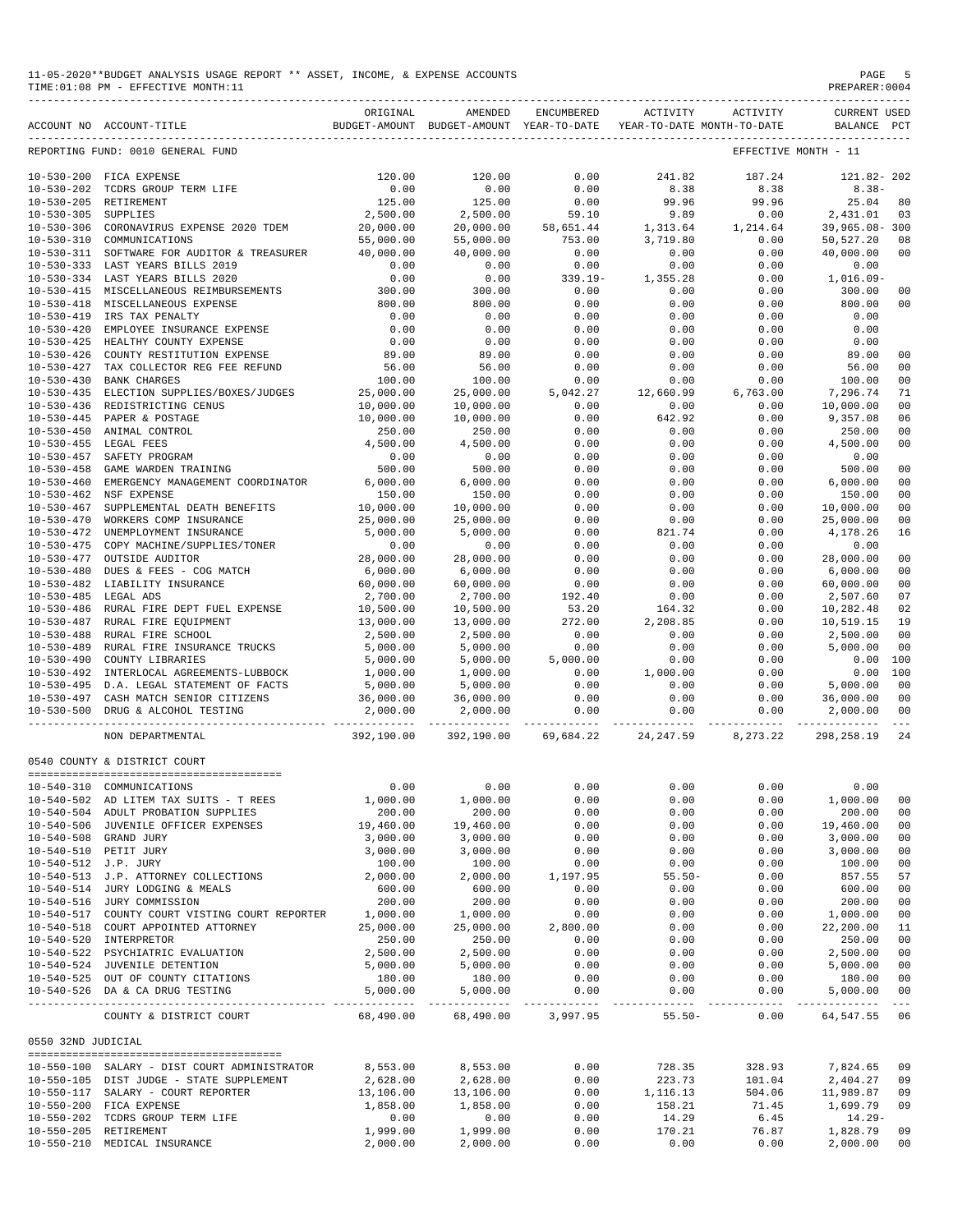11-05-2020**BUDGET ANALYSIS USAGE REPORT ** ASSET, INCOME, & EXPENSE ACCOUNTS
TIME:01:08 PM - EFFECTIVE MONTH:11

REPORTING FUND: 0010 GENERAL FUND — EFFECTIVE MONTH - 11

| ACCOUNT NO | ACCOUNT-TITLE | ORIGINAL BUDGET-AMOUNT | AMENDED BUDGET-AMOUNT | ENCUMBERED YEAR-TO-DATE | ACTIVITY YEAR-TO-DATE | ACTIVITY MONTH-TO-DATE | CURRENT BALANCE | USED PCT |
|---|---|---|---|---|---|---|---|---|
| 10-530-200 | FICA EXPENSE | 120.00 | 120.00 | 0.00 | 241.82 | 187.24 | 121.82- | 202 |
| 10-530-202 | TCDRS GROUP TERM LIFE | 0.00 | 0.00 | 0.00 | 8.38 | 8.38 | 8.38- | |
| 10-530-205 | RETIREMENT | 125.00 | 125.00 | 0.00 | 99.96 | 99.96 | 25.04 | 80 |
| 10-530-305 | SUPPLIES | 2,500.00 | 2,500.00 | 59.10 | 9.89 | 0.00 | 2,431.01 | 03 |
| 10-530-306 | CORONAVIRUS EXPENSE 2020 TDEM | 20,000.00 | 20,000.00 | 58,651.44 | 1,313.64 | 1,214.64 | 39,965.08- | 300 |
| 10-530-310 | COMMUNICATIONS | 55,000.00 | 55,000.00 | 753.00 | 3,719.80 | 0.00 | 50,527.20 | 08 |
| 10-530-311 | SOFTWARE FOR AUDITOR & TREASURER | 40,000.00 | 40,000.00 | 0.00 | 0.00 | 0.00 | 40,000.00 | 00 |
| 10-530-333 | LAST YEARS BILLS 2019 | 0.00 | 0.00 | 0.00 | 0.00 | 0.00 | 0.00 | |
| 10-530-334 | LAST YEARS BILLS 2020 | 0.00 | 0.00 | 339.19- | 1,355.28 | 0.00 | 1,016.09- | |
| 10-530-415 | MISCELLANEOUS REIMBURSEMENTS | 300.00 | 300.00 | 0.00 | 0.00 | 0.00 | 300.00 | 00 |
| 10-530-418 | MISCELLANEOUS EXPENSE | 800.00 | 800.00 | 0.00 | 0.00 | 0.00 | 800.00 | 00 |
| 10-530-419 | IRS TAX PENALTY | 0.00 | 0.00 | 0.00 | 0.00 | 0.00 | 0.00 | |
| 10-530-420 | EMPLOYEE INSURANCE EXPENSE | 0.00 | 0.00 | 0.00 | 0.00 | 0.00 | 0.00 | |
| 10-530-425 | HEALTHY COUNTY EXPENSE | 0.00 | 0.00 | 0.00 | 0.00 | 0.00 | 0.00 | |
| 10-530-426 | COUNTY RESTITUTION EXPENSE | 89.00 | 89.00 | 0.00 | 0.00 | 0.00 | 89.00 | 00 |
| 10-530-427 | TAX COLLECTOR REG FEE REFUND | 56.00 | 56.00 | 0.00 | 0.00 | 0.00 | 56.00 | 00 |
| 10-530-430 | BANK CHARGES | 100.00 | 100.00 | 0.00 | 0.00 | 0.00 | 100.00 | 00 |
| 10-530-435 | ELECTION SUPPLIES/BOXES/JUDGES | 25,000.00 | 25,000.00 | 5,042.27 | 12,660.99 | 6,763.00 | 7,296.74 | 71 |
| 10-530-436 | REDISTRICTING CENUS | 10,000.00 | 10,000.00 | 0.00 | 0.00 | 0.00 | 10,000.00 | 00 |
| 10-530-445 | PAPER & POSTAGE | 10,000.00 | 10,000.00 | 0.00 | 642.92 | 0.00 | 9,357.08 | 06 |
| 10-530-450 | ANIMAL CONTROL | 250.00 | 250.00 | 0.00 | 0.00 | 0.00 | 250.00 | 00 |
| 10-530-455 | LEGAL FEES | 4,500.00 | 4,500.00 | 0.00 | 0.00 | 0.00 | 4,500.00 | 00 |
| 10-530-457 | SAFETY PROGRAM | 0.00 | 0.00 | 0.00 | 0.00 | 0.00 | 0.00 | |
| 10-530-458 | GAME WARDEN TRAINING | 500.00 | 500.00 | 0.00 | 0.00 | 0.00 | 500.00 | 00 |
| 10-530-460 | EMERGENCY MANAGEMENT COORDINATOR | 6,000.00 | 6,000.00 | 0.00 | 0.00 | 0.00 | 6,000.00 | 00 |
| 10-530-462 | NSF EXPENSE | 150.00 | 150.00 | 0.00 | 0.00 | 0.00 | 150.00 | 00 |
| 10-530-467 | SUPPLEMENTAL DEATH BENEFITS | 10,000.00 | 10,000.00 | 0.00 | 0.00 | 0.00 | 10,000.00 | 00 |
| 10-530-470 | WORKERS COMP INSURANCE | 25,000.00 | 25,000.00 | 0.00 | 0.00 | 0.00 | 25,000.00 | 00 |
| 10-530-472 | UNEMPLOYMENT INSURANCE | 5,000.00 | 5,000.00 | 0.00 | 821.74 | 0.00 | 4,178.26 | 16 |
| 10-530-475 | COPY MACHINE/SUPPLIES/TONER | 0.00 | 0.00 | 0.00 | 0.00 | 0.00 | 0.00 | |
| 10-530-477 | OUTSIDE AUDITOR | 28,000.00 | 28,000.00 | 0.00 | 0.00 | 0.00 | 28,000.00 | 00 |
| 10-530-480 | DUES & FEES - COG MATCH | 6,000.00 | 6,000.00 | 0.00 | 0.00 | 0.00 | 6,000.00 | 00 |
| 10-530-482 | LIABILITY INSURANCE | 60,000.00 | 60,000.00 | 0.00 | 0.00 | 0.00 | 60,000.00 | 00 |
| 10-530-485 | LEGAL ADS | 2,700.00 | 2,700.00 | 192.40 | 0.00 | 0.00 | 2,507.60 | 07 |
| 10-530-486 | RURAL FIRE DEPT FUEL EXPENSE | 10,500.00 | 10,500.00 | 53.20 | 164.32 | 0.00 | 10,282.48 | 02 |
| 10-530-487 | RURAL FIRE EQUIPMENT | 13,000.00 | 13,000.00 | 272.00 | 2,208.85 | 0.00 | 10,519.15 | 19 |
| 10-530-488 | RURAL FIRE SCHOOL | 2,500.00 | 2,500.00 | 0.00 | 0.00 | 0.00 | 2,500.00 | 00 |
| 10-530-489 | RURAL FIRE INSURANCE TRUCKS | 5,000.00 | 5,000.00 | 0.00 | 0.00 | 0.00 | 5,000.00 | 00 |
| 10-530-490 | COUNTY LIBRARIES | 5,000.00 | 5,000.00 | 5,000.00 | 0.00 | 0.00 | 0.00 | 100 |
| 10-530-492 | INTERLOCAL AGREEMENTS-LUBBOCK | 1,000.00 | 1,000.00 | 0.00 | 1,000.00 | 0.00 | 0.00 | 100 |
| 10-530-495 | D.A. LEGAL STATEMENT OF FACTS | 5,000.00 | 5,000.00 | 0.00 | 0.00 | 0.00 | 5,000.00 | 00 |
| 10-530-497 | CASH MATCH SENIOR CITIZENS | 36,000.00 | 36,000.00 | 0.00 | 0.00 | 0.00 | 36,000.00 | 00 |
| 10-530-500 | DRUG & ALCOHOL TESTING | 2,000.00 | 2,000.00 | 0.00 | 0.00 | 0.00 | 2,000.00 | 00 |
| | NON DEPARTMENTAL | 392,190.00 | 392,190.00 | 69,684.22 | 24,247.59 | 8,273.22 | 298,258.19 | 24 |

0540 COUNTY & DISTRICT COURT

| ACCOUNT NO | ACCOUNT-TITLE | ORIGINAL BUDGET-AMOUNT | AMENDED BUDGET-AMOUNT | ENCUMBERED YEAR-TO-DATE | ACTIVITY YEAR-TO-DATE | ACTIVITY MONTH-TO-DATE | CURRENT BALANCE | USED PCT |
|---|---|---|---|---|---|---|---|---|
| 10-540-310 | COMMUNICATIONS | 0.00 | 0.00 | 0.00 | 0.00 | 0.00 | 0.00 | |
| 10-540-502 | AD LITEM TAX SUITS - T REES | 1,000.00 | 1,000.00 | 0.00 | 0.00 | 0.00 | 1,000.00 | 00 |
| 10-540-504 | ADULT PROBATION SUPPLIES | 200.00 | 200.00 | 0.00 | 0.00 | 0.00 | 200.00 | 00 |
| 10-540-506 | JUVENILE OFFICER EXPENSES | 19,460.00 | 19,460.00 | 0.00 | 0.00 | 0.00 | 19,460.00 | 00 |
| 10-540-508 | GRAND JURY | 3,000.00 | 3,000.00 | 0.00 | 0.00 | 0.00 | 3,000.00 | 00 |
| 10-540-510 | PETIT JURY | 3,000.00 | 3,000.00 | 0.00 | 0.00 | 0.00 | 3,000.00 | 00 |
| 10-540-512 | J.P. JURY | 100.00 | 100.00 | 0.00 | 0.00 | 0.00 | 100.00 | 00 |
| 10-540-513 | J.P. ATTORNEY COLLECTIONS | 2,000.00 | 2,000.00 | 1,197.95 | 55.50- | 0.00 | 857.55 | 57 |
| 10-540-514 | JURY LODGING & MEALS | 600.00 | 600.00 | 0.00 | 0.00 | 0.00 | 600.00 | 00 |
| 10-540-516 | JURY COMMISSION | 200.00 | 200.00 | 0.00 | 0.00 | 0.00 | 200.00 | 00 |
| 10-540-517 | COUNTY COURT VISTING COURT REPORTER | 1,000.00 | 1,000.00 | 0.00 | 0.00 | 0.00 | 1,000.00 | 00 |
| 10-540-518 | COURT APPOINTED ATTORNEY | 25,000.00 | 25,000.00 | 2,800.00 | 0.00 | 0.00 | 22,200.00 | 11 |
| 10-540-520 | INTERPRETOR | 250.00 | 250.00 | 0.00 | 0.00 | 0.00 | 250.00 | 00 |
| 10-540-522 | PSYCHIATRIC EVALUATION | 2,500.00 | 2,500.00 | 0.00 | 0.00 | 0.00 | 2,500.00 | 00 |
| 10-540-524 | JUVENILE DETENTION | 5,000.00 | 5,000.00 | 0.00 | 0.00 | 0.00 | 5,000.00 | 00 |
| 10-540-525 | OUT OF COUNTY CITATIONS | 180.00 | 180.00 | 0.00 | 0.00 | 0.00 | 180.00 | 00 |
| 10-540-526 | DA & CA DRUG TESTING | 5,000.00 | 5,000.00 | 0.00 | 0.00 | 0.00 | 5,000.00 | 00 |
| | COUNTY & DISTRICT COURT | 68,490.00 | 68,490.00 | 3,997.95 | 55.50- | 0.00 | 64,547.55 | 06 |

0550 32ND JUDICIAL

| ACCOUNT NO | ACCOUNT-TITLE | ORIGINAL BUDGET-AMOUNT | AMENDED BUDGET-AMOUNT | ENCUMBERED YEAR-TO-DATE | ACTIVITY YEAR-TO-DATE | ACTIVITY MONTH-TO-DATE | CURRENT BALANCE | USED PCT |
|---|---|---|---|---|---|---|---|---|
| 10-550-100 | SALARY - DIST COURT ADMINISTRATOR | 8,553.00 | 8,553.00 | 0.00 | 728.35 | 328.93 | 7,824.65 | 09 |
| 10-550-105 | DIST JUDGE - STATE SUPPLEMENT | 2,628.00 | 2,628.00 | 0.00 | 223.73 | 101.04 | 2,404.27 | 09 |
| 10-550-117 | SALARY - COURT REPORTER | 13,106.00 | 13,106.00 | 0.00 | 1,116.13 | 504.06 | 11,989.87 | 09 |
| 10-550-200 | FICA EXPENSE | 1,858.00 | 1,858.00 | 0.00 | 158.21 | 71.45 | 1,699.79 | 09 |
| 10-550-202 | TCDRS GROUP TERM LIFE | 0.00 | 0.00 | 0.00 | 14.29 | 6.45 | 14.29- | |
| 10-550-205 | RETIREMENT | 1,999.00 | 1,999.00 | 0.00 | 170.21 | 76.87 | 1,828.79 | 09 |
| 10-550-210 | MEDICAL INSURANCE | 2,000.00 | 2,000.00 | 0.00 | 0.00 | 0.00 | 2,000.00 | 00 |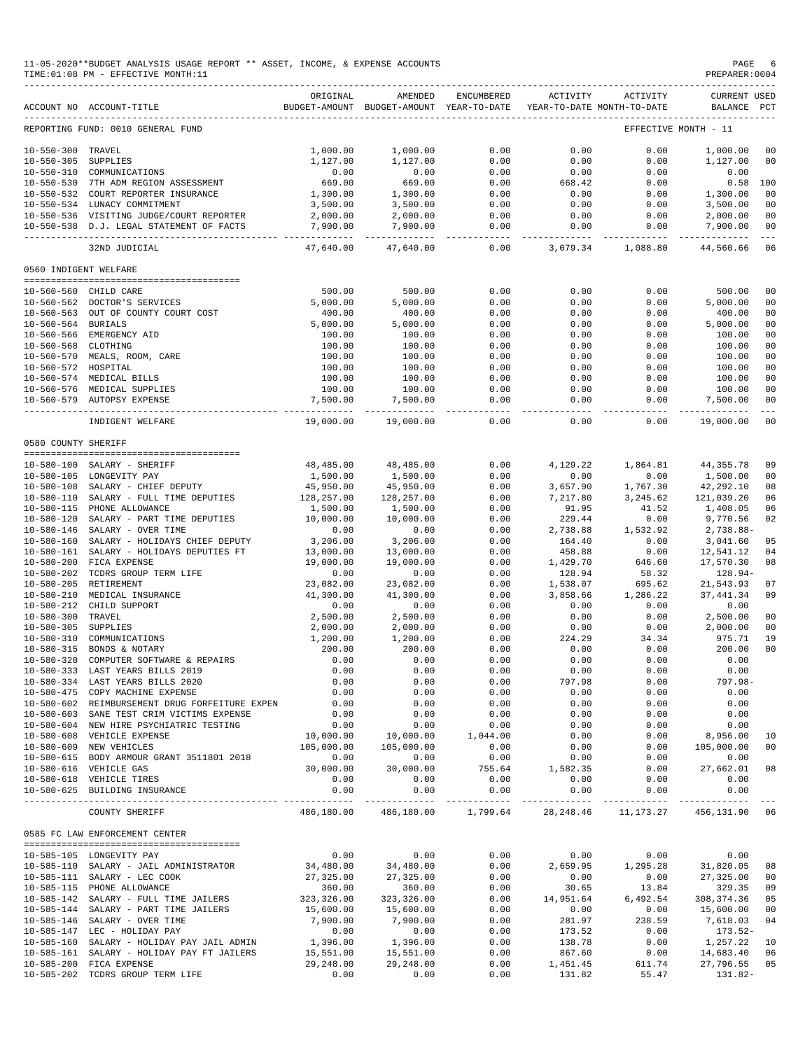11-05-2020**BUDGET ANALYSIS USAGE REPORT ** ASSET, INCOME, & EXPENSE ACCOUNTS
TIME:01:08 PM - EFFECTIVE MONTH:11

PREPARER:0004

| ACCOUNT NO | ACCOUNT-TITLE | ORIGINAL BUDGET-AMOUNT | AMENDED BUDGET-AMOUNT | ENCUMBERED YEAR-TO-DATE | ACTIVITY YEAR-TO-DATE | ACTIVITY MONTH-TO-DATE | CURRENT BALANCE | USED PCT |
|---|---|---|---|---|---|---|---|---|
| REPORTING FUND: 0010 GENERAL FUND | | | | | | | EFFECTIVE MONTH - 11 | |
| 10-550-300 | TRAVEL | 1,000.00 | 1,000.00 | 0.00 | 0.00 | 0.00 | 1,000.00 | 00 |
| 10-550-305 | SUPPLIES | 1,127.00 | 1,127.00 | 0.00 | 0.00 | 0.00 | 1,127.00 | 00 |
| 10-550-310 | COMMUNICATIONS | 0.00 | 0.00 | 0.00 | 0.00 | 0.00 | 0.00 | |
| 10-550-530 | 7TH ADM REGION ASSESSMENT | 669.00 | 669.00 | 0.00 | 668.42 | 0.00 | 0.58 | 100 |
| 10-550-532 | COURT REPORTER INSURANCE | 1,300.00 | 1,300.00 | 0.00 | 0.00 | 0.00 | 1,300.00 | 00 |
| 10-550-534 | LUNACY COMMITMENT | 3,500.00 | 3,500.00 | 0.00 | 0.00 | 0.00 | 3,500.00 | 00 |
| 10-550-536 | VISITING JUDGE/COURT REPORTER | 2,000.00 | 2,000.00 | 0.00 | 0.00 | 0.00 | 2,000.00 | 00 |
| 10-550-538 | D.J. LEGAL STATEMENT OF FACTS | 7,900.00 | 7,900.00 | 0.00 | 0.00 | 0.00 | 7,900.00 | 00 |
| | 32ND JUDICIAL | 47,640.00 | 47,640.00 | 0.00 | 3,079.34 | 1,088.80 | 44,560.66 | 06 |
| 0560 INDIGENT WELFARE | | | | | | | | |
| 10-560-560 | CHILD CARE | 500.00 | 500.00 | 0.00 | 0.00 | 0.00 | 500.00 | 00 |
| 10-560-562 | DOCTOR'S SERVICES | 5,000.00 | 5,000.00 | 0.00 | 0.00 | 0.00 | 5,000.00 | 00 |
| 10-560-563 | OUT OF COUNTY COURT COST | 400.00 | 400.00 | 0.00 | 0.00 | 0.00 | 400.00 | 00 |
| 10-560-564 | BURIALS | 5,000.00 | 5,000.00 | 0.00 | 0.00 | 0.00 | 5,000.00 | 00 |
| 10-560-566 | EMERGENCY AID | 100.00 | 100.00 | 0.00 | 0.00 | 0.00 | 100.00 | 00 |
| 10-560-568 | CLOTHING | 100.00 | 100.00 | 0.00 | 0.00 | 0.00 | 100.00 | 00 |
| 10-560-570 | MEALS, ROOM, CARE | 100.00 | 100.00 | 0.00 | 0.00 | 0.00 | 100.00 | 00 |
| 10-560-572 | HOSPITAL | 100.00 | 100.00 | 0.00 | 0.00 | 0.00 | 100.00 | 00 |
| 10-560-574 | MEDICAL BILLS | 100.00 | 100.00 | 0.00 | 0.00 | 0.00 | 100.00 | 00 |
| 10-560-576 | MEDICAL SUPPLIES | 100.00 | 100.00 | 0.00 | 0.00 | 0.00 | 100.00 | 00 |
| 10-560-579 | AUTOPSY EXPENSE | 7,500.00 | 7,500.00 | 0.00 | 0.00 | 0.00 | 7,500.00 | 00 |
| | INDIGENT WELFARE | 19,000.00 | 19,000.00 | 0.00 | 0.00 | 0.00 | 19,000.00 | 00 |
| 0580 COUNTY SHERIFF | | | | | | | | |
| 10-580-100 | SALARY - SHERIFF | 48,485.00 | 48,485.00 | 0.00 | 4,129.22 | 1,864.81 | 44,355.78 | 09 |
| 10-580-105 | LONGEVITY PAY | 1,500.00 | 1,500.00 | 0.00 | 0.00 | 0.00 | 1,500.00 | 00 |
| 10-580-108 | SALARY - CHIEF DEPUTY | 45,950.00 | 45,950.00 | 0.00 | 3,657.90 | 1,767.30 | 42,292.10 | 08 |
| 10-580-110 | SALARY - FULL TIME DEPUTIES | 128,257.00 | 128,257.00 | 0.00 | 7,217.80 | 3,245.62 | 121,039.20 | 06 |
| 10-580-115 | PHONE ALLOWANCE | 1,500.00 | 1,500.00 | 0.00 | 91.95 | 41.52 | 1,408.05 | 06 |
| 10-580-120 | SALARY - PART TIME DEPUTIES | 10,000.00 | 10,000.00 | 0.00 | 229.44 | 0.00 | 9,770.56 | 02 |
| 10-580-146 | SALARY - OVER TIME | 0.00 | 0.00 | 0.00 | 2,738.88 | 1,532.92 | 2,738.88- | |
| 10-580-160 | SALARY - HOLIDAYS CHIEF DEPUTY | 3,206.00 | 3,206.00 | 0.00 | 164.40 | 0.00 | 3,041.60 | 05 |
| 10-580-161 | SALARY - HOLIDAYS DEPUTIES FT | 13,000.00 | 13,000.00 | 0.00 | 458.88 | 0.00 | 12,541.12 | 04 |
| 10-580-200 | FICA EXPENSE | 19,000.00 | 19,000.00 | 0.00 | 1,429.70 | 646.60 | 17,570.30 | 08 |
| 10-580-202 | TCDRS GROUP TERM LIFE | 0.00 | 0.00 | 0.00 | 128.94 | 58.32 | 128.94- | |
| 10-580-205 | RETIREMENT | 23,082.00 | 23,082.00 | 0.00 | 1,538.07 | 695.62 | 21,543.93 | 07 |
| 10-580-210 | MEDICAL INSURANCE | 41,300.00 | 41,300.00 | 0.00 | 3,858.66 | 1,286.22 | 37,441.34 | 09 |
| 10-580-212 | CHILD SUPPORT | 0.00 | 0.00 | 0.00 | 0.00 | 0.00 | 0.00 | |
| 10-580-300 | TRAVEL | 2,500.00 | 2,500.00 | 0.00 | 0.00 | 0.00 | 2,500.00 | 00 |
| 10-580-305 | SUPPLIES | 2,000.00 | 2,000.00 | 0.00 | 0.00 | 0.00 | 2,000.00 | 00 |
| 10-580-310 | COMMUNICATIONS | 1,200.00 | 1,200.00 | 0.00 | 224.29 | 34.34 | 975.71 | 19 |
| 10-580-315 | BONDS & NOTARY | 200.00 | 200.00 | 0.00 | 0.00 | 0.00 | 200.00 | 00 |
| 10-580-320 | COMPUTER SOFTWARE & REPAIRS | 0.00 | 0.00 | 0.00 | 0.00 | 0.00 | 0.00 | |
| 10-580-333 | LAST YEARS BILLS 2019 | 0.00 | 0.00 | 0.00 | 0.00 | 0.00 | 0.00 | |
| 10-580-334 | LAST YEARS BILLS 2020 | 0.00 | 0.00 | 0.00 | 797.98 | 0.00 | 797.98- | |
| 10-580-475 | COPY MACHINE EXPENSE | 0.00 | 0.00 | 0.00 | 0.00 | 0.00 | 0.00 | |
| 10-580-602 | REIMBURSEMENT DRUG FORFEITURE EXPEN | 0.00 | 0.00 | 0.00 | 0.00 | 0.00 | 0.00 | |
| 10-580-603 | SANE TEST CRIM VICTIMS EXPENSE | 0.00 | 0.00 | 0.00 | 0.00 | 0.00 | 0.00 | |
| 10-580-604 | NEW HIRE PSYCHIATRIC TESTING | 0.00 | 0.00 | 0.00 | 0.00 | 0.00 | 0.00 | |
| 10-580-608 | VEHICLE EXPENSE | 10,000.00 | 10,000.00 | 1,044.00 | 0.00 | 0.00 | 8,956.00 | 10 |
| 10-580-609 | NEW VEHICLES | 105,000.00 | 105,000.00 | 0.00 | 0.00 | 0.00 | 105,000.00 | 00 |
| 10-580-615 | BODY ARMOUR GRANT 3511801 2018 | 0.00 | 0.00 | 0.00 | 0.00 | 0.00 | 0.00 | |
| 10-580-616 | VEHICLE GAS | 30,000.00 | 30,000.00 | 755.64 | 1,582.35 | 0.00 | 27,662.01 | 08 |
| 10-580-618 | VEHICLE TIRES | 0.00 | 0.00 | 0.00 | 0.00 | 0.00 | 0.00 | |
| 10-580-625 | BUILDING INSURANCE | 0.00 | 0.00 | 0.00 | 0.00 | 0.00 | 0.00 | |
| | COUNTY SHERIFF | 486,180.00 | 486,180.00 | 1,799.64 | 28,248.46 | 11,173.27 | 456,131.90 | 06 |
| 0585 FC LAW ENFORCEMENT CENTER | | | | | | | | |
| 10-585-105 | LONGEVITY PAY | 0.00 | 0.00 | 0.00 | 0.00 | 0.00 | 0.00 | |
| 10-585-110 | SALARY - JAIL ADMINISTRATOR | 34,480.00 | 34,480.00 | 0.00 | 2,659.95 | 1,295.28 | 31,820.05 | 08 |
| 10-585-111 | SALARY - LEC COOK | 27,325.00 | 27,325.00 | 0.00 | 0.00 | 0.00 | 27,325.00 | 00 |
| 10-585-115 | PHONE ALLOWANCE | 360.00 | 360.00 | 0.00 | 30.65 | 13.84 | 329.35 | 09 |
| 10-585-142 | SALARY - FULL TIME JAILERS | 323,326.00 | 323,326.00 | 0.00 | 14,951.64 | 6,492.54 | 308,374.36 | 05 |
| 10-585-144 | SALARY - PART TIME JAILERS | 15,600.00 | 15,600.00 | 0.00 | 0.00 | 0.00 | 15,600.00 | 00 |
| 10-585-146 | SALARY - OVER TIME | 7,900.00 | 7,900.00 | 0.00 | 281.97 | 238.59 | 7,618.03 | 04 |
| 10-585-147 | LEC - HOLIDAY PAY | 0.00 | 0.00 | 0.00 | 173.52 | 0.00 | 173.52- | |
| 10-585-160 | SALARY - HOLIDAY PAY JAIL ADMIN | 1,396.00 | 1,396.00 | 0.00 | 138.78 | 0.00 | 1,257.22 | 10 |
| 10-585-161 | SALARY - HOLIDAY PAY FT JAILERS | 15,551.00 | 15,551.00 | 0.00 | 867.60 | 0.00 | 14,683.40 | 06 |
| 10-585-200 | FICA EXPENSE | 29,248.00 | 29,248.00 | 0.00 | 1,451.45 | 611.74 | 27,796.55 | 05 |
| 10-585-202 | TCDRS GROUP TERM LIFE | 0.00 | 0.00 | 0.00 | 131.82 | 55.47 | 131.82- | |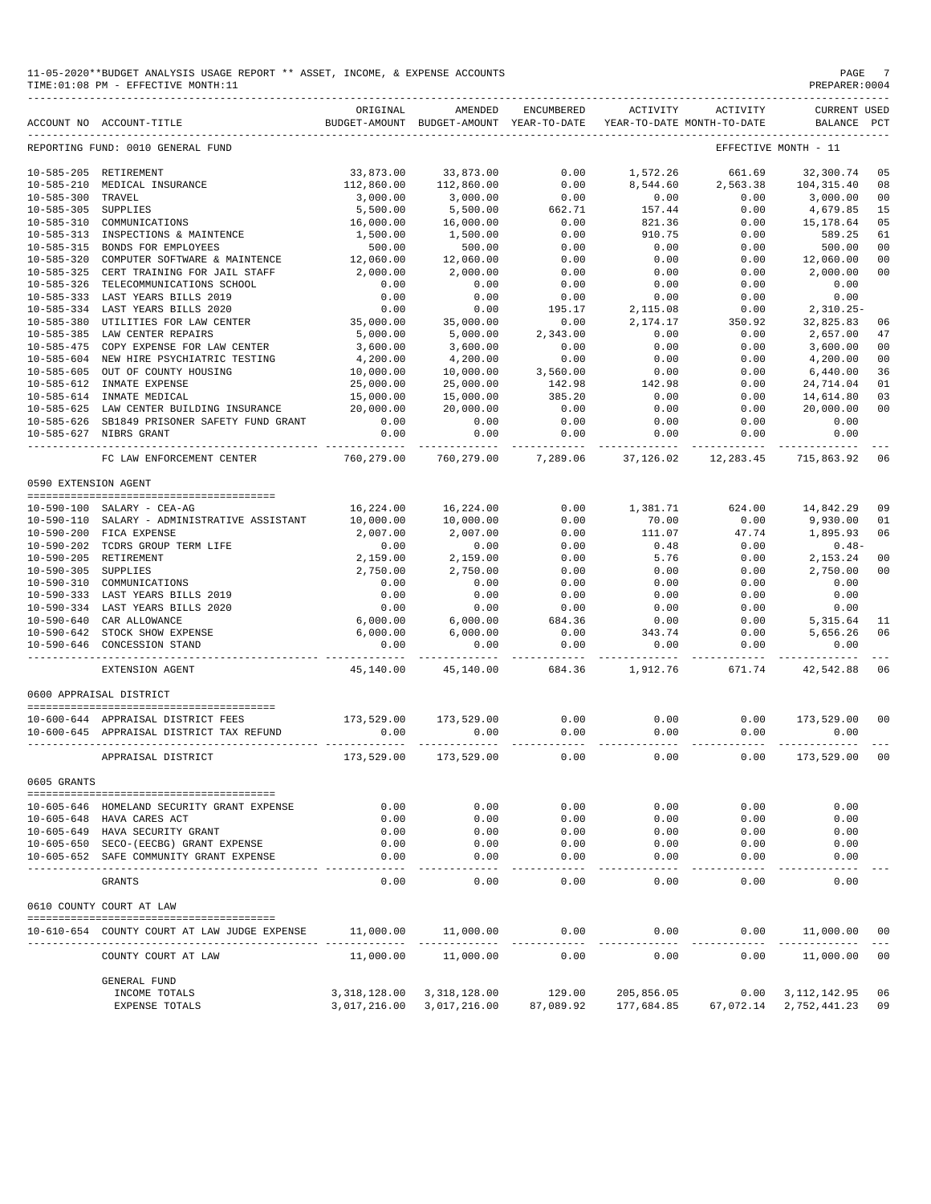11-05-2020**BUDGET ANALYSIS USAGE REPORT ** ASSET, INCOME, & EXPENSE ACCOUNTS
TIME:01:08 PM - EFFECTIVE MONTH:11

| ACCOUNT NO | ACCOUNT-TITLE | ORIGINAL BUDGET-AMOUNT | AMENDED BUDGET-AMOUNT | ENCUMBERED YEAR-TO-DATE | ACTIVITY YEAR-TO-DATE | ACTIVITY MONTH-TO-DATE | CURRENT USED BALANCE | PCT |
|---|---|---|---|---|---|---|---|---|
| REPORTING FUND: 0010 GENERAL FUND | | | | | | EFFECTIVE MONTH - 11 | | |
| 10-585-205 | RETIREMENT | 33,873.00 | 33,873.00 | 0.00 | 1,572.26 | 661.69 | 32,300.74 | 05 |
| 10-585-210 | MEDICAL INSURANCE | 112,860.00 | 112,860.00 | 0.00 | 8,544.60 | 2,563.38 | 104,315.40 | 08 |
| 10-585-300 | TRAVEL | 3,000.00 | 3,000.00 | 0.00 | 0.00 | 0.00 | 3,000.00 | 00 |
| 10-585-305 | SUPPLIES | 5,500.00 | 5,500.00 | 662.71 | 157.44 | 0.00 | 4,679.85 | 15 |
| 10-585-310 | COMMUNICATIONS | 16,000.00 | 16,000.00 | 0.00 | 821.36 | 0.00 | 15,178.64 | 05 |
| 10-585-313 | INSPECTIONS & MAINTENCE | 1,500.00 | 1,500.00 | 0.00 | 910.75 | 0.00 | 589.25 | 61 |
| 10-585-315 | BONDS FOR EMPLOYEES | 500.00 | 500.00 | 0.00 | 0.00 | 0.00 | 500.00 | 00 |
| 10-585-320 | COMPUTER SOFTWARE & MAINTENCE | 12,060.00 | 12,060.00 | 0.00 | 0.00 | 0.00 | 12,060.00 | 00 |
| 10-585-325 | CERT TRAINING FOR JAIL STAFF | 2,000.00 | 2,000.00 | 0.00 | 0.00 | 0.00 | 2,000.00 | 00 |
| 10-585-326 | TELECOMMUNICATIONS SCHOOL | 0.00 | 0.00 | 0.00 | 0.00 | 0.00 | 0.00 | |
| 10-585-333 | LAST YEARS BILLS 2019 | 0.00 | 0.00 | 0.00 | 0.00 | 0.00 | 0.00 | |
| 10-585-334 | LAST YEARS BILLS 2020 | 0.00 | 0.00 | 195.17 | 2,115.08 | 0.00 | 2,310.25- | |
| 10-585-380 | UTILITIES FOR LAW CENTER | 35,000.00 | 35,000.00 | 0.00 | 2,174.17 | 350.92 | 32,825.83 | 06 |
| 10-585-385 | LAW CENTER REPAIRS | 5,000.00 | 5,000.00 | 2,343.00 | 0.00 | 0.00 | 2,657.00 | 47 |
| 10-585-475 | COPY EXPENSE FOR LAW CENTER | 3,600.00 | 3,600.00 | 0.00 | 0.00 | 0.00 | 3,600.00 | 00 |
| 10-585-604 | NEW HIRE PSYCHIATRIC TESTING | 4,200.00 | 4,200.00 | 0.00 | 0.00 | 0.00 | 4,200.00 | 00 |
| 10-585-605 | OUT OF COUNTY HOUSING | 10,000.00 | 10,000.00 | 3,560.00 | 0.00 | 0.00 | 6,440.00 | 36 |
| 10-585-612 | INMATE EXPENSE | 25,000.00 | 25,000.00 | 142.98 | 142.98 | 0.00 | 24,714.04 | 01 |
| 10-585-614 | INMATE MEDICAL | 15,000.00 | 15,000.00 | 385.20 | 0.00 | 0.00 | 14,614.80 | 03 |
| 10-585-625 | LAW CENTER BUILDING INSURANCE | 20,000.00 | 20,000.00 | 0.00 | 0.00 | 0.00 | 20,000.00 | 00 |
| 10-585-626 | SB1849 PRISONER SAFETY FUND GRANT | 0.00 | 0.00 | 0.00 | 0.00 | 0.00 | 0.00 | |
| 10-585-627 | NIBRS GRANT | 0.00 | 0.00 | 0.00 | 0.00 | 0.00 | 0.00 | |
| | FC LAW ENFORCEMENT CENTER | 760,279.00 | 760,279.00 | 7,289.06 | 37,126.02 | 12,283.45 | 715,863.92 | 06 |
| 0590 EXTENSION AGENT | | | | | | | | |
| 10-590-100 | SALARY - CEA-AG | 16,224.00 | 16,224.00 | 0.00 | 1,381.71 | 624.00 | 14,842.29 | 09 |
| 10-590-110 | SALARY - ADMINISTRATIVE ASSISTANT | 10,000.00 | 10,000.00 | 0.00 | 70.00 | 0.00 | 9,930.00 | 01 |
| 10-590-200 | FICA EXPENSE | 2,007.00 | 2,007.00 | 0.00 | 111.07 | 47.74 | 1,895.93 | 06 |
| 10-590-202 | TCDRS GROUP TERM LIFE | 0.00 | 0.00 | 0.00 | 0.48 | 0.00 | 0.48- | |
| 10-590-205 | RETIREMENT | 2,159.00 | 2,159.00 | 0.00 | 5.76 | 0.00 | 2,153.24 | 00 |
| 10-590-305 | SUPPLIES | 2,750.00 | 2,750.00 | 0.00 | 0.00 | 0.00 | 2,750.00 | 00 |
| 10-590-310 | COMMUNICATIONS | 0.00 | 0.00 | 0.00 | 0.00 | 0.00 | 0.00 | |
| 10-590-333 | LAST YEARS BILLS 2019 | 0.00 | 0.00 | 0.00 | 0.00 | 0.00 | 0.00 | |
| 10-590-334 | LAST YEARS BILLS 2020 | 0.00 | 0.00 | 0.00 | 0.00 | 0.00 | 0.00 | |
| 10-590-640 | CAR ALLOWANCE | 6,000.00 | 6,000.00 | 684.36 | 0.00 | 0.00 | 5,315.64 | 11 |
| 10-590-642 | STOCK SHOW EXPENSE | 6,000.00 | 6,000.00 | 0.00 | 343.74 | 0.00 | 5,656.26 | 06 |
| 10-590-646 | CONCESSION STAND | 0.00 | 0.00 | 0.00 | 0.00 | 0.00 | 0.00 | |
| | EXTENSION AGENT | 45,140.00 | 45,140.00 | 684.36 | 1,912.76 | 671.74 | 42,542.88 | 06 |
| 0600 APPRAISAL DISTRICT | | | | | | | | |
| 10-600-644 | APPRAISAL DISTRICT FEES | 173,529.00 | 173,529.00 | 0.00 | 0.00 | 0.00 | 173,529.00 | 00 |
| 10-600-645 | APPRAISAL DISTRICT TAX REFUND | 0.00 | 0.00 | 0.00 | 0.00 | 0.00 | 0.00 | |
| | APPRAISAL DISTRICT | 173,529.00 | 173,529.00 | 0.00 | 0.00 | 0.00 | 173,529.00 | 00 |
| 0605 GRANTS | | | | | | | | |
| 10-605-646 | HOMELAND SECURITY GRANT EXPENSE | 0.00 | 0.00 | 0.00 | 0.00 | 0.00 | 0.00 | |
| 10-605-648 | HAVA CARES ACT | 0.00 | 0.00 | 0.00 | 0.00 | 0.00 | 0.00 | |
| 10-605-649 | HAVA SECURITY GRANT | 0.00 | 0.00 | 0.00 | 0.00 | 0.00 | 0.00 | |
| 10-605-650 | SECO-(EECBG) GRANT EXPENSE | 0.00 | 0.00 | 0.00 | 0.00 | 0.00 | 0.00 | |
| 10-605-652 | SAFE COMMUNITY GRANT EXPENSE | 0.00 | 0.00 | 0.00 | 0.00 | 0.00 | 0.00 | |
| | GRANTS | 0.00 | 0.00 | 0.00 | 0.00 | 0.00 | 0.00 | |
| 0610 COUNTY COURT AT LAW | | | | | | | | |
| 10-610-654 | COUNTY COURT AT LAW JUDGE EXPENSE | 11,000.00 | 11,000.00 | 0.00 | 0.00 | 0.00 | 11,000.00 | 00 |
| | COUNTY COURT AT LAW | 11,000.00 | 11,000.00 | 0.00 | 0.00 | 0.00 | 11,000.00 | 00 |
| | GENERAL FUND | | | | | | | |
| | INCOME TOTALS | 3,318,128.00 | 3,318,128.00 | 129.00 | 205,856.05 | 0.00 | 3,112,142.95 | 06 |
| | EXPENSE TOTALS | 3,017,216.00 | 3,017,216.00 | 87,089.92 | 177,684.85 | 67,072.14 | 2,752,441.23 | 09 |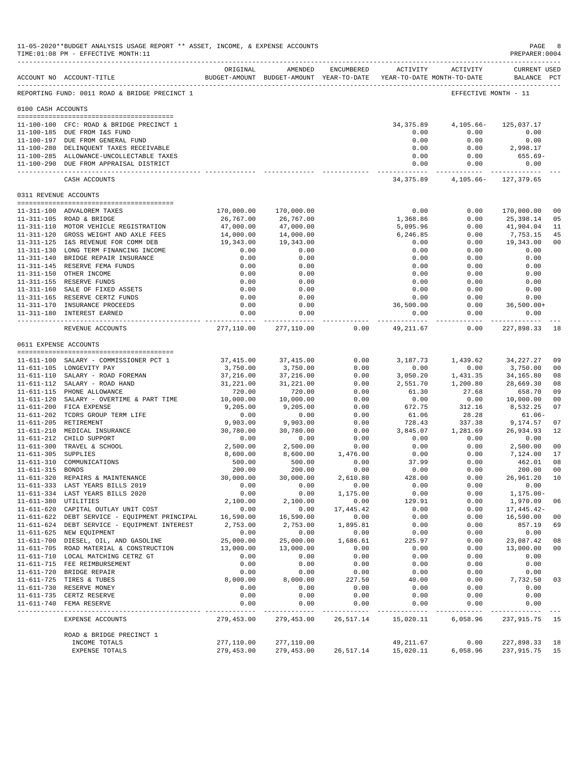11-05-2020**BUDGET ANALYSIS USAGE REPORT ** ASSET, INCOME, & EXPENSE ACCOUNTS
TIME:01:08 PM - EFFECTIVE MONTH:11

PREPARER:0004

| ACCOUNT NO | ACCOUNT-TITLE | ORIGINAL BUDGET-AMOUNT | AMENDED BUDGET-AMOUNT | ENCUMBERED YEAR-TO-DATE | ACTIVITY YEAR-TO-DATE | ACTIVITY MONTH-TO-DATE | CURRENT USED BALANCE | PCT |
|---|---|---|---|---|---|---|---|---|
| REPORTING FUND: 0011 ROAD & BRIDGE PRECINCT 1 | | | | | | | EFFECTIVE MONTH - 11 | |
| **0100 CASH ACCOUNTS** | | | | | | | | |
| 11-100-100 | CFC: ROAD & BRIDGE PRECINCT 1 | | | | 34,375.89 | 4,105.66- | 125,037.17 | |
| 11-100-185 | DUE FROM I&S FUND | | | | 0.00 | 0.00 | 0.00 | |
| 11-100-197 | DUE FROM GENERAL FUND | | | | 0.00 | 0.00 | 0.00 | |
| 11-100-280 | DELINQUENT TAXES RECEIVABLE | | | | 0.00 | 0.00 | 2,998.17 | |
| 11-100-285 | ALLOWANCE-UNCOLLECTABLE TAXES | | | | 0.00 | 0.00 | 655.69- | |
| 11-100-290 | DUE FROM APPRAISAL DISTRICT | | | | 0.00 | 0.00 | 0.00 | |
| | CASH ACCOUNTS | | | | 34,375.89 | 4,105.66- | 127,379.65 | |
| **0311 REVENUE ACCOUNTS** | | | | | | | | |
| 11-311-100 | ADVALOREM TAXES | 170,000.00 | 170,000.00 | | 0.00 | 0.00 | 170,000.00 | 00 |
| 11-311-105 | ROAD & BRIDGE | 26,767.00 | 26,767.00 | | 1,368.86 | 0.00 | 25,398.14 | 05 |
| 11-311-110 | MOTOR VEHICLE REGISTRATION | 47,000.00 | 47,000.00 | | 5,095.96 | 0.00 | 41,904.04 | 11 |
| 11-311-120 | GROSS WEIGHT AND AXLE FEES | 14,000.00 | 14,000.00 | | 6,246.85 | 0.00 | 7,753.15 | 45 |
| 11-311-125 | I&S REVENUE FOR COMM DEB | 19,343.00 | 19,343.00 | | 0.00 | 0.00 | 19,343.00 | 00 |
| 11-311-130 | LONG TERM FINANCING INCOME | 0.00 | 0.00 | | 0.00 | 0.00 | 0.00 | |
| 11-311-140 | BRIDGE REPAIR INSURANCE | 0.00 | 0.00 | | 0.00 | 0.00 | 0.00 | |
| 11-311-145 | RESERVE FEMA FUNDS | 0.00 | 0.00 | | 0.00 | 0.00 | 0.00 | |
| 11-311-150 | OTHER INCOME | 0.00 | 0.00 | | 0.00 | 0.00 | 0.00 | |
| 11-311-155 | RESERVE FUNDS | 0.00 | 0.00 | | 0.00 | 0.00 | 0.00 | |
| 11-311-160 | SALE OF FIXED ASSETS | 0.00 | 0.00 | | 0.00 | 0.00 | 0.00 | |
| 11-311-165 | RESERVE CERTZ FUNDS | 0.00 | 0.00 | | 0.00 | 0.00 | 0.00 | |
| 11-311-170 | INSURANCE PROCEEDS | 0.00 | 0.00 | | 36,500.00 | 0.00 | 36,500.00+ | |
| 11-311-180 | INTEREST EARNED | 0.00 | 0.00 | | 0.00 | 0.00 | 0.00 | |
| | REVENUE ACCOUNTS | 277,110.00 | 277,110.00 | 0.00 | 49,211.67 | 0.00 | 227,898.33 | 18 |
| **0611 EXPENSE ACCOUNTS** | | | | | | | | |
| 11-611-100 | SALARY - COMMISSIONER PCT 1 | 37,415.00 | 37,415.00 | 0.00 | 3,187.73 | 1,439.62 | 34,227.27 | 09 |
| 11-611-105 | LONGEVITY PAY | 3,750.00 | 3,750.00 | 0.00 | 0.00 | 0.00 | 3,750.00 | 00 |
| 11-611-110 | SALARY - ROAD FOREMAN | 37,216.00 | 37,216.00 | 0.00 | 3,050.20 | 1,431.35 | 34,165.80 | 08 |
| 11-611-112 | SALARY - ROAD HAND | 31,221.00 | 31,221.00 | 0.00 | 2,551.70 | 1,200.80 | 28,669.30 | 08 |
| 11-611-115 | PHONE ALLOWANCE | 720.00 | 720.00 | 0.00 | 61.30 | 27.68 | 658.70 | 09 |
| 11-611-120 | SALARY - OVERTIME & PART TIME | 10,000.00 | 10,000.00 | 0.00 | 0.00 | 0.00 | 10,000.00 | 00 |
| 11-611-200 | FICA EXPENSE | 9,205.00 | 9,205.00 | 0.00 | 672.75 | 312.16 | 8,532.25 | 07 |
| 11-611-202 | TCDRS GROUP TERM LIFE | 0.00 | 0.00 | 0.00 | 61.06 | 28.28 | 61.06- | |
| 11-611-205 | RETIREMENT | 9,903.00 | 9,903.00 | 0.00 | 728.43 | 337.38 | 9,174.57 | 07 |
| 11-611-210 | MEDICAL INSURANCE | 30,780.00 | 30,780.00 | 0.00 | 3,845.07 | 1,281.69 | 26,934.93 | 12 |
| 11-611-212 | CHILD SUPPORT | 0.00 | 0.00 | 0.00 | 0.00 | 0.00 | 0.00 | |
| 11-611-300 | TRAVEL & SCHOOL | 2,500.00 | 2,500.00 | 0.00 | 0.00 | 0.00 | 2,500.00 | 00 |
| 11-611-305 | SUPPLIES | 8,600.00 | 8,600.00 | 1,476.00 | 0.00 | 0.00 | 7,124.00 | 17 |
| 11-611-310 | COMMUNICATIONS | 500.00 | 500.00 | 0.00 | 37.99 | 0.00 | 462.01 | 08 |
| 11-611-315 | BONDS | 200.00 | 200.00 | 0.00 | 0.00 | 0.00 | 200.00 | 00 |
| 11-611-320 | REPAIRS & MAINTENANCE | 30,000.00 | 30,000.00 | 2,610.80 | 428.00 | 0.00 | 26,961.20 | 10 |
| 11-611-333 | LAST YEARS BILLS 2019 | 0.00 | 0.00 | 0.00 | 0.00 | 0.00 | 0.00 | |
| 11-611-334 | LAST YEARS BILLS 2020 | 0.00 | 0.00 | 1,175.00 | 0.00 | 0.00 | 1,175.00- | |
| 11-611-380 | UTILITIES | 2,100.00 | 2,100.00 | 0.00 | 129.91 | 0.00 | 1,970.09 | 06 |
| 11-611-620 | CAPITAL OUTLAY UNIT COST | 0.00 | 0.00 | 17,445.42 | 0.00 | 0.00 | 17,445.42- | |
| 11-611-622 | DEBT SERVICE - EQUIPMENT PRINCIPAL | 16,590.00 | 16,590.00 | 0.00 | 0.00 | 0.00 | 16,590.00 | 00 |
| 11-611-624 | DEBT SERVICE - EQUIPMENT INTEREST | 2,753.00 | 2,753.00 | 1,895.81 | 0.00 | 0.00 | 857.19 | 69 |
| 11-611-625 | NEW EQUIPMENT | 0.00 | 0.00 | 0.00 | 0.00 | 0.00 | 0.00 | |
| 11-611-700 | DIESEL, OIL, AND GASOLINE | 25,000.00 | 25,000.00 | 1,686.61 | 225.97 | 0.00 | 23,087.42 | 08 |
| 11-611-705 | ROAD MATERIAL & CONSTRUCTION | 13,000.00 | 13,000.00 | 0.00 | 0.00 | 0.00 | 13,000.00 | 00 |
| 11-611-710 | LOCAL MATCHING CETRZ GT | 0.00 | 0.00 | 0.00 | 0.00 | 0.00 | 0.00 | |
| 11-611-715 | FEE REIMBURSEMENT | 0.00 | 0.00 | 0.00 | 0.00 | 0.00 | 0.00 | |
| 11-611-720 | BRIDGE REPAIR | 0.00 | 0.00 | 0.00 | 0.00 | 0.00 | 0.00 | |
| 11-611-725 | TIRES & TUBES | 8,000.00 | 8,000.00 | 227.50 | 40.00 | 0.00 | 7,732.50 | 03 |
| 11-611-730 | RESERVE MONEY | 0.00 | 0.00 | 0.00 | 0.00 | 0.00 | 0.00 | |
| 11-611-735 | CERTZ RESERVE | 0.00 | 0.00 | 0.00 | 0.00 | 0.00 | 0.00 | |
| 11-611-740 | FEMA RESERVE | 0.00 | 0.00 | 0.00 | 0.00 | 0.00 | 0.00 | |
| | EXPENSE ACCOUNTS | 279,453.00 | 279,453.00 | 26,517.14 | 15,020.11 | 6,058.96 | 237,915.75 | 15 |
| | ROAD & BRIDGE PRECINCT 1 | | | | | | | |
| | INCOME TOTALS | 277,110.00 | 277,110.00 | | 49,211.67 | 0.00 | 227,898.33 | 18 |
| | EXPENSE TOTALS | 279,453.00 | 279,453.00 | 26,517.14 | 15,020.11 | 6,058.96 | 237,915.75 | 15 |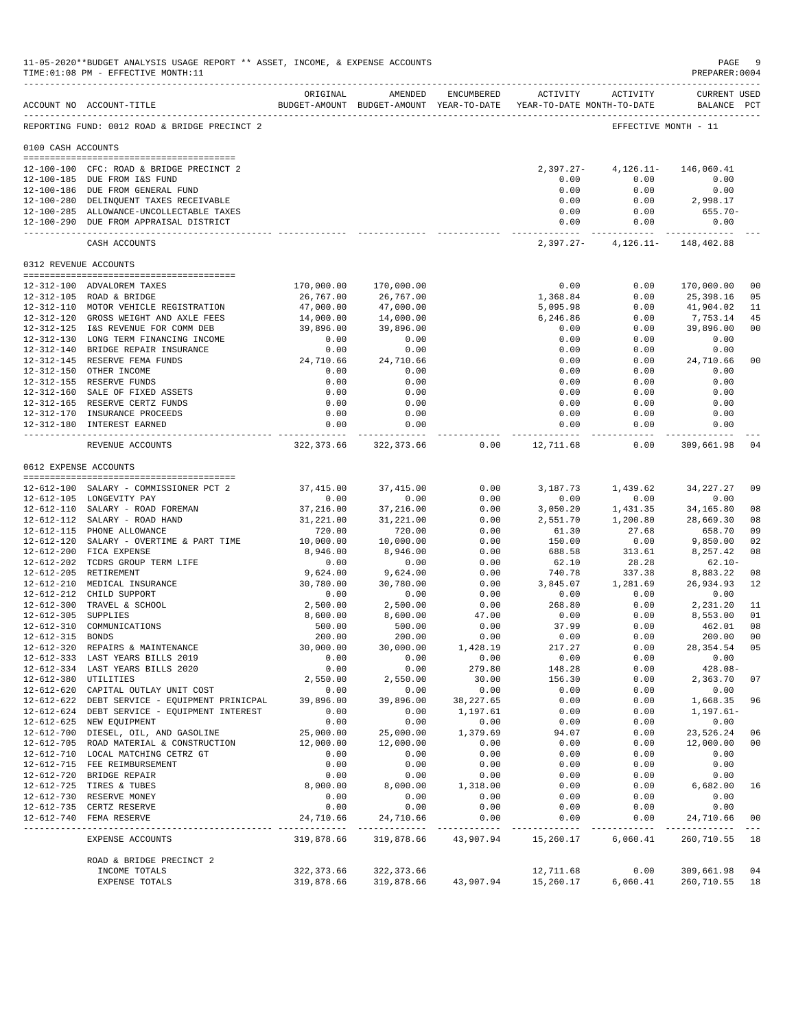11-05-2020**BUDGET ANALYSIS USAGE REPORT ** ASSET, INCOME, & EXPENSE ACCOUNTS

TIME:01:08 PM - EFFECTIVE MONTH:11

PREPARER:0004

| ACCOUNT NO | ACCOUNT-TITLE | ORIGINAL BUDGET-AMOUNT | AMENDED BUDGET-AMOUNT | ENCUMBERED YEAR-TO-DATE | ACTIVITY YEAR-TO-DATE | ACTIVITY MONTH-TO-DATE | CURRENT USED BALANCE | PCT |
|---|---|---|---|---|---|---|---|---|
| REPORTING FUND: 0012 ROAD & BRIDGE PRECINCT 2 | | | | | | EFFECTIVE MONTH - 11 | | |
| 0100 CASH ACCOUNTS | | | | | | | | |
| 12-100-100 | CFC: ROAD & BRIDGE PRECINCT 2 | | | | 2,397.27- | 4,126.11- | 146,060.41 | |
| 12-100-185 | DUE FROM I&S FUND | | | | 0.00 | 0.00 | 0.00 | |
| 12-100-186 | DUE FROM GENERAL FUND | | | | 0.00 | 0.00 | 0.00 | |
| 12-100-280 | DELINQUENT TAXES RECEIVABLE | | | | 0.00 | 0.00 | 2,998.17 | |
| 12-100-285 | ALLOWANCE-UNCOLLECTABLE TAXES | | | | 0.00 | 0.00 | 655.70- | |
| 12-100-290 | DUE FROM APPRAISAL DISTRICT | | | | 0.00 | 0.00 | 0.00 | |
| | CASH ACCOUNTS | | | | 2,397.27- | 4,126.11- | 148,402.88 | |
| 0312 REVENUE ACCOUNTS | | | | | | | | |
| 12-312-100 | ADVALOREM TAXES | 170,000.00 | 170,000.00 | | 0.00 | 0.00 | 170,000.00 | 00 |
| 12-312-105 | ROAD & BRIDGE | 26,767.00 | 26,767.00 | | 1,368.84 | 0.00 | 25,398.16 | 05 |
| 12-312-110 | MOTOR VEHICLE REGISTRATION | 47,000.00 | 47,000.00 | | 5,095.98 | 0.00 | 41,904.02 | 11 |
| 12-312-120 | GROSS WEIGHT AND AXLE FEES | 14,000.00 | 14,000.00 | | 6,246.86 | 0.00 | 7,753.14 | 45 |
| 12-312-125 | I&S REVENUE FOR COMM DEB | 39,896.00 | 39,896.00 | | 0.00 | 0.00 | 39,896.00 | 00 |
| 12-312-130 | LONG TERM FINANCING INCOME | 0.00 | 0.00 | | 0.00 | 0.00 | 0.00 | |
| 12-312-140 | BRIDGE REPAIR INSURANCE | 0.00 | 0.00 | | 0.00 | 0.00 | 0.00 | |
| 12-312-145 | RESERVE FEMA FUNDS | 24,710.66 | 24,710.66 | | 0.00 | 0.00 | 24,710.66 | 00 |
| 12-312-150 | OTHER INCOME | 0.00 | 0.00 | | 0.00 | 0.00 | 0.00 | |
| 12-312-155 | RESERVE FUNDS | 0.00 | 0.00 | | 0.00 | 0.00 | 0.00 | |
| 12-312-160 | SALE OF FIXED ASSETS | 0.00 | 0.00 | | 0.00 | 0.00 | 0.00 | |
| 12-312-165 | RESERVE CERTZ FUNDS | 0.00 | 0.00 | | 0.00 | 0.00 | 0.00 | |
| 12-312-170 | INSURANCE PROCEEDS | 0.00 | 0.00 | | 0.00 | 0.00 | 0.00 | |
| 12-312-180 | INTEREST EARNED | 0.00 | 0.00 | | 0.00 | 0.00 | 0.00 | |
| | REVENUE ACCOUNTS | 322,373.66 | 322,373.66 | 0.00 | 12,711.68 | 0.00 | 309,661.98 | 04 |
| 0612 EXPENSE ACCOUNTS | | | | | | | | |
| 12-612-100 | SALARY - COMMISSIONER PCT 2 | 37,415.00 | 37,415.00 | 0.00 | 3,187.73 | 1,439.62 | 34,227.27 | 09 |
| 12-612-105 | LONGEVITY PAY | 0.00 | 0.00 | 0.00 | 0.00 | 0.00 | 0.00 | |
| 12-612-110 | SALARY - ROAD FOREMAN | 37,216.00 | 37,216.00 | 0.00 | 3,050.20 | 1,431.35 | 34,165.80 | 08 |
| 12-612-112 | SALARY - ROAD HAND | 31,221.00 | 31,221.00 | 0.00 | 2,551.70 | 1,200.80 | 28,669.30 | 08 |
| 12-612-115 | PHONE ALLOWANCE | 720.00 | 720.00 | 0.00 | 61.30 | 27.68 | 658.70 | 09 |
| 12-612-120 | SALARY - OVERTIME & PART TIME | 10,000.00 | 10,000.00 | 0.00 | 150.00 | 0.00 | 9,850.00 | 02 |
| 12-612-200 | FICA EXPENSE | 8,946.00 | 8,946.00 | 0.00 | 688.58 | 313.61 | 8,257.42 | 08 |
| 12-612-202 | TCDRS GROUP TERM LIFE | 0.00 | 0.00 | 0.00 | 62.10 | 28.28 | 62.10- | |
| 12-612-205 | RETIREMENT | 9,624.00 | 9,624.00 | 0.00 | 740.78 | 337.38 | 8,883.22 | 08 |
| 12-612-210 | MEDICAL INSURANCE | 30,780.00 | 30,780.00 | 0.00 | 3,845.07 | 1,281.69 | 26,934.93 | 12 |
| 12-612-212 | CHILD SUPPORT | 0.00 | 0.00 | 0.00 | 0.00 | 0.00 | 0.00 | |
| 12-612-300 | TRAVEL & SCHOOL | 2,500.00 | 2,500.00 | 0.00 | 268.80 | 0.00 | 2,231.20 | 11 |
| 12-612-305 | SUPPLIES | 8,600.00 | 8,600.00 | 47.00 | 0.00 | 0.00 | 8,553.00 | 01 |
| 12-612-310 | COMMUNICATIONS | 500.00 | 500.00 | 0.00 | 37.99 | 0.00 | 462.01 | 08 |
| 12-612-315 | BONDS | 200.00 | 200.00 | 0.00 | 0.00 | 0.00 | 200.00 | 00 |
| 12-612-320 | REPAIRS & MAINTENANCE | 30,000.00 | 30,000.00 | 1,428.19 | 217.27 | 0.00 | 28,354.54 | 05 |
| 12-612-333 | LAST YEARS BILLS 2019 | 0.00 | 0.00 | 0.00 | 0.00 | 0.00 | 0.00 | |
| 12-612-334 | LAST YEARS BILLS 2020 | 0.00 | 0.00 | 279.80 | 148.28 | 0.00 | 428.08- | |
| 12-612-380 | UTILITIES | 2,550.00 | 2,550.00 | 30.00 | 156.30 | 0.00 | 2,363.70 | 07 |
| 12-612-620 | CAPITAL OUTLAY UNIT COST | 0.00 | 0.00 | 0.00 | 0.00 | 0.00 | 0.00 | |
| 12-612-622 | DEBT SERVICE - EQUIPMENT PRINICPAL | 39,896.00 | 39,896.00 | 38,227.65 | 0.00 | 0.00 | 1,668.35 | 96 |
| 12-612-624 | DEBT SERVICE - EQUIPMENT INTEREST | 0.00 | 0.00 | 1,197.61 | 0.00 | 0.00 | 1,197.61- | |
| 12-612-625 | NEW EQUIPMENT | 0.00 | 0.00 | 0.00 | 0.00 | 0.00 | 0.00 | |
| 12-612-700 | DIESEL, OIL, AND GASOLINE | 25,000.00 | 25,000.00 | 1,379.69 | 94.07 | 0.00 | 23,526.24 | 06 |
| 12-612-705 | ROAD MATERIAL & CONSTRUCTION | 12,000.00 | 12,000.00 | 0.00 | 0.00 | 0.00 | 12,000.00 | 00 |
| 12-612-710 | LOCAL MATCHING CETRZ GT | 0.00 | 0.00 | 0.00 | 0.00 | 0.00 | 0.00 | |
| 12-612-715 | FEE REIMBURSEMENT | 0.00 | 0.00 | 0.00 | 0.00 | 0.00 | 0.00 | |
| 12-612-720 | BRIDGE REPAIR | 0.00 | 0.00 | 0.00 | 0.00 | 0.00 | 0.00 | |
| 12-612-725 | TIRES & TUBES | 8,000.00 | 8,000.00 | 1,318.00 | 0.00 | 0.00 | 6,682.00 | 16 |
| 12-612-730 | RESERVE MONEY | 0.00 | 0.00 | 0.00 | 0.00 | 0.00 | 0.00 | |
| 12-612-735 | CERTZ RESERVE | 0.00 | 0.00 | 0.00 | 0.00 | 0.00 | 0.00 | |
| 12-612-740 | FEMA RESERVE | 24,710.66 | 24,710.66 | 0.00 | 0.00 | 0.00 | 24,710.66 | 00 |
| | EXPENSE ACCOUNTS | 319,878.66 | 319,878.66 | 43,907.94 | 15,260.17 | 6,060.41 | 260,710.55 | 18 |
| | ROAD & BRIDGE PRECINCT 2 | | | | | | | |
| | INCOME TOTALS | 322,373.66 | 322,373.66 | | 12,711.68 | 0.00 | 309,661.98 | 04 |
| | EXPENSE TOTALS | 319,878.66 | 319,878.66 | 43,907.94 | 15,260.17 | 6,060.41 | 260,710.55 | 18 |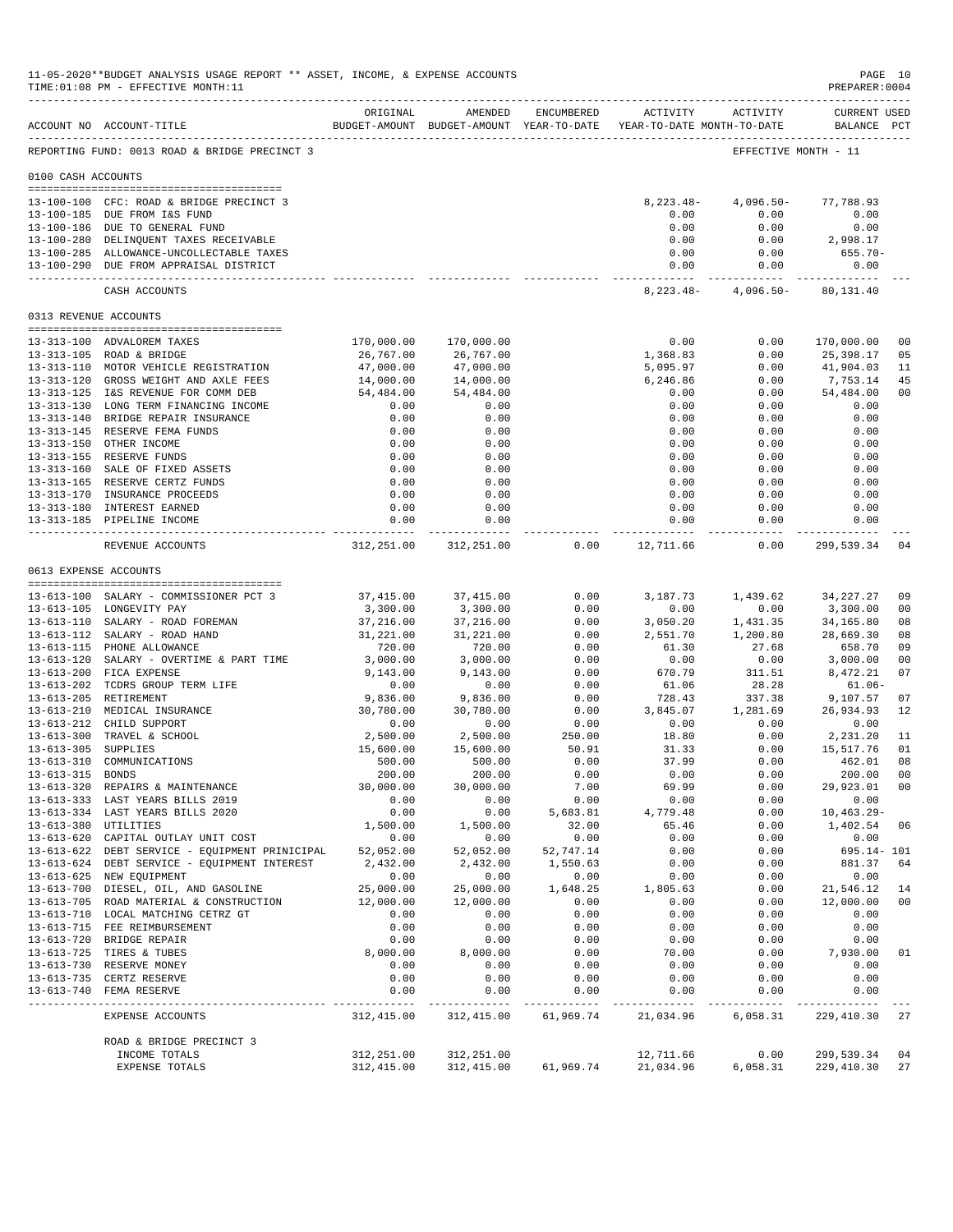11-05-2020**BUDGET ANALYSIS USAGE REPORT ** ASSET, INCOME, & EXPENSE ACCOUNTS

TIME:01:08 PM - EFFECTIVE MONTH:11

PREPARER:0004

REPORTING FUND: 0013 ROAD & BRIDGE PRECINCT 3 — EFFECTIVE MONTH - 11

| ACCOUNT NO | ACCOUNT-TITLE | ORIGINAL BUDGET-AMOUNT | AMENDED BUDGET-AMOUNT | ENCUMBERED YEAR-TO-DATE | ACTIVITY YEAR-TO-DATE | ACTIVITY MONTH-TO-DATE | CURRENT BALANCE | USED PCT |
|---|---|---|---|---|---|---|---|---|
| **0100 CASH ACCOUNTS** | | | | | | | | |
| 13-100-100 | CFC: ROAD & BRIDGE PRECINCT 3 | | | | 8,223.48- | 4,096.50- | 77,788.93 | |
| 13-100-185 | DUE FROM I&S FUND | | | | 0.00 | 0.00 | 0.00 | |
| 13-100-186 | DUE TO GENERAL FUND | | | | 0.00 | 0.00 | 0.00 | |
| 13-100-280 | DELINQUENT TAXES RECEIVABLE | | | | 0.00 | 0.00 | 2,998.17 | |
| 13-100-285 | ALLOWANCE-UNCOLLECTABLE TAXES | | | | 0.00 | 0.00 | 655.70- | |
| 13-100-290 | DUE FROM APPRAISAL DISTRICT | | | | 0.00 | 0.00 | 0.00 | |
| | CASH ACCOUNTS | | | | 8,223.48- | 4,096.50- | 80,131.40 | |
| **0313 REVENUE ACCOUNTS** | | | | | | | | |
| 13-313-100 | ADVALOREM TAXES | 170,000.00 | 170,000.00 | | 0.00 | 0.00 | 170,000.00 | 00 |
| 13-313-105 | ROAD & BRIDGE | 26,767.00 | 26,767.00 | | 1,368.83 | 0.00 | 25,398.17 | 05 |
| 13-313-110 | MOTOR VEHICLE REGISTRATION | 47,000.00 | 47,000.00 | | 5,095.97 | 0.00 | 41,904.03 | 11 |
| 13-313-120 | GROSS WEIGHT AND AXLE FEES | 14,000.00 | 14,000.00 | | 6,246.86 | 0.00 | 7,753.14 | 45 |
| 13-313-125 | I&S REVENUE FOR COMM DEB | 54,484.00 | 54,484.00 | | 0.00 | 0.00 | 54,484.00 | 00 |
| 13-313-130 | LONG TERM FINANCING INCOME | 0.00 | 0.00 | | 0.00 | 0.00 | 0.00 | |
| 13-313-140 | BRIDGE REPAIR INSURANCE | 0.00 | 0.00 | | 0.00 | 0.00 | 0.00 | |
| 13-313-145 | RESERVE FEMA FUNDS | 0.00 | 0.00 | | 0.00 | 0.00 | 0.00 | |
| 13-313-150 | OTHER INCOME | 0.00 | 0.00 | | 0.00 | 0.00 | 0.00 | |
| 13-313-155 | RESERVE FUNDS | 0.00 | 0.00 | | 0.00 | 0.00 | 0.00 | |
| 13-313-160 | SALE OF FIXED ASSETS | 0.00 | 0.00 | | 0.00 | 0.00 | 0.00 | |
| 13-313-165 | RESERVE CERTZ FUNDS | 0.00 | 0.00 | | 0.00 | 0.00 | 0.00 | |
| 13-313-170 | INSURANCE PROCEEDS | 0.00 | 0.00 | | 0.00 | 0.00 | 0.00 | |
| 13-313-180 | INTEREST EARNED | 0.00 | 0.00 | | 0.00 | 0.00 | 0.00 | |
| 13-313-185 | PIPELINE INCOME | 0.00 | 0.00 | | 0.00 | 0.00 | 0.00 | |
| | REVENUE ACCOUNTS | 312,251.00 | 312,251.00 | 0.00 | 12,711.66 | 0.00 | 299,539.34 | 04 |
| **0613 EXPENSE ACCOUNTS** | | | | | | | | |
| 13-613-100 | SALARY - COMMISSIONER PCT 3 | 37,415.00 | 37,415.00 | 0.00 | 3,187.73 | 1,439.62 | 34,227.27 | 09 |
| 13-613-105 | LONGEVITY PAY | 3,300.00 | 3,300.00 | 0.00 | 0.00 | 0.00 | 3,300.00 | 00 |
| 13-613-110 | SALARY - ROAD FOREMAN | 37,216.00 | 37,216.00 | 0.00 | 3,050.20 | 1,431.35 | 34,165.80 | 08 |
| 13-613-112 | SALARY - ROAD HAND | 31,221.00 | 31,221.00 | 0.00 | 2,551.70 | 1,200.80 | 28,669.30 | 08 |
| 13-613-115 | PHONE ALLOWANCE | 720.00 | 720.00 | 0.00 | 61.30 | 27.68 | 658.70 | 09 |
| 13-613-120 | SALARY - OVERTIME & PART TIME | 3,000.00 | 3,000.00 | 0.00 | 0.00 | 0.00 | 3,000.00 | 00 |
| 13-613-200 | FICA EXPENSE | 9,143.00 | 9,143.00 | 0.00 | 670.79 | 311.51 | 8,472.21 | 07 |
| 13-613-202 | TCDRS GROUP TERM LIFE | 0.00 | 0.00 | 0.00 | 61.06 | 28.28 | 61.06- | |
| 13-613-205 | RETIREMENT | 9,836.00 | 9,836.00 | 0.00 | 728.43 | 337.38 | 9,107.57 | 07 |
| 13-613-210 | MEDICAL INSURANCE | 30,780.00 | 30,780.00 | 0.00 | 3,845.07 | 1,281.69 | 26,934.93 | 12 |
| 13-613-212 | CHILD SUPPORT | 0.00 | 0.00 | 0.00 | 0.00 | 0.00 | 0.00 | |
| 13-613-300 | TRAVEL & SCHOOL | 2,500.00 | 2,500.00 | 250.00 | 18.80 | 0.00 | 2,231.20 | 11 |
| 13-613-305 | SUPPLIES | 15,600.00 | 15,600.00 | 50.91 | 31.33 | 0.00 | 15,517.76 | 01 |
| 13-613-310 | COMMUNICATIONS | 500.00 | 500.00 | 0.00 | 37.99 | 0.00 | 462.01 | 08 |
| 13-613-315 | BONDS | 200.00 | 200.00 | 0.00 | 0.00 | 0.00 | 200.00 | 00 |
| 13-613-320 | REPAIRS & MAINTENANCE | 30,000.00 | 30,000.00 | 7.00 | 69.99 | 0.00 | 29,923.01 | 00 |
| 13-613-333 | LAST YEARS BILLS 2019 | 0.00 | 0.00 | 0.00 | 0.00 | 0.00 | 0.00 | |
| 13-613-334 | LAST YEARS BILLS 2020 | 0.00 | 0.00 | 5,683.81 | 4,779.48 | 0.00 | 10,463.29- | |
| 13-613-380 | UTILITIES | 1,500.00 | 1,500.00 | 32.00 | 65.46 | 0.00 | 1,402.54 | 06 |
| 13-613-620 | CAPITAL OUTLAY UNIT COST | 0.00 | 0.00 | 0.00 | 0.00 | 0.00 | 0.00 | |
| 13-613-622 | DEBT SERVICE - EQUIPMENT PRINICIPAL | 52,052.00 | 52,052.00 | 52,747.14 | 0.00 | 0.00 | 695.14- | 101 |
| 13-613-624 | DEBT SERVICE - EQUIPMENT INTEREST | 2,432.00 | 2,432.00 | 1,550.63 | 0.00 | 0.00 | 881.37 | 64 |
| 13-613-625 | NEW EQUIPMENT | 0.00 | 0.00 | 0.00 | 0.00 | 0.00 | 0.00 | |
| 13-613-700 | DIESEL, OIL, AND GASOLINE | 25,000.00 | 25,000.00 | 1,648.25 | 1,805.63 | 0.00 | 21,546.12 | 14 |
| 13-613-705 | ROAD MATERIAL & CONSTRUCTION | 12,000.00 | 12,000.00 | 0.00 | 0.00 | 0.00 | 12,000.00 | 00 |
| 13-613-710 | LOCAL MATCHING CETRZ GT | 0.00 | 0.00 | 0.00 | 0.00 | 0.00 | 0.00 | |
| 13-613-715 | FEE REIMBURSEMENT | 0.00 | 0.00 | 0.00 | 0.00 | 0.00 | 0.00 | |
| 13-613-720 | BRIDGE REPAIR | 0.00 | 0.00 | 0.00 | 0.00 | 0.00 | 0.00 | |
| 13-613-725 | TIRES & TUBES | 8,000.00 | 8,000.00 | 0.00 | 70.00 | 0.00 | 7,930.00 | 01 |
| 13-613-730 | RESERVE MONEY | 0.00 | 0.00 | 0.00 | 0.00 | 0.00 | 0.00 | |
| 13-613-735 | CERTZ RESERVE | 0.00 | 0.00 | 0.00 | 0.00 | 0.00 | 0.00 | |
| 13-613-740 | FEMA RESERVE | 0.00 | 0.00 | 0.00 | 0.00 | 0.00 | 0.00 | |
| | EXPENSE ACCOUNTS | 312,415.00 | 312,415.00 | 61,969.74 | 21,034.96 | 6,058.31 | 229,410.30 | 27 |
| | ROAD & BRIDGE PRECINCT 3 | | | | | | | |
| | INCOME TOTALS | 312,251.00 | 312,251.00 | | 12,711.66 | 0.00 | 299,539.34 | 04 |
| | EXPENSE TOTALS | 312,415.00 | 312,415.00 | 61,969.74 | 21,034.96 | 6,058.31 | 229,410.30 | 27 |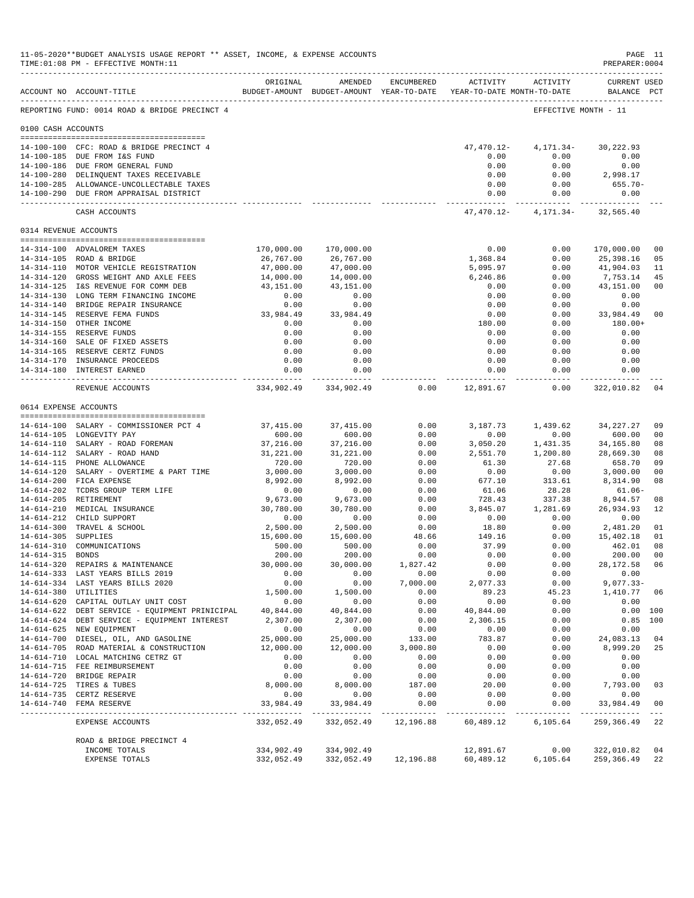11-05-2020**BUDGET ANALYSIS USAGE REPORT ** ASSET, INCOME, & EXPENSE ACCOUNTS
TIME:01:08 PM - EFFECTIVE MONTH:11

PREPARER:0004

REPORTING FUND: 0014 ROAD & BRIDGE PRECINCT 4 — EFFECTIVE MONTH - 11

| ACCOUNT NO | ACCOUNT-TITLE | ORIGINAL BUDGET-AMOUNT | AMENDED BUDGET-AMOUNT | ENCUMBERED YEAR-TO-DATE | ACTIVITY YEAR-TO-DATE | ACTIVITY MONTH-TO-DATE | CURRENT BALANCE | USED PCT |
|---|---|---|---|---|---|---|---|---|
| **0100 CASH ACCOUNTS** | | | | | | | | |
| 14-100-100 | CFC: ROAD & BRIDGE PRECINCT 4 | | | | 47,470.12- | 4,171.34- | 30,222.93 | |
| 14-100-185 | DUE FROM I&S FUND | | | | 0.00 | 0.00 | 0.00 | |
| 14-100-186 | DUE FROM GENERAL FUND | | | | 0.00 | 0.00 | 0.00 | |
| 14-100-280 | DELINQUENT TAXES RECEIVABLE | | | | 0.00 | 0.00 | 2,998.17 | |
| 14-100-285 | ALLOWANCE-UNCOLLECTABLE TAXES | | | | 0.00 | 0.00 | 655.70- | |
| 14-100-290 | DUE FROM APPRAISAL DISTRICT | | | | 0.00 | 0.00 | 0.00 | |
| | CASH ACCOUNTS | | | | 47,470.12- | 4,171.34- | 32,565.40 | |
| **0314 REVENUE ACCOUNTS** | | | | | | | | |
| 14-314-100 | ADVALOREM TAXES | 170,000.00 | 170,000.00 | | 0.00 | 0.00 | 170,000.00 | 00 |
| 14-314-105 | ROAD & BRIDGE | 26,767.00 | 26,767.00 | | 1,368.84 | 0.00 | 25,398.16 | 05 |
| 14-314-110 | MOTOR VEHICLE REGISTRATION | 47,000.00 | 47,000.00 | | 5,095.97 | 0.00 | 41,904.03 | 11 |
| 14-314-120 | GROSS WEIGHT AND AXLE FEES | 14,000.00 | 14,000.00 | | 6,246.86 | 0.00 | 7,753.14 | 45 |
| 14-314-125 | I&S REVENUE FOR COMM DEB | 43,151.00 | 43,151.00 | | 0.00 | 0.00 | 43,151.00 | 00 |
| 14-314-130 | LONG TERM FINANCING INCOME | 0.00 | 0.00 | | 0.00 | 0.00 | 0.00 | |
| 14-314-140 | BRIDGE REPAIR INSURANCE | 0.00 | 0.00 | | 0.00 | 0.00 | 0.00 | |
| 14-314-145 | RESERVE FEMA FUNDS | 33,984.49 | 33,984.49 | | 0.00 | 0.00 | 33,984.49 | 00 |
| 14-314-150 | OTHER INCOME | 0.00 | 0.00 | | 180.00 | 0.00 | 180.00+ | |
| 14-314-155 | RESERVE FUNDS | 0.00 | 0.00 | | 0.00 | 0.00 | 0.00 | |
| 14-314-160 | SALE OF FIXED ASSETS | 0.00 | 0.00 | | 0.00 | 0.00 | 0.00 | |
| 14-314-165 | RESERVE CERTZ FUNDS | 0.00 | 0.00 | | 0.00 | 0.00 | 0.00 | |
| 14-314-170 | INSURANCE PROCEEDS | 0.00 | 0.00 | | 0.00 | 0.00 | 0.00 | |
| 14-314-180 | INTEREST EARNED | 0.00 | 0.00 | | 0.00 | 0.00 | 0.00 | |
| | REVENUE ACCOUNTS | 334,902.49 | 334,902.49 | 0.00 | 12,891.67 | 0.00 | 322,010.82 | 04 |
| **0614 EXPENSE ACCOUNTS** | | | | | | | | |
| 14-614-100 | SALARY - COMMISSIONER PCT 4 | 37,415.00 | 37,415.00 | 0.00 | 3,187.73 | 1,439.62 | 34,227.27 | 09 |
| 14-614-105 | LONGEVITY PAY | 600.00 | 600.00 | 0.00 | 0.00 | 0.00 | 600.00 | 00 |
| 14-614-110 | SALARY - ROAD FOREMAN | 37,216.00 | 37,216.00 | 0.00 | 3,050.20 | 1,431.35 | 34,165.80 | 08 |
| 14-614-112 | SALARY - ROAD HAND | 31,221.00 | 31,221.00 | 0.00 | 2,551.70 | 1,200.80 | 28,669.30 | 08 |
| 14-614-115 | PHONE ALLOWANCE | 720.00 | 720.00 | 0.00 | 61.30 | 27.68 | 658.70 | 09 |
| 14-614-120 | SALARY - OVERTIME & PART TIME | 3,000.00 | 3,000.00 | 0.00 | 0.00 | 0.00 | 3,000.00 | 00 |
| 14-614-200 | FICA EXPENSE | 8,992.00 | 8,992.00 | 0.00 | 677.10 | 313.61 | 8,314.90 | 08 |
| 14-614-202 | TCDRS GROUP TERM LIFE | 0.00 | 0.00 | 0.00 | 61.06 | 28.28 | 61.06- | |
| 14-614-205 | RETIREMENT | 9,673.00 | 9,673.00 | 0.00 | 728.43 | 337.38 | 8,944.57 | 08 |
| 14-614-210 | MEDICAL INSURANCE | 30,780.00 | 30,780.00 | 0.00 | 3,845.07 | 1,281.69 | 26,934.93 | 12 |
| 14-614-212 | CHILD SUPPORT | 0.00 | 0.00 | 0.00 | 0.00 | 0.00 | 0.00 | |
| 14-614-300 | TRAVEL & SCHOOL | 2,500.00 | 2,500.00 | 0.00 | 18.80 | 0.00 | 2,481.20 | 01 |
| 14-614-305 | SUPPLIES | 15,600.00 | 15,600.00 | 48.66 | 149.16 | 0.00 | 15,402.18 | 01 |
| 14-614-310 | COMMUNICATIONS | 500.00 | 500.00 | 0.00 | 37.99 | 0.00 | 462.01 | 08 |
| 14-614-315 | BONDS | 200.00 | 200.00 | 0.00 | 0.00 | 0.00 | 200.00 | 00 |
| 14-614-320 | REPAIRS & MAINTENANCE | 30,000.00 | 30,000.00 | 1,827.42 | 0.00 | 0.00 | 28,172.58 | 06 |
| 14-614-333 | LAST YEARS BILLS 2019 | 0.00 | 0.00 | 0.00 | 0.00 | 0.00 | 0.00 | |
| 14-614-334 | LAST YEARS BILLS 2020 | 0.00 | 0.00 | 7,000.00 | 2,077.33 | 0.00 | 9,077.33- | |
| 14-614-380 | UTILITIES | 1,500.00 | 1,500.00 | 0.00 | 89.23 | 45.23 | 1,410.77 | 06 |
| 14-614-620 | CAPITAL OUTLAY UNIT COST | 0.00 | 0.00 | 0.00 | 0.00 | 0.00 | 0.00 | |
| 14-614-622 | DEBT SERVICE - EQUIPMENT PRINICIPAL | 40,844.00 | 40,844.00 | 0.00 | 40,844.00 | 0.00 | 0.00 | 100 |
| 14-614-624 | DEBT SERVICE - EQUIPMENT INTEREST | 2,307.00 | 2,307.00 | 0.00 | 2,306.15 | 0.00 | 0.85 | 100 |
| 14-614-625 | NEW EQUIPMENT | 0.00 | 0.00 | 0.00 | 0.00 | 0.00 | 0.00 | |
| 14-614-700 | DIESEL, OIL, AND GASOLINE | 25,000.00 | 25,000.00 | 133.00 | 783.87 | 0.00 | 24,083.13 | 04 |
| 14-614-705 | ROAD MATERIAL & CONSTRUCTION | 12,000.00 | 12,000.00 | 3,000.80 | 0.00 | 0.00 | 8,999.20 | 25 |
| 14-614-710 | LOCAL MATCHING CETRZ GT | 0.00 | 0.00 | 0.00 | 0.00 | 0.00 | 0.00 | |
| 14-614-715 | FEE REIMBURSEMENT | 0.00 | 0.00 | 0.00 | 0.00 | 0.00 | 0.00 | |
| 14-614-720 | BRIDGE REPAIR | 0.00 | 0.00 | 0.00 | 0.00 | 0.00 | 0.00 | |
| 14-614-725 | TIRES & TUBES | 8,000.00 | 8,000.00 | 187.00 | 20.00 | 0.00 | 7,793.00 | 03 |
| 14-614-735 | CERTZ RESERVE | 0.00 | 0.00 | 0.00 | 0.00 | 0.00 | 0.00 | |
| 14-614-740 | FEMA RESERVE | 33,984.49 | 33,984.49 | 0.00 | 0.00 | 0.00 | 33,984.49 | 00 |
| | EXPENSE ACCOUNTS | 332,052.49 | 332,052.49 | 12,196.88 | 60,489.12 | 6,105.64 | 259,366.49 | 22 |
| | ROAD & BRIDGE PRECINCT 4 | | | | | | | |
| | INCOME TOTALS | 334,902.49 | 334,902.49 | | 12,891.67 | 0.00 | 322,010.82 | 04 |
| | EXPENSE TOTALS | 332,052.49 | 332,052.49 | 12,196.88 | 60,489.12 | 6,105.64 | 259,366.49 | 22 |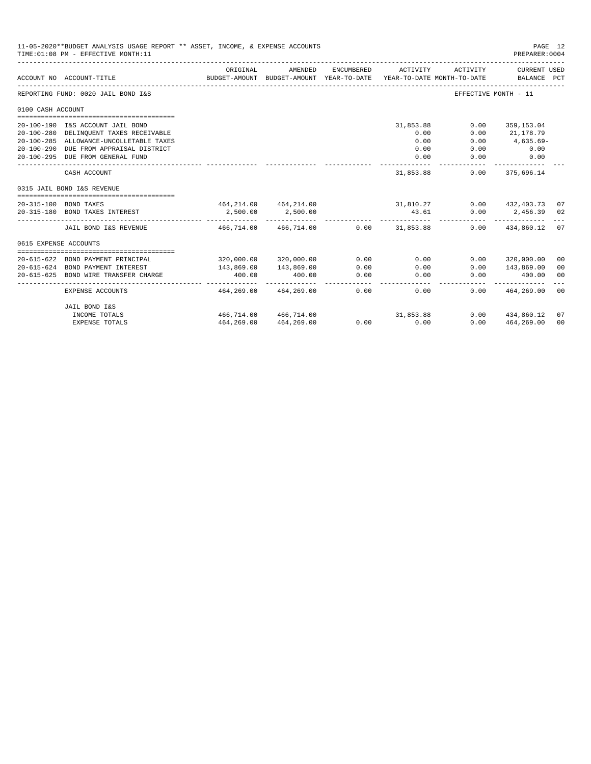11-05-2020**BUDGET ANALYSIS USAGE REPORT ** ASSET, INCOME, & EXPENSE ACCOUNTS

TIME:01:08 PM - EFFECTIVE MONTH:11

PREPARER:0004

| ACCOUNT NO | ACCOUNT-TITLE | ORIGINAL BUDGET-AMOUNT | AMENDED BUDGET-AMOUNT | ENCUMBERED YEAR-TO-DATE | ACTIVITY YEAR-TO-DATE | ACTIVITY MONTH-TO-DATE | CURRENT USED BALANCE | PCT |
|---|---|---|---|---|---|---|---|---|
| REPORTING FUND: 0020 JAIL BOND I&S | | | | | | EFFECTIVE MONTH - 11 | | |
| 0100 CASH ACCOUNT | | | | | | | | |
| 20-100-190 | I&S ACCOUNT JAIL BOND | | | | 31,853.88 | 0.00 | 359,153.04 | |
| 20-100-280 | DELINQUENT TAXES RECEIVABLE | | | | 0.00 | 0.00 | 21,178.79 | |
| 20-100-285 | ALLOWANCE-UNCOLLETABLE TAXES | | | | 0.00 | 0.00 | 4,635.69- | |
| 20-100-290 | DUE FROM APPRAISAL DISTRICT | | | | 0.00 | 0.00 | 0.00 | |
| 20-100-295 | DUE FROM GENERAL FUND | | | | 0.00 | 0.00 | 0.00 | |
| | CASH ACCOUNT | | | | 31,853.88 | 0.00 | 375,696.14 | |
| 0315 JAIL BOND I&S REVENUE | | | | | | | | |
| 20-315-100 | BOND TAXES | 464,214.00 | 464,214.00 | | 31,810.27 | 0.00 | 432,403.73 | 07 |
| 20-315-180 | BOND TAXES INTEREST | 2,500.00 | 2,500.00 | | 43.61 | 0.00 | 2,456.39 | 02 |
| | JAIL BOND I&S REVENUE | 466,714.00 | 466,714.00 | 0.00 | 31,853.88 | 0.00 | 434,860.12 | 07 |
| 0615 EXPENSE ACCOUNTS | | | | | | | | |
| 20-615-622 | BOND PAYMENT PRINCIPAL | 320,000.00 | 320,000.00 | 0.00 | 0.00 | 0.00 | 320,000.00 | 00 |
| 20-615-624 | BOND PAYMENT INTEREST | 143,869.00 | 143,869.00 | 0.00 | 0.00 | 0.00 | 143,869.00 | 00 |
| 20-615-625 | BOND WIRE TRANSFER CHARGE | 400.00 | 400.00 | 0.00 | 0.00 | 0.00 | 400.00 | 00 |
| | EXPENSE ACCOUNTS | 464,269.00 | 464,269.00 | 0.00 | 0.00 | 0.00 | 464,269.00 | 00 |
| | JAIL BOND I&S | | | | | | | |
| | INCOME TOTALS | 466,714.00 | 466,714.00 | | 31,853.88 | 0.00 | 434,860.12 | 07 |
| | EXPENSE TOTALS | 464,269.00 | 464,269.00 | 0.00 | 0.00 | 0.00 | 464,269.00 | 00 |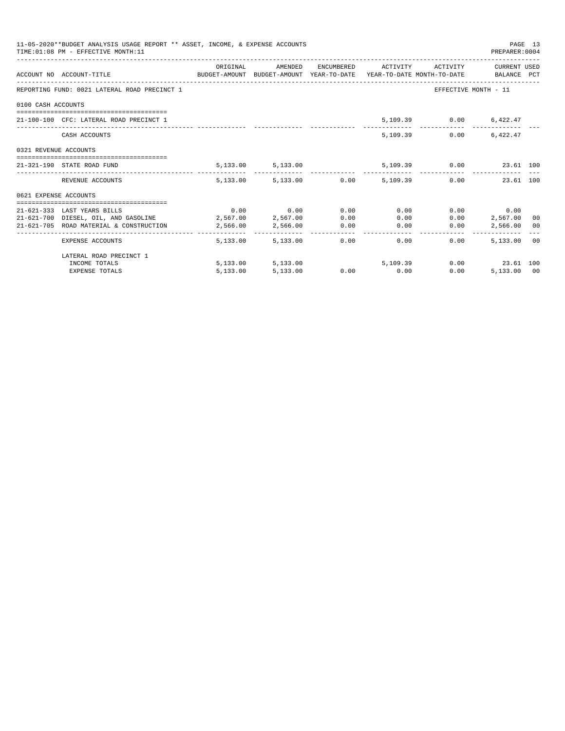11-05-2020**BUDGET ANALYSIS USAGE REPORT ** ASSET, INCOME, & EXPENSE ACCOUNTS
TIME:01:08 PM - EFFECTIVE MONTH:11

PREPARER:0004

| ACCOUNT NO | ACCOUNT-TITLE | ORIGINAL BUDGET-AMOUNT | AMENDED BUDGET-AMOUNT | ENCUMBERED YEAR-TO-DATE | ACTIVITY YEAR-TO-DATE | ACTIVITY MONTH-TO-DATE | CURRENT USED BALANCE | PCT |
|---|---|---|---|---|---|---|---|---|
| REPORTING FUND: 0021 LATERAL ROAD PRECINCT 1 | | | | | | | EFFECTIVE MONTH - 11 | |
| 0100 CASH ACCOUNTS | | | | | | | | |
| 21-100-100 | CFC: LATERAL ROAD PRECINCT 1 | | | | 5,109.39 | 0.00 | 6,422.47 | |
| | CASH ACCOUNTS | | | | 5,109.39 | 0.00 | 6,422.47 | |
| 0321 REVENUE ACCOUNTS | | | | | | | | |
| 21-321-190 | STATE ROAD FUND | 5,133.00 | 5,133.00 | | 5,109.39 | 0.00 | 23.61 | 100 |
| | REVENUE ACCOUNTS | 5,133.00 | 5,133.00 | 0.00 | 5,109.39 | 0.00 | 23.61 | 100 |
| 0621 EXPENSE ACCOUNTS | | | | | | | | |
| 21-621-333 | LAST YEARS BILLS | 0.00 | 0.00 | 0.00 | 0.00 | 0.00 | 0.00 | |
| 21-621-700 | DIESEL, OIL, AND GASOLINE | 2,567.00 | 2,567.00 | 0.00 | 0.00 | 0.00 | 2,567.00 | 00 |
| 21-621-705 | ROAD MATERIAL & CONSTRUCTION | 2,566.00 | 2,566.00 | 0.00 | 0.00 | 0.00 | 2,566.00 | 00 |
| | EXPENSE ACCOUNTS | 5,133.00 | 5,133.00 | 0.00 | 0.00 | 0.00 | 5,133.00 | 00 |
| | LATERAL ROAD PRECINCT 1 | | | | | | | |
| | INCOME TOTALS | 5,133.00 | 5,133.00 | | 5,109.39 | 0.00 | 23.61 | 100 |
| | EXPENSE TOTALS | 5,133.00 | 5,133.00 | 0.00 | 0.00 | 0.00 | 5,133.00 | 00 |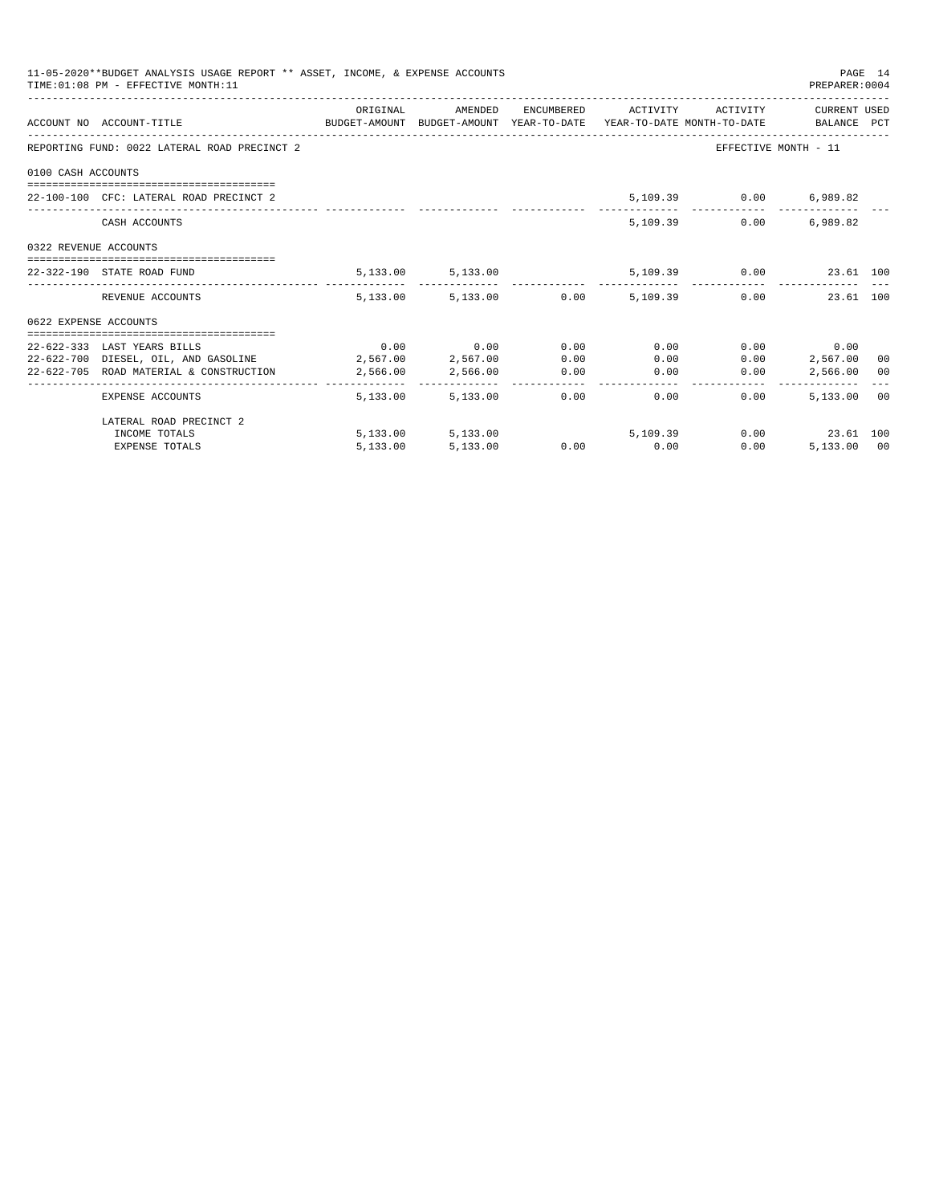11-05-2020**BUDGET ANALYSIS USAGE REPORT ** ASSET, INCOME, & EXPENSE ACCOUNTS
TIME:01:08 PM - EFFECTIVE MONTH:11

PREPARER:0004

| ACCOUNT NO | ACCOUNT-TITLE | ORIGINAL BUDGET-AMOUNT | AMENDED BUDGET-AMOUNT | ENCUMBERED YEAR-TO-DATE | ACTIVITY YEAR-TO-DATE | ACTIVITY MONTH-TO-DATE | CURRENT USED BALANCE | PCT |
|---|---|---|---|---|---|---|---|---|
| REPORTING FUND: 0022 LATERAL ROAD PRECINCT 2 | | | | | | EFFECTIVE MONTH - 11 | | |
| 0100 CASH ACCOUNTS | | | | | | | | |
| 22-100-100 | CFC: LATERAL ROAD PRECINCT 2 | | | | 5,109.39 | 0.00 | 6,989.82 | |
| | CASH ACCOUNTS | | | | 5,109.39 | 0.00 | 6,989.82 | |
| 0322 REVENUE ACCOUNTS | | | | | | | | |
| 22-322-190 | STATE ROAD FUND | 5,133.00 | 5,133.00 | | 5,109.39 | 0.00 | 23.61 | 100 |
| | REVENUE ACCOUNTS | 5,133.00 | 5,133.00 | 0.00 | 5,109.39 | 0.00 | 23.61 | 100 |
| 0622 EXPENSE ACCOUNTS | | | | | | | | |
| 22-622-333 | LAST YEARS BILLS | 0.00 | 0.00 | 0.00 | 0.00 | 0.00 | 0.00 | |
| 22-622-700 | DIESEL, OIL, AND GASOLINE | 2,567.00 | 2,567.00 | 0.00 | 0.00 | 0.00 | 2,567.00 | 00 |
| 22-622-705 | ROAD MATERIAL & CONSTRUCTION | 2,566.00 | 2,566.00 | 0.00 | 0.00 | 0.00 | 2,566.00 | 00 |
| | EXPENSE ACCOUNTS | 5,133.00 | 5,133.00 | 0.00 | 0.00 | 0.00 | 5,133.00 | 00 |
| | LATERAL ROAD PRECINCT 2 | | | | | | | |
| | INCOME TOTALS | 5,133.00 | 5,133.00 | | 5,109.39 | 0.00 | 23.61 | 100 |
| | EXPENSE TOTALS | 5,133.00 | 5,133.00 | 0.00 | 0.00 | 0.00 | 5,133.00 | 00 |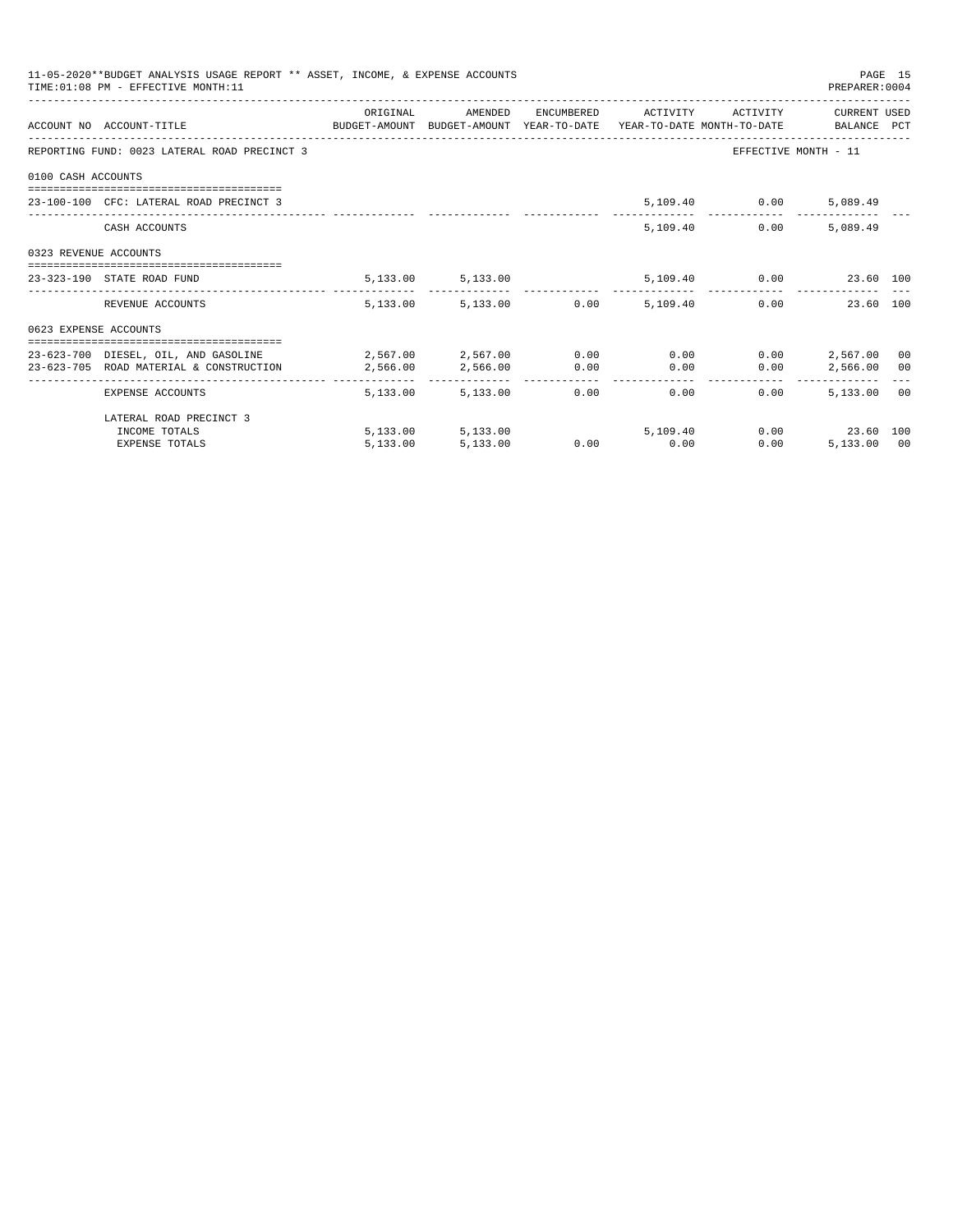11-05-2020**BUDGET ANALYSIS USAGE REPORT ** ASSET, INCOME, & EXPENSE ACCOUNTS

TIME:01:08 PM - EFFECTIVE MONTH:11

PREPARER:0004

| ACCOUNT NO | ACCOUNT-TITLE | ORIGINAL BUDGET-AMOUNT | AMENDED BUDGET-AMOUNT | ENCUMBERED YEAR-TO-DATE | ACTIVITY YEAR-TO-DATE | ACTIVITY MONTH-TO-DATE | CURRENT BALANCE | USED PCT |
|---|---|---|---|---|---|---|---|---|
| REPORTING FUND: 0023 LATERAL ROAD PRECINCT 3 | | | | | | EFFECTIVE MONTH - 11 | | |
| 0100 CASH ACCOUNTS | | | | | | | | |
| 23-100-100 | CFC: LATERAL ROAD PRECINCT 3 | | | | 5,109.40 | 0.00 | 5,089.49 | |
| | CASH ACCOUNTS | | | | 5,109.40 | 0.00 | 5,089.49 | |
| 0323 REVENUE ACCOUNTS | | | | | | | | |
| 23-323-190 | STATE ROAD FUND | 5,133.00 | 5,133.00 | | 5,109.40 | 0.00 | 23.60 | 100 |
| | REVENUE ACCOUNTS | 5,133.00 | 5,133.00 | 0.00 | 5,109.40 | 0.00 | 23.60 | 100 |
| 0623 EXPENSE ACCOUNTS | | | | | | | | |
| 23-623-700 | DIESEL, OIL, AND GASOLINE | 2,567.00 | 2,567.00 | 0.00 | 0.00 | 0.00 | 2,567.00 | 00 |
| 23-623-705 | ROAD MATERIAL & CONSTRUCTION | 2,566.00 | 2,566.00 | 0.00 | 0.00 | 0.00 | 2,566.00 | 00 |
| | EXPENSE ACCOUNTS | 5,133.00 | 5,133.00 | 0.00 | 0.00 | 0.00 | 5,133.00 | 00 |
| | LATERAL ROAD PRECINCT 3 | | | | | | | |
| | INCOME TOTALS | 5,133.00 | 5,133.00 | | 5,109.40 | 0.00 | 23.60 | 100 |
| | EXPENSE TOTALS | 5,133.00 | 5,133.00 | 0.00 | 0.00 | 0.00 | 5,133.00 | 00 |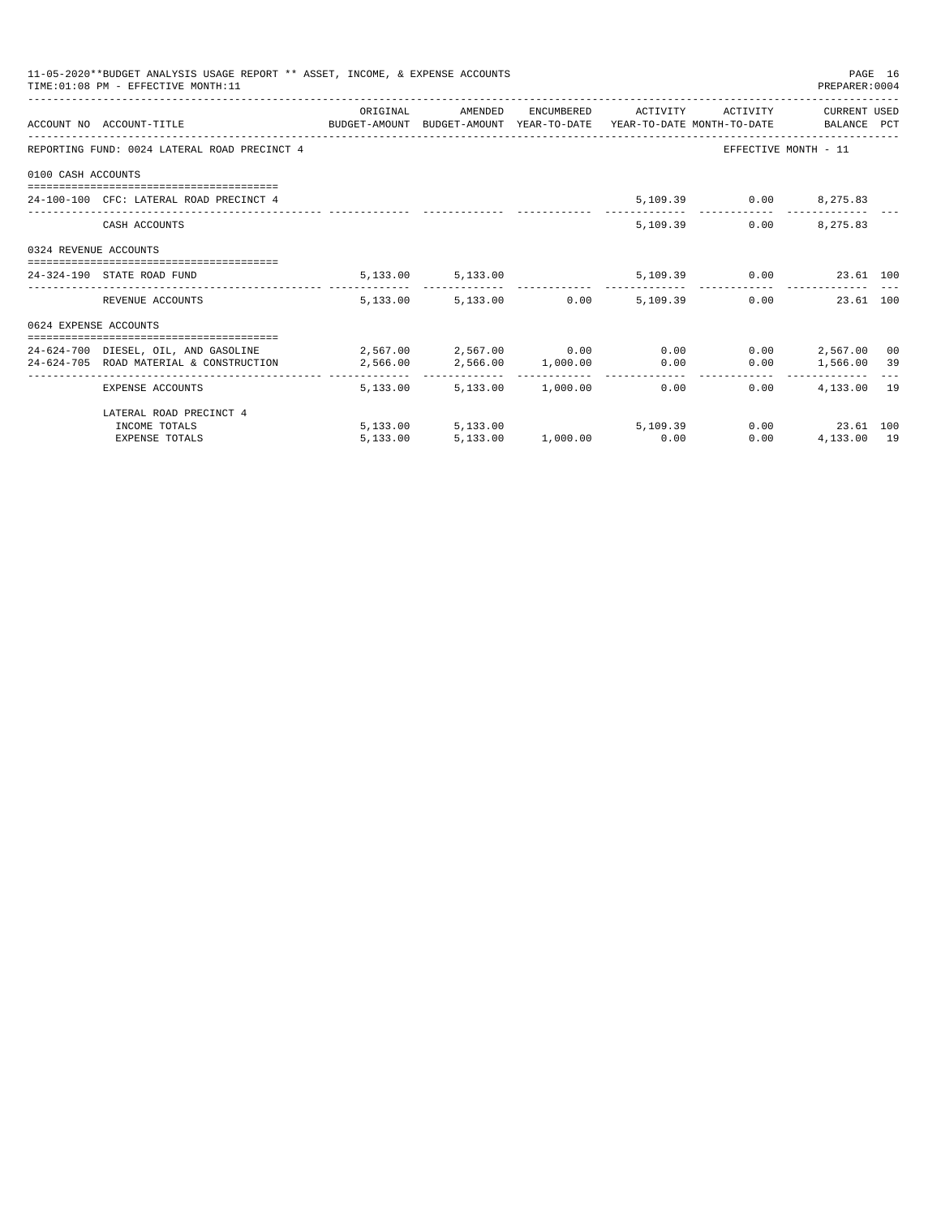11-05-2020**BUDGET ANALYSIS USAGE REPORT ** ASSET, INCOME, & EXPENSE ACCOUNTS

TIME:01:08 PM - EFFECTIVE MONTH:11

PREPARER:0004

| ACCOUNT NO | ACCOUNT-TITLE | ORIGINAL BUDGET-AMOUNT | AMENDED BUDGET-AMOUNT | ENCUMBERED YEAR-TO-DATE | ACTIVITY YEAR-TO-DATE | ACTIVITY MONTH-TO-DATE | CURRENT BALANCE | USED PCT |
|---|---|---|---|---|---|---|---|---|
| REPORTING FUND: 0024 LATERAL ROAD PRECINCT 4 | | | | | | EFFECTIVE MONTH - 11 | | |
| 0100 CASH ACCOUNTS | | | | | | | | |
| 24-100-100 | CFC: LATERAL ROAD PRECINCT 4 | | | | 5,109.39 | 0.00 | 8,275.83 | |
| | CASH ACCOUNTS | | | | 5,109.39 | 0.00 | 8,275.83 | |
| 0324 REVENUE ACCOUNTS | | | | | | | | |
| 24-324-190 | STATE ROAD FUND | 5,133.00 | 5,133.00 | | 5,109.39 | 0.00 | 23.61 | 100 |
| | REVENUE ACCOUNTS | 5,133.00 | 5,133.00 | 0.00 | 5,109.39 | 0.00 | 23.61 | 100 |
| 0624 EXPENSE ACCOUNTS | | | | | | | | |
| 24-624-700 | DIESEL, OIL, AND GASOLINE | 2,567.00 | 2,567.00 | 0.00 | 0.00 | 0.00 | 2,567.00 | 00 |
| 24-624-705 | ROAD MATERIAL & CONSTRUCTION | 2,566.00 | 2,566.00 | 1,000.00 | 0.00 | 0.00 | 1,566.00 | 39 |
| | EXPENSE ACCOUNTS | 5,133.00 | 5,133.00 | 1,000.00 | 0.00 | 0.00 | 4,133.00 | 19 |
| | LATERAL ROAD PRECINCT 4 | | | | | | | |
| | INCOME TOTALS | 5,133.00 | 5,133.00 | | 5,109.39 | 0.00 | 23.61 | 100 |
| | EXPENSE TOTALS | 5,133.00 | 5,133.00 | 1,000.00 | 0.00 | 0.00 | 4,133.00 | 19 |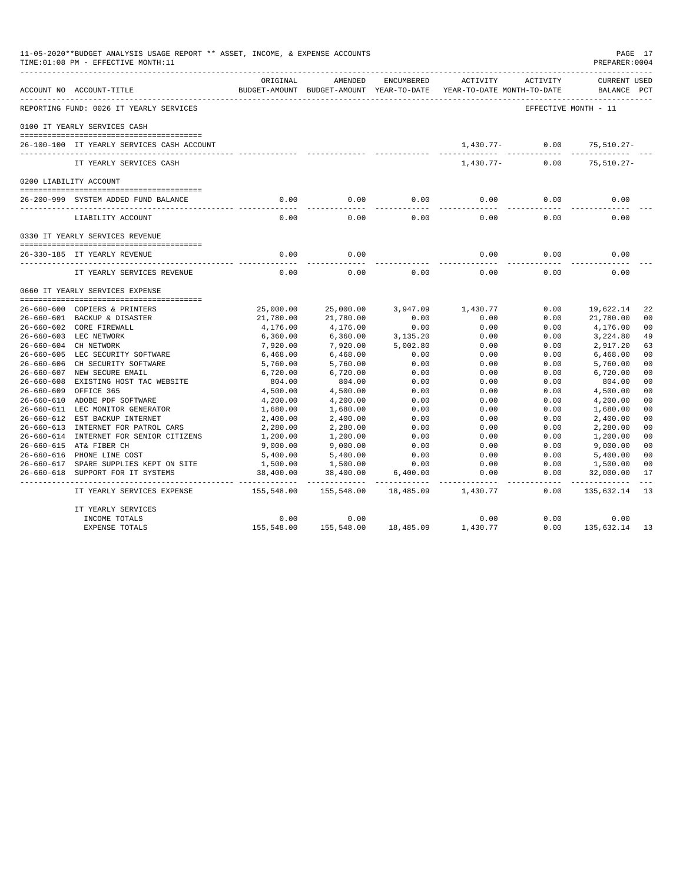11-05-2020**BUDGET ANALYSIS USAGE REPORT ** ASSET, INCOME, & EXPENSE ACCOUNTS

TIME:01:08 PM - EFFECTIVE MONTH:11

PREPARER:0004

| ACCOUNT NO | ACCOUNT-TITLE | ORIGINAL BUDGET-AMOUNT | AMENDED BUDGET-AMOUNT | ENCUMBERED YEAR-TO-DATE | ACTIVITY YEAR-TO-DATE | ACTIVITY MONTH-TO-DATE | CURRENT USED BALANCE | PCT |
|---|---|---|---|---|---|---|---|---|
| REPORTING FUND: 0026 IT YEARLY SERVICES | | | | | | EFFECTIVE MONTH - 11 | | |
| 0100 IT YEARLY SERVICES CASH | | | | | | | | |
| 26-100-100 | IT YEARLY SERVICES CASH ACCOUNT | | | | 1,430.77- | 0.00 | 75,510.27- | |
| | IT YEARLY SERVICES CASH | | | | 1,430.77- | 0.00 | 75,510.27- | |
| 0200 LIABILITY ACCOUNT | | | | | | | | |
| 26-200-999 | SYSTEM ADDED FUND BALANCE | 0.00 | 0.00 | 0.00 | 0.00 | 0.00 | 0.00 | |
| | LIABILITY ACCOUNT | 0.00 | 0.00 | 0.00 | 0.00 | 0.00 | 0.00 | |
| 0330 IT YEARLY SERVICES REVENUE | | | | | | | | |
| 26-330-185 | IT YEARLY REVENUE | 0.00 | 0.00 | | 0.00 | 0.00 | 0.00 | |
| | IT YEARLY SERVICES REVENUE | 0.00 | 0.00 | 0.00 | 0.00 | 0.00 | 0.00 | |
| 0660 IT YEARLY SERVICES EXPENSE | | | | | | | | |
| 26-660-600 | COPIERS & PRINTERS | 25,000.00 | 25,000.00 | 3,947.09 | 1,430.77 | 0.00 | 19,622.14 | 22 |
| 26-660-601 | BACKUP & DISASTER | 21,780.00 | 21,780.00 | 0.00 | 0.00 | 0.00 | 21,780.00 | 00 |
| 26-660-602 | CORE FIREWALL | 4,176.00 | 4,176.00 | 0.00 | 0.00 | 0.00 | 4,176.00 | 00 |
| 26-660-603 | LEC NETWORK | 6,360.00 | 6,360.00 | 3,135.20 | 0.00 | 0.00 | 3,224.80 | 49 |
| 26-660-604 | CH NETWORK | 7,920.00 | 7,920.00 | 5,002.80 | 0.00 | 0.00 | 2,917.20 | 63 |
| 26-660-605 | LEC SECURITY SOFTWARE | 6,468.00 | 6,468.00 | 0.00 | 0.00 | 0.00 | 6,468.00 | 00 |
| 26-660-606 | CH SECURITY SOFTWARE | 5,760.00 | 5,760.00 | 0.00 | 0.00 | 0.00 | 5,760.00 | 00 |
| 26-660-607 | NEW SECURE EMAIL | 6,720.00 | 6,720.00 | 0.00 | 0.00 | 0.00 | 6,720.00 | 00 |
| 26-660-608 | EXISTING HOST TAC WEBSITE | 804.00 | 804.00 | 0.00 | 0.00 | 0.00 | 804.00 | 00 |
| 26-660-609 | OFFICE 365 | 4,500.00 | 4,500.00 | 0.00 | 0.00 | 0.00 | 4,500.00 | 00 |
| 26-660-610 | ADOBE PDF SOFTWARE | 4,200.00 | 4,200.00 | 0.00 | 0.00 | 0.00 | 4,200.00 | 00 |
| 26-660-611 | LEC MONITOR GENERATOR | 1,680.00 | 1,680.00 | 0.00 | 0.00 | 0.00 | 1,680.00 | 00 |
| 26-660-612 | EST BACKUP INTERNET | 2,400.00 | 2,400.00 | 0.00 | 0.00 | 0.00 | 2,400.00 | 00 |
| 26-660-613 | INTERNET FOR PATROL CARS | 2,280.00 | 2,280.00 | 0.00 | 0.00 | 0.00 | 2,280.00 | 00 |
| 26-660-614 | INTERNET FOR SENIOR CITIZENS | 1,200.00 | 1,200.00 | 0.00 | 0.00 | 0.00 | 1,200.00 | 00 |
| 26-660-615 | AT& FIBER CH | 9,000.00 | 9,000.00 | 0.00 | 0.00 | 0.00 | 9,000.00 | 00 |
| 26-660-616 | PHONE LINE COST | 5,400.00 | 5,400.00 | 0.00 | 0.00 | 0.00 | 5,400.00 | 00 |
| 26-660-617 | SPARE SUPPLIES KEPT ON SITE | 1,500.00 | 1,500.00 | 0.00 | 0.00 | 0.00 | 1,500.00 | 00 |
| 26-660-618 | SUPPORT FOR IT SYSTEMS | 38,400.00 | 38,400.00 | 6,400.00 | 0.00 | 0.00 | 32,000.00 | 17 |
| | IT YEARLY SERVICES EXPENSE | 155,548.00 | 155,548.00 | 18,485.09 | 1,430.77 | 0.00 | 135,632.14 | 13 |
| | IT YEARLY SERVICES | | | | | | | |
| | INCOME TOTALS | 0.00 | 0.00 | | 0.00 | 0.00 | 0.00 | |
| | EXPENSE TOTALS | 155,548.00 | 155,548.00 | 18,485.09 | 1,430.77 | 0.00 | 135,632.14 | 13 |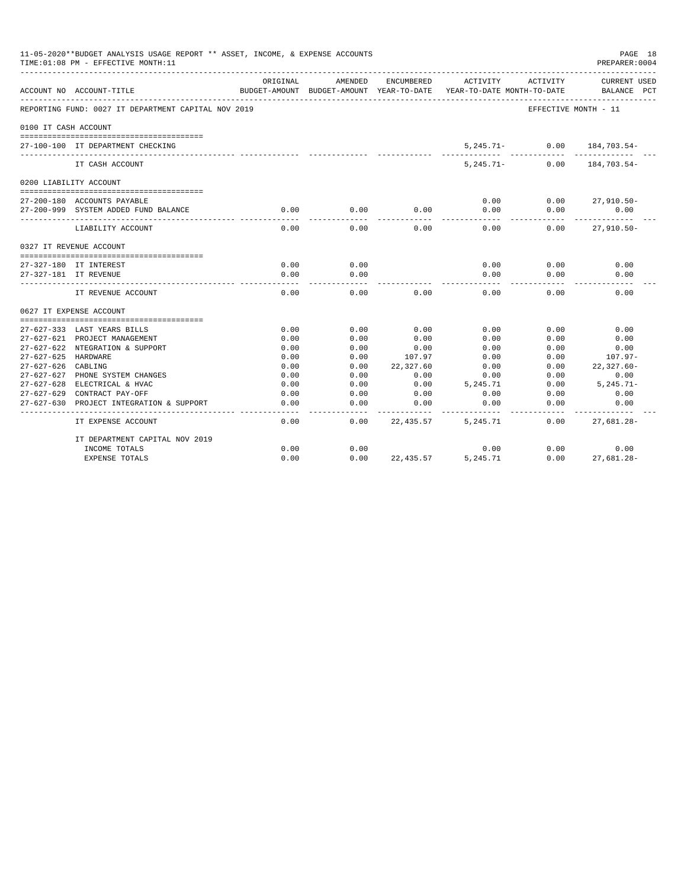11-05-2020**BUDGET ANALYSIS USAGE REPORT ** ASSET, INCOME, & EXPENSE ACCOUNTS
TIME:01:08 PM - EFFECTIVE MONTH:11

PREPARER:0004

| ACCOUNT NO | ACCOUNT-TITLE | ORIGINAL BUDGET-AMOUNT | AMENDED BUDGET-AMOUNT | ENCUMBERED YEAR-TO-DATE | ACTIVITY YEAR-TO-DATE | ACTIVITY MONTH-TO-DATE | CURRENT USED BALANCE | PCT |
|---|---|---|---|---|---|---|---|---|
| REPORTING FUND: 0027 IT DEPARTMENT CAPITAL NOV 2019 | | | | | | EFFECTIVE MONTH - 11 | | |
| 0100 IT CASH ACCOUNT | | | | | | | | |
| 27-100-100 | IT DEPARTMENT CHECKING | | | | 5,245.71- | 0.00 | 184,703.54- | |
| | IT CASH ACCOUNT | | | | 5,245.71- | 0.00 | 184,703.54- | |
| 0200 LIABILITY ACCOUNT | | | | | | | | |
| 27-200-180 | ACCOUNTS PAYABLE | | | | 0.00 | 0.00 | 27,910.50- | |
| 27-200-999 | SYSTEM ADDED FUND BALANCE | 0.00 | 0.00 | 0.00 | 0.00 | 0.00 | 0.00 | |
| | LIABILITY ACCOUNT | 0.00 | 0.00 | 0.00 | 0.00 | 0.00 | 27,910.50- | |
| 0327 IT REVENUE ACCOUNT | | | | | | | | |
| 27-327-180 | IT INTEREST | 0.00 | 0.00 | | 0.00 | 0.00 | 0.00 | |
| 27-327-181 | IT REVENUE | 0.00 | 0.00 | | 0.00 | 0.00 | 0.00 | |
| | IT REVENUE ACCOUNT | 0.00 | 0.00 | 0.00 | 0.00 | 0.00 | 0.00 | |
| 0627 IT EXPENSE ACCOUNT | | | | | | | | |
| 27-627-333 | LAST YEARS BILLS | 0.00 | 0.00 | 0.00 | 0.00 | 0.00 | 0.00 | |
| 27-627-621 | PROJECT MANAGEMENT | 0.00 | 0.00 | 0.00 | 0.00 | 0.00 | 0.00 | |
| 27-627-622 | NTEGRATION & SUPPORT | 0.00 | 0.00 | 0.00 | 0.00 | 0.00 | 0.00 | |
| 27-627-625 | HARDWARE | 0.00 | 0.00 | 107.97 | 0.00 | 0.00 | 107.97- | |
| 27-627-626 | CABLING | 0.00 | 0.00 | 22,327.60 | 0.00 | 0.00 | 22,327.60- | |
| 27-627-627 | PHONE SYSTEM CHANGES | 0.00 | 0.00 | 0.00 | 0.00 | 0.00 | 0.00 | |
| 27-627-628 | ELECTRICAL & HVAC | 0.00 | 0.00 | 0.00 | 5,245.71 | 0.00 | 5,245.71- | |
| 27-627-629 | CONTRACT PAY-OFF | 0.00 | 0.00 | 0.00 | 0.00 | 0.00 | 0.00 | |
| 27-627-630 | PROJECT INTEGRATION & SUPPORT | 0.00 | 0.00 | 0.00 | 0.00 | 0.00 | 0.00 | |
| | IT EXPENSE ACCOUNT | 0.00 | 0.00 | 22,435.57 | 5,245.71 | 0.00 | 27,681.28- | |
| | IT DEPARTMENT CAPITAL NOV 2019 | | | | | | | |
| | INCOME TOTALS | 0.00 | 0.00 | | 0.00 | 0.00 | 0.00 | |
| | EXPENSE TOTALS | 0.00 | 0.00 | 22,435.57 | 5,245.71 | 0.00 | 27,681.28- | |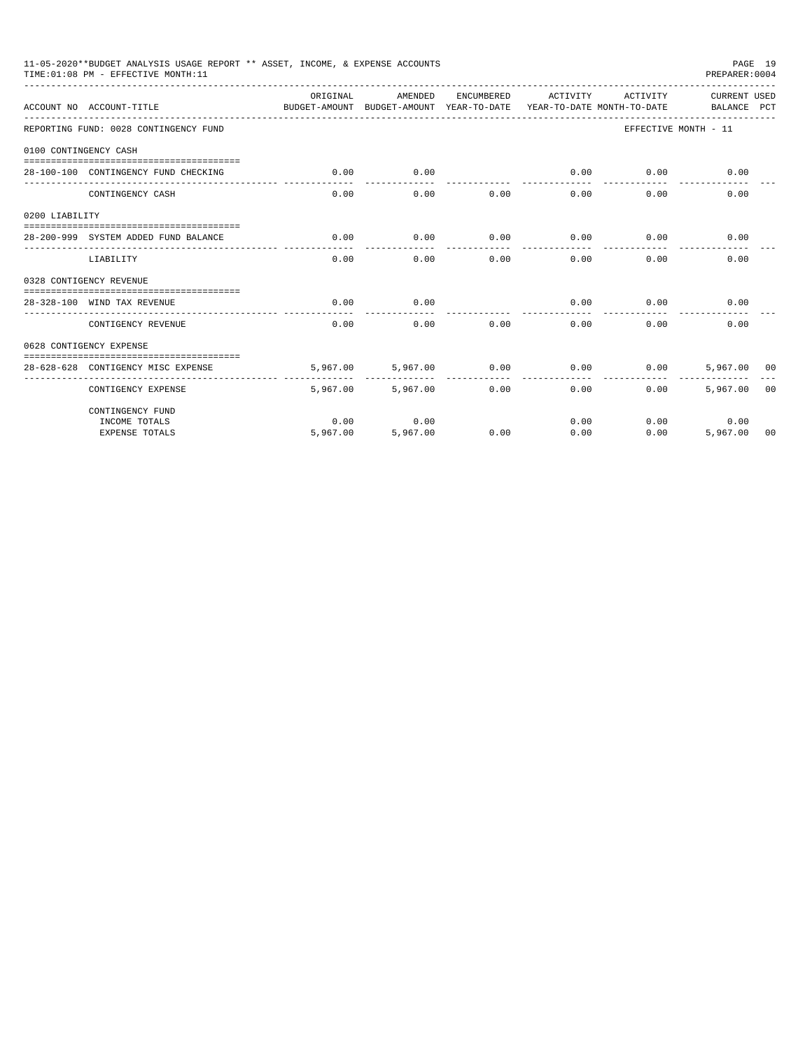11-05-2020**BUDGET ANALYSIS USAGE REPORT ** ASSET, INCOME, & EXPENSE ACCOUNTS

TIME:01:08 PM - EFFECTIVE MONTH:11

PREPARER:0004

| ACCOUNT NO | ACCOUNT-TITLE | ORIGINAL BUDGET-AMOUNT | AMENDED BUDGET-AMOUNT | ENCUMBERED YEAR-TO-DATE | ACTIVITY YEAR-TO-DATE | ACTIVITY MONTH-TO-DATE | CURRENT BALANCE | USED PCT |
|---|---|---|---|---|---|---|---|---|
| REPORTING FUND: 0028 CONTINGENCY FUND | | | | | | | EFFECTIVE MONTH - 11 | |
| 0100 CONTINGENCY CASH | | | | | | | | |
| 28-100-100 | CONTINGENCY FUND CHECKING | 0.00 | 0.00 | | 0.00 | 0.00 | 0.00 | |
| | CONTINGENCY CASH | 0.00 | 0.00 | 0.00 | 0.00 | 0.00 | 0.00 | |
| 0200 LIABILITY | | | | | | | | |
| 28-200-999 | SYSTEM ADDED FUND BALANCE | 0.00 | 0.00 | 0.00 | 0.00 | 0.00 | 0.00 | |
| | LIABILITY | 0.00 | 0.00 | 0.00 | 0.00 | 0.00 | 0.00 | |
| 0328 CONTIGENCY REVENUE | | | | | | | | |
| 28-328-100 | WIND TAX REVENUE | 0.00 | 0.00 | | 0.00 | 0.00 | 0.00 | |
| | CONTIGENCY REVENUE | 0.00 | 0.00 | 0.00 | 0.00 | 0.00 | 0.00 | |
| 0628 CONTIGENCY EXPENSE | | | | | | | | |
| 28-628-628 | CONTIGENCY MISC EXPENSE | 5,967.00 | 5,967.00 | 0.00 | 0.00 | 0.00 | 5,967.00 | 00 |
| | CONTIGENCY EXPENSE | 5,967.00 | 5,967.00 | 0.00 | 0.00 | 0.00 | 5,967.00 | 00 |
| | CONTINGENCY FUND | | | | | | | |
| | INCOME TOTALS | 0.00 | 0.00 | | 0.00 | 0.00 | 0.00 | |
| | EXPENSE TOTALS | 5,967.00 | 5,967.00 | 0.00 | 0.00 | 0.00 | 5,967.00 | 00 |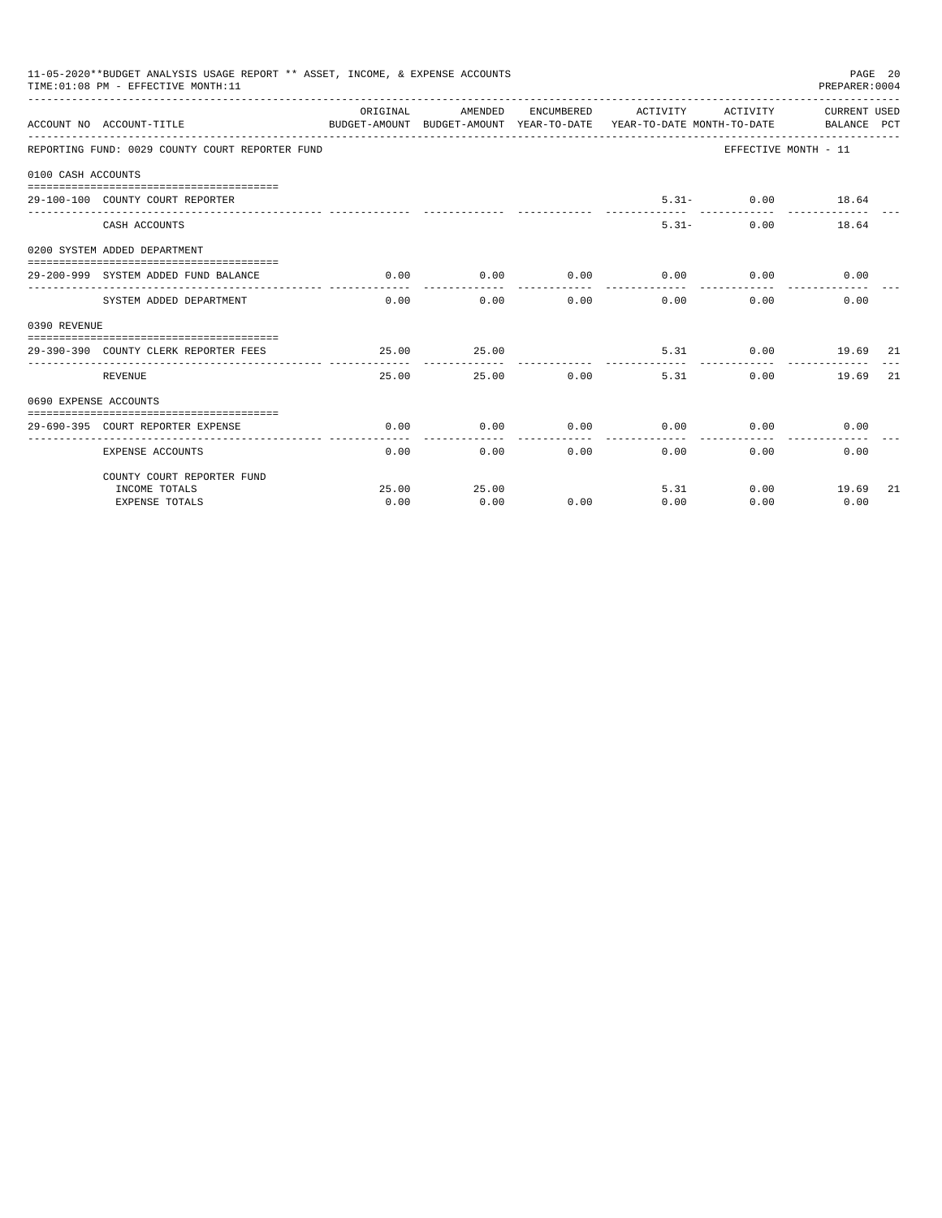11-05-2020**BUDGET ANALYSIS USAGE REPORT ** ASSET, INCOME, & EXPENSE ACCOUNTS
TIME:01:08 PM - EFFECTIVE MONTH:11

REPORTING FUND: 0029 COUNTY COURT REPORTER FUND — EFFECTIVE MONTH - 11

| ACCOUNT NO | ACCOUNT-TITLE | ORIGINAL BUDGET-AMOUNT | AMENDED BUDGET-AMOUNT | ENCUMBERED YEAR-TO-DATE | ACTIVITY YEAR-TO-DATE | ACTIVITY MONTH-TO-DATE | CURRENT BALANCE | USED PCT |
|---|---|---|---|---|---|---|---|---|
| 0100 CASH ACCOUNTS | | | | | | | | |
| 29-100-100 | COUNTY COURT REPORTER | | | | 5.31- | 0.00 | 18.64 | |
| | CASH ACCOUNTS | | | | 5.31- | 0.00 | 18.64 | |
| 0200 SYSTEM ADDED DEPARTMENT | | | | | | | | |
| 29-200-999 | SYSTEM ADDED FUND BALANCE | 0.00 | 0.00 | 0.00 | 0.00 | 0.00 | 0.00 | |
| | SYSTEM ADDED DEPARTMENT | 0.00 | 0.00 | 0.00 | 0.00 | 0.00 | 0.00 | |
| 0390 REVENUE | | | | | | | | |
| 29-390-390 | COUNTY CLERK REPORTER FEES | 25.00 | 25.00 | | 5.31 | 0.00 | 19.69 | 21 |
| | REVENUE | 25.00 | 25.00 | 0.00 | 5.31 | 0.00 | 19.69 | 21 |
| 0690 EXPENSE ACCOUNTS | | | | | | | | |
| 29-690-395 | COURT REPORTER EXPENSE | 0.00 | 0.00 | 0.00 | 0.00 | 0.00 | 0.00 | |
| | EXPENSE ACCOUNTS | 0.00 | 0.00 | 0.00 | 0.00 | 0.00 | 0.00 | |
| | COUNTY COURT REPORTER FUND | | | | | | | |
| | INCOME TOTALS | 25.00 | 25.00 | | 5.31 | 0.00 | 19.69 | 21 |
| | EXPENSE TOTALS | 0.00 | 0.00 | 0.00 | 0.00 | 0.00 | 0.00 | |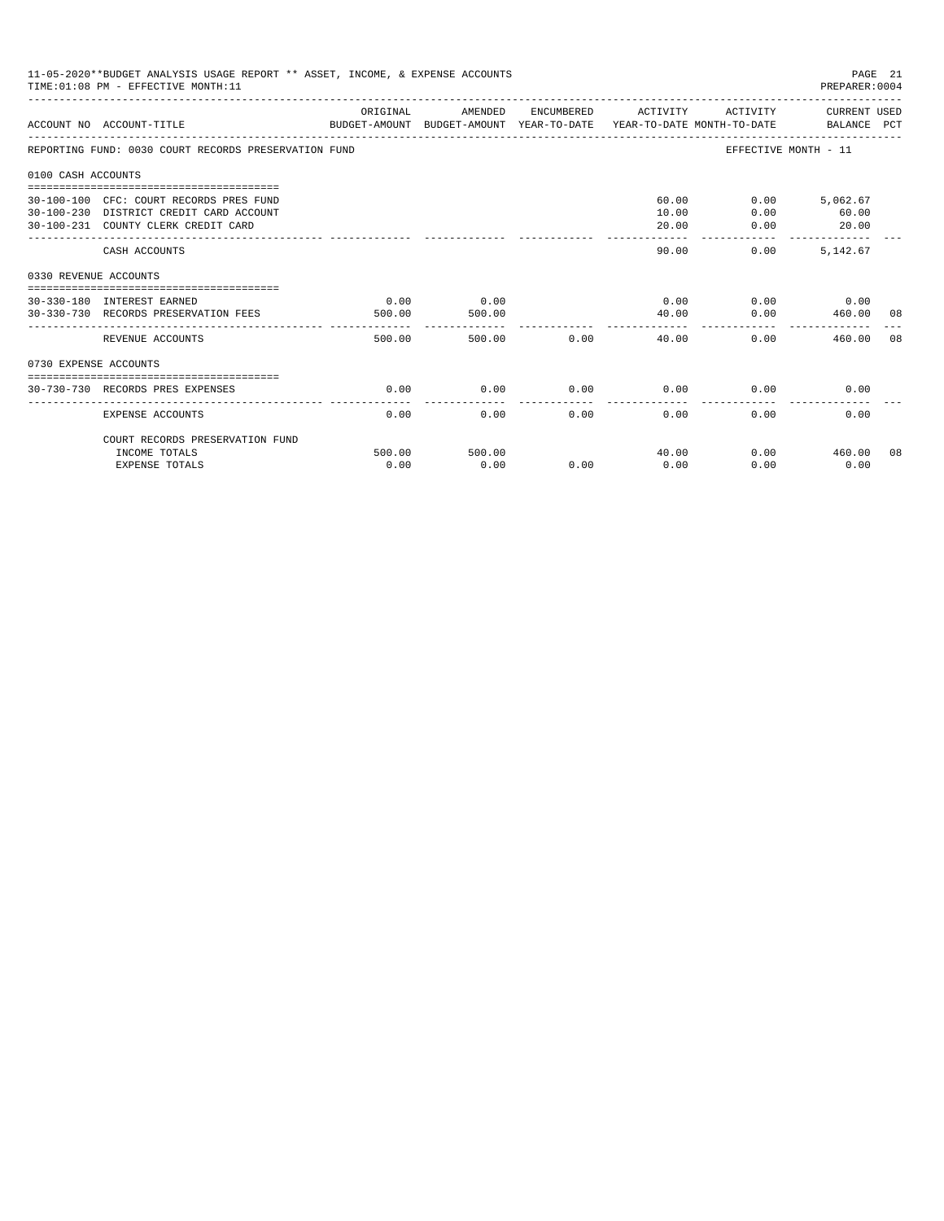11-05-2020**BUDGET ANALYSIS USAGE REPORT ** ASSET, INCOME, & EXPENSE ACCOUNTS
TIME:01:08 PM - EFFECTIVE MONTH:11
PREPARER:0004

| ACCOUNT NO | ACCOUNT-TITLE | ORIGINAL BUDGET-AMOUNT | AMENDED BUDGET-AMOUNT | ENCUMBERED YEAR-TO-DATE | ACTIVITY YEAR-TO-DATE | ACTIVITY MONTH-TO-DATE | CURRENT USED BALANCE | PCT |
|---|---|---|---|---|---|---|---|---|
| REPORTING FUND: 0030 COURT RECORDS PRESERVATION FUND | | | | | | EFFECTIVE MONTH - 11 | | |
| 0100 CASH ACCOUNTS | | | | | | | | |
| 30-100-100 | CFC: COURT RECORDS PRES FUND | | | | 60.00 | 0.00 | 5,062.67 | |
| 30-100-230 | DISTRICT CREDIT CARD ACCOUNT | | | | 10.00 | 0.00 | 60.00 | |
| 30-100-231 | COUNTY CLERK CREDIT CARD | | | | 20.00 | 0.00 | 20.00 | |
| | CASH ACCOUNTS | | | | 90.00 | 0.00 | 5,142.67 | |
| 0330 REVENUE ACCOUNTS | | | | | | | | |
| 30-330-180 | INTEREST EARNED | 0.00 | 0.00 | | 0.00 | 0.00 | 0.00 | |
| 30-330-730 | RECORDS PRESERVATION FEES | 500.00 | 500.00 | | 40.00 | 0.00 | 460.00 | 08 |
| | REVENUE ACCOUNTS | 500.00 | 500.00 | 0.00 | 40.00 | 0.00 | 460.00 | 08 |
| 0730 EXPENSE ACCOUNTS | | | | | | | | |
| 30-730-730 | RECORDS PRES EXPENSES | 0.00 | 0.00 | 0.00 | 0.00 | 0.00 | 0.00 | |
| | EXPENSE ACCOUNTS | 0.00 | 0.00 | 0.00 | 0.00 | 0.00 | 0.00 | |
| | COURT RECORDS PRESERVATION FUND | | | | | | | |
| | INCOME TOTALS | 500.00 | 500.00 | | 40.00 | 0.00 | 460.00 | 08 |
| | EXPENSE TOTALS | 0.00 | 0.00 | 0.00 | 0.00 | 0.00 | 0.00 | |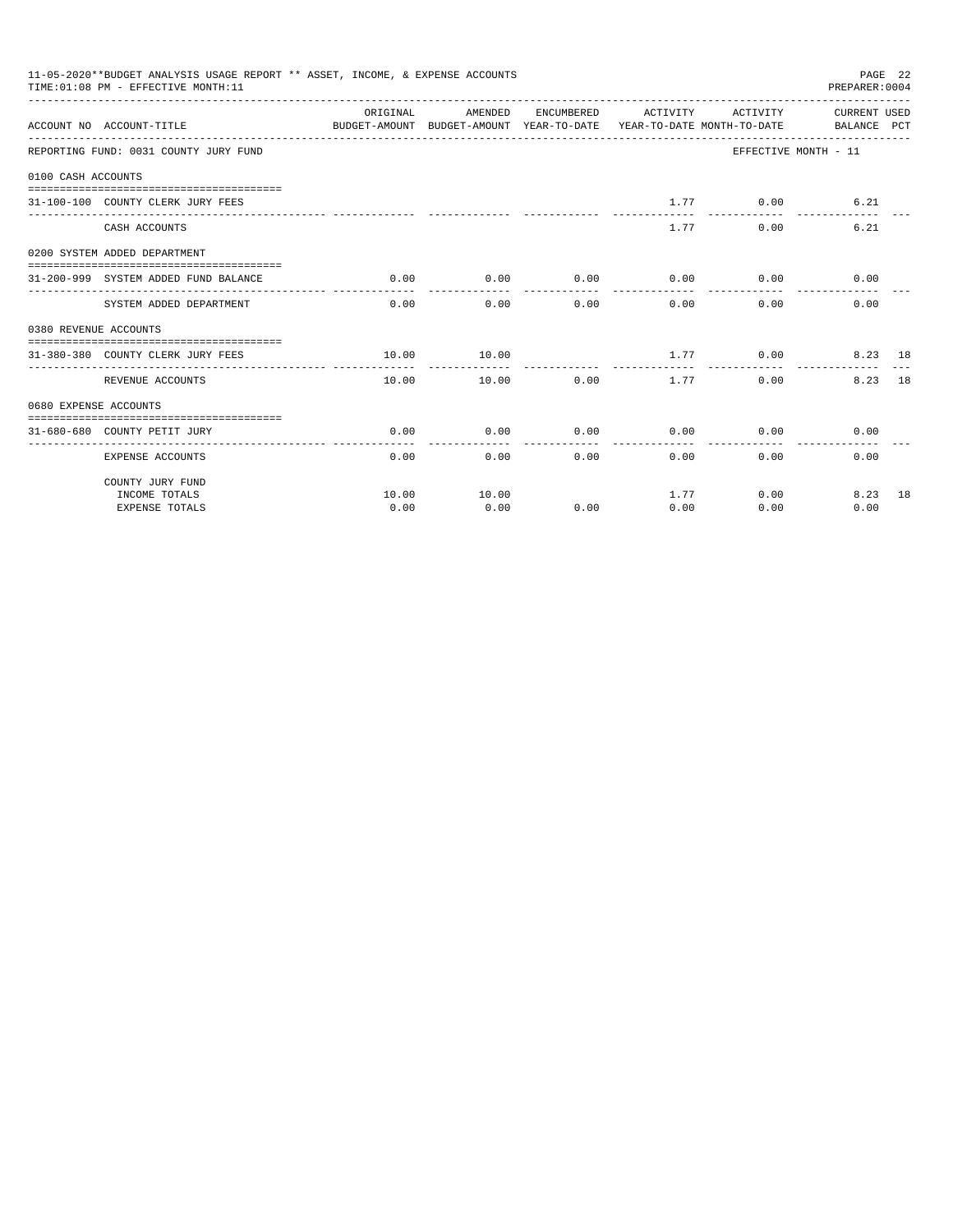11-05-2020**BUDGET ANALYSIS USAGE REPORT ** ASSET, INCOME, & EXPENSE ACCOUNTS

TIME:01:08 PM - EFFECTIVE MONTH:11

PREPARER:0004

| ACCOUNT NO | ACCOUNT-TITLE | ORIGINAL BUDGET-AMOUNT | AMENDED BUDGET-AMOUNT | ENCUMBERED YEAR-TO-DATE | ACTIVITY YEAR-TO-DATE | ACTIVITY MONTH-TO-DATE | CURRENT BALANCE | USED PCT |
|---|---|---|---|---|---|---|---|---|
| REPORTING FUND: 0031 COUNTY JURY FUND | | | | | | EFFECTIVE MONTH - 11 | | |
| 0100 CASH ACCOUNTS | | | | | | | | |
| 31-100-100 | COUNTY CLERK JURY FEES | | | | 1.77 | 0.00 | 6.21 | |
| | CASH ACCOUNTS | | | | 1.77 | 0.00 | 6.21 | |
| 0200 SYSTEM ADDED DEPARTMENT | | | | | | | | |
| 31-200-999 | SYSTEM ADDED FUND BALANCE | 0.00 | 0.00 | 0.00 | 0.00 | 0.00 | 0.00 | |
| | SYSTEM ADDED DEPARTMENT | 0.00 | 0.00 | 0.00 | 0.00 | 0.00 | 0.00 | |
| 0380 REVENUE ACCOUNTS | | | | | | | | |
| 31-380-380 | COUNTY CLERK JURY FEES | 10.00 | 10.00 | | 1.77 | 0.00 | 8.23 | 18 |
| | REVENUE ACCOUNTS | 10.00 | 10.00 | 0.00 | 1.77 | 0.00 | 8.23 | 18 |
| 0680 EXPENSE ACCOUNTS | | | | | | | | |
| 31-680-680 | COUNTY PETIT JURY | 0.00 | 0.00 | 0.00 | 0.00 | 0.00 | 0.00 | |
| | EXPENSE ACCOUNTS | 0.00 | 0.00 | 0.00 | 0.00 | 0.00 | 0.00 | |
| | COUNTY JURY FUND | | | | | | | |
| | INCOME TOTALS | 10.00 | 10.00 | | 1.77 | 0.00 | 8.23 | 18 |
| | EXPENSE TOTALS | 0.00 | 0.00 | 0.00 | 0.00 | 0.00 | 0.00 | |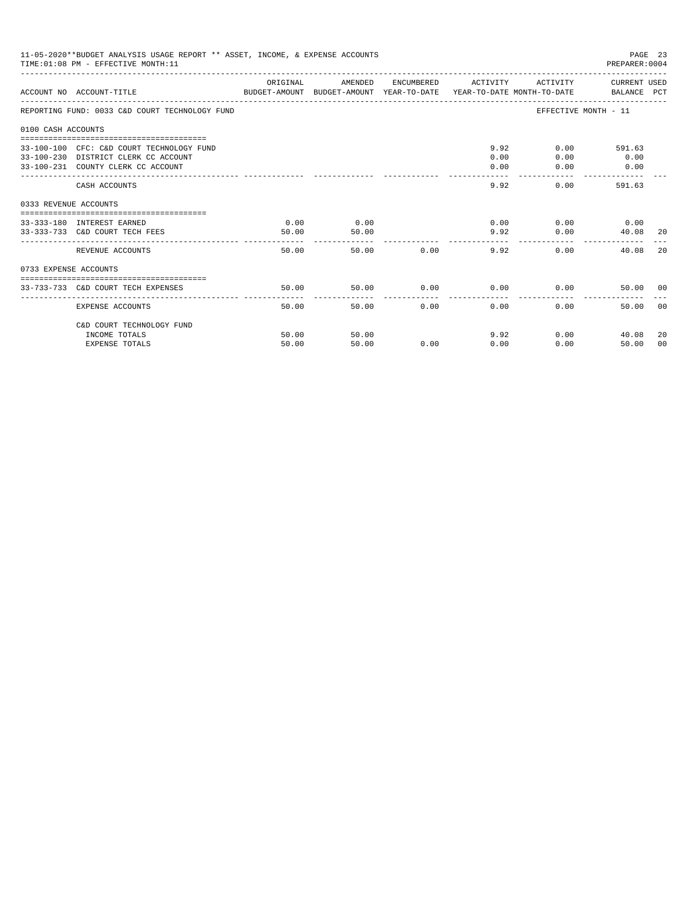11-05-2020**BUDGET ANALYSIS USAGE REPORT ** ASSET, INCOME, & EXPENSE ACCOUNTS
TIME:01:08 PM - EFFECTIVE MONTH:11

| ACCOUNT NO | ACCOUNT-TITLE | ORIGINAL BUDGET-AMOUNT | AMENDED BUDGET-AMOUNT | ENCUMBERED YEAR-TO-DATE | ACTIVITY YEAR-TO-DATE | ACTIVITY MONTH-TO-DATE | CURRENT USED BALANCE | PCT |
|---|---|---|---|---|---|---|---|---|
| REPORTING FUND: 0033 C&D COURT TECHNOLOGY FUND | | | | | | EFFECTIVE MONTH - 11 | | |
| 0100 CASH ACCOUNTS | | | | | | | | |
| 33-100-100 | CFC: C&D COURT TECHNOLOGY FUND | | | | 9.92 | 0.00 | 591.63 | |
| 33-100-230 | DISTRICT CLERK CC ACCOUNT | | | | 0.00 | 0.00 | 0.00 | |
| 33-100-231 | COUNTY CLERK CC ACCOUNT | | | | 0.00 | 0.00 | 0.00 | |
| | CASH ACCOUNTS | | | | 9.92 | 0.00 | 591.63 | |
| 0333 REVENUE ACCOUNTS | | | | | | | | |
| 33-333-180 | INTEREST EARNED | 0.00 | 0.00 | | 0.00 | 0.00 | 0.00 | |
| 33-333-733 | C&D COURT TECH FEES | 50.00 | 50.00 | | 9.92 | 0.00 | 40.08 | 20 |
| | REVENUE ACCOUNTS | 50.00 | 50.00 | 0.00 | 9.92 | 0.00 | 40.08 | 20 |
| 0733 EXPENSE ACCOUNTS | | | | | | | | |
| 33-733-733 | C&D COURT TECH EXPENSES | 50.00 | 50.00 | 0.00 | 0.00 | 0.00 | 50.00 | 00 |
| | EXPENSE ACCOUNTS | 50.00 | 50.00 | 0.00 | 0.00 | 0.00 | 50.00 | 00 |
| | C&D COURT TECHNOLOGY FUND | | | | | | | |
| | INCOME TOTALS | 50.00 | 50.00 | | 9.92 | 0.00 | 40.08 | 20 |
| | EXPENSE TOTALS | 50.00 | 50.00 | 0.00 | 0.00 | 0.00 | 50.00 | 00 |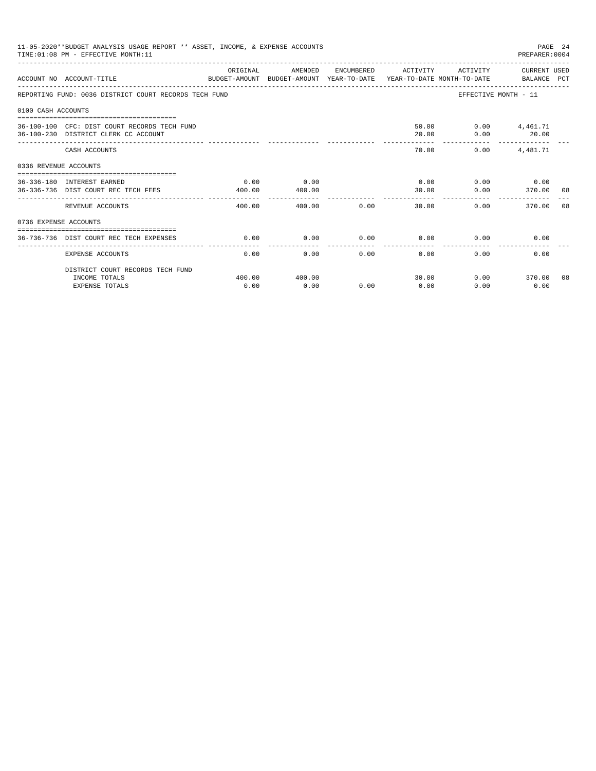11-05-2020**BUDGET ANALYSIS USAGE REPORT ** ASSET, INCOME, & EXPENSE ACCOUNTS

TIME:01:08 PM - EFFECTIVE MONTH:11

PREPARER:0004

| ACCOUNT NO | ACCOUNT-TITLE | ORIGINAL BUDGET-AMOUNT | AMENDED BUDGET-AMOUNT | ENCUMBERED YEAR-TO-DATE | ACTIVITY YEAR-TO-DATE | ACTIVITY MONTH-TO-DATE | CURRENT USED BALANCE | PCT |
|---|---|---|---|---|---|---|---|---|
| REPORTING FUND: 0036 DISTRICT COURT RECORDS TECH FUND | | | | | | EFFECTIVE MONTH - 11 | | |
| 0100 CASH ACCOUNTS | | | | | | | | |
| 36-100-100 | CFC: DIST COURT RECORDS TECH FUND | | | | 50.00 | 0.00 | 4,461.71 | |
| 36-100-230 | DISTRICT CLERK CC ACCOUNT | | | | 20.00 | 0.00 | 20.00 | |
| | CASH ACCOUNTS | | | | 70.00 | 0.00 | 4,481.71 | |
| 0336 REVENUE ACCOUNTS | | | | | | | | |
| 36-336-180 | INTEREST EARNED | 0.00 | 0.00 | | 0.00 | 0.00 | 0.00 | |
| 36-336-736 | DIST COURT REC TECH FEES | 400.00 | 400.00 | | 30.00 | 0.00 | 370.00 | 08 |
| | REVENUE ACCOUNTS | 400.00 | 400.00 | 0.00 | 30.00 | 0.00 | 370.00 | 08 |
| 0736 EXPENSE ACCOUNTS | | | | | | | | |
| 36-736-736 | DIST COURT REC TECH EXPENSES | 0.00 | 0.00 | 0.00 | 0.00 | 0.00 | 0.00 | |
| | EXPENSE ACCOUNTS | 0.00 | 0.00 | 0.00 | 0.00 | 0.00 | 0.00 | |
| | DISTRICT COURT RECORDS TECH FUND | | | | | | | |
| | INCOME TOTALS | 400.00 | 400.00 | | 30.00 | 0.00 | 370.00 | 08 |
| | EXPENSE TOTALS | 0.00 | 0.00 | 0.00 | 0.00 | 0.00 | 0.00 | |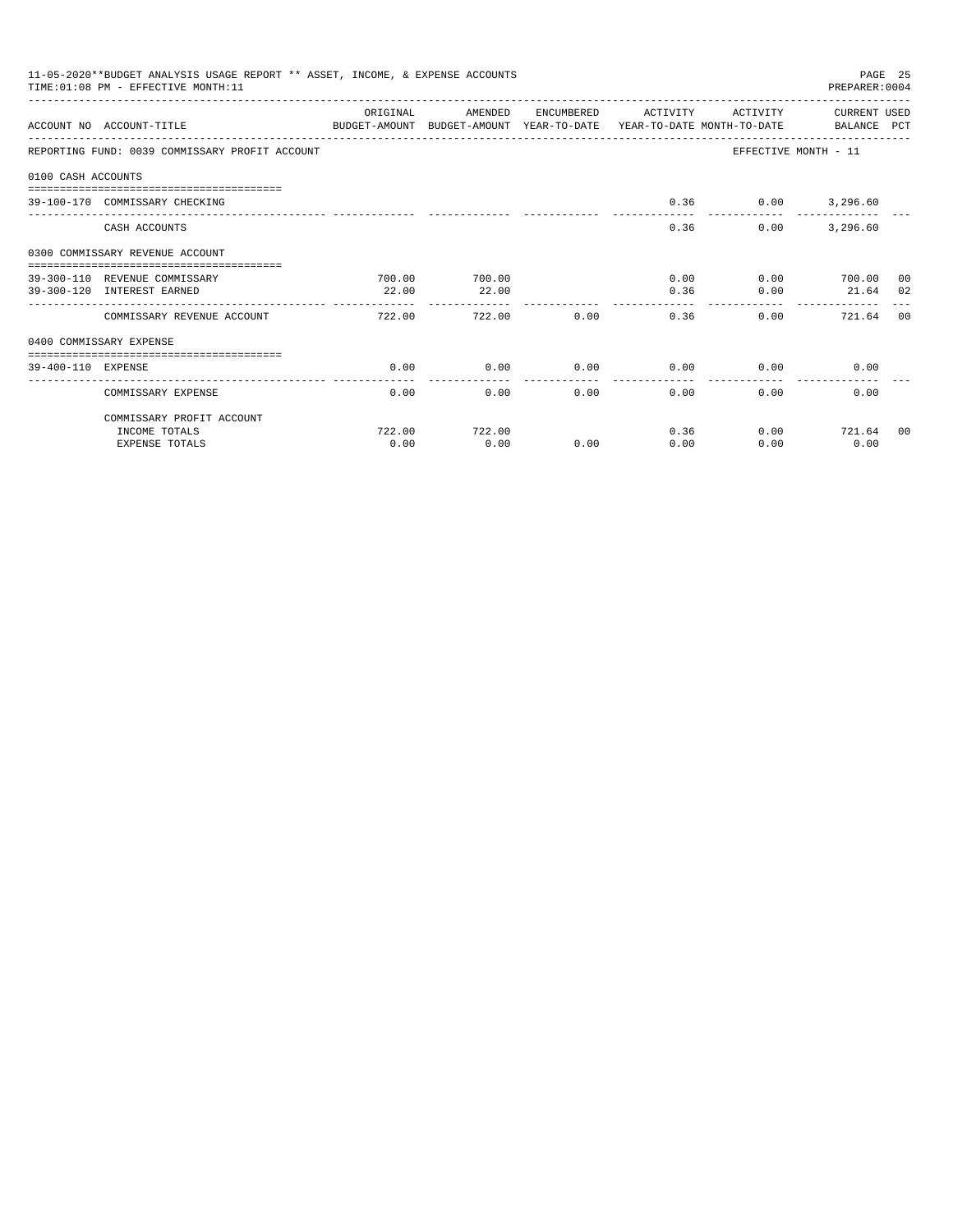11-05-2020**BUDGET ANALYSIS USAGE REPORT ** ASSET, INCOME, & EXPENSE ACCOUNTS

TIME:01:08 PM - EFFECTIVE MONTH:11

PREPARER:0004

| ACCOUNT NO | ACCOUNT-TITLE | ORIGINAL BUDGET-AMOUNT | AMENDED BUDGET-AMOUNT | ENCUMBERED YEAR-TO-DATE | ACTIVITY YEAR-TO-DATE | ACTIVITY MONTH-TO-DATE | CURRENT BALANCE | USED PCT |
|---|---|---|---|---|---|---|---|---|
| REPORTING FUND: 0039 COMMISSARY PROFIT ACCOUNT | | | | | | EFFECTIVE MONTH - 11 | | |
| 0100 CASH ACCOUNTS | | | | | | | | |
| 39-100-170 | COMMISSARY CHECKING | | | | 0.36 | 0.00 | 3,296.60 | |
| | CASH ACCOUNTS | | | | 0.36 | 0.00 | 3,296.60 | |
| 0300 COMMISSARY REVENUE ACCOUNT | | | | | | | | |
| 39-300-110 | REVENUE COMMISSARY | 700.00 | 700.00 | | 0.00 | 0.00 | 700.00 | 00 |
| 39-300-120 | INTEREST EARNED | 22.00 | 22.00 | | 0.36 | 0.00 | 21.64 | 02 |
| | COMMISSARY REVENUE ACCOUNT | 722.00 | 722.00 | 0.00 | 0.36 | 0.00 | 721.64 | 00 |
| 0400 COMMISSARY EXPENSE | | | | | | | | |
| 39-400-110 | EXPENSE | 0.00 | 0.00 | 0.00 | 0.00 | 0.00 | 0.00 | |
| | COMMISSARY EXPENSE | 0.00 | 0.00 | 0.00 | 0.00 | 0.00 | 0.00 | |
| | COMMISSARY PROFIT ACCOUNT | | | | | | | |
| | INCOME TOTALS | 722.00 | 722.00 | | 0.36 | 0.00 | 721.64 | 00 |
| | EXPENSE TOTALS | 0.00 | 0.00 | 0.00 | 0.00 | 0.00 | 0.00 | |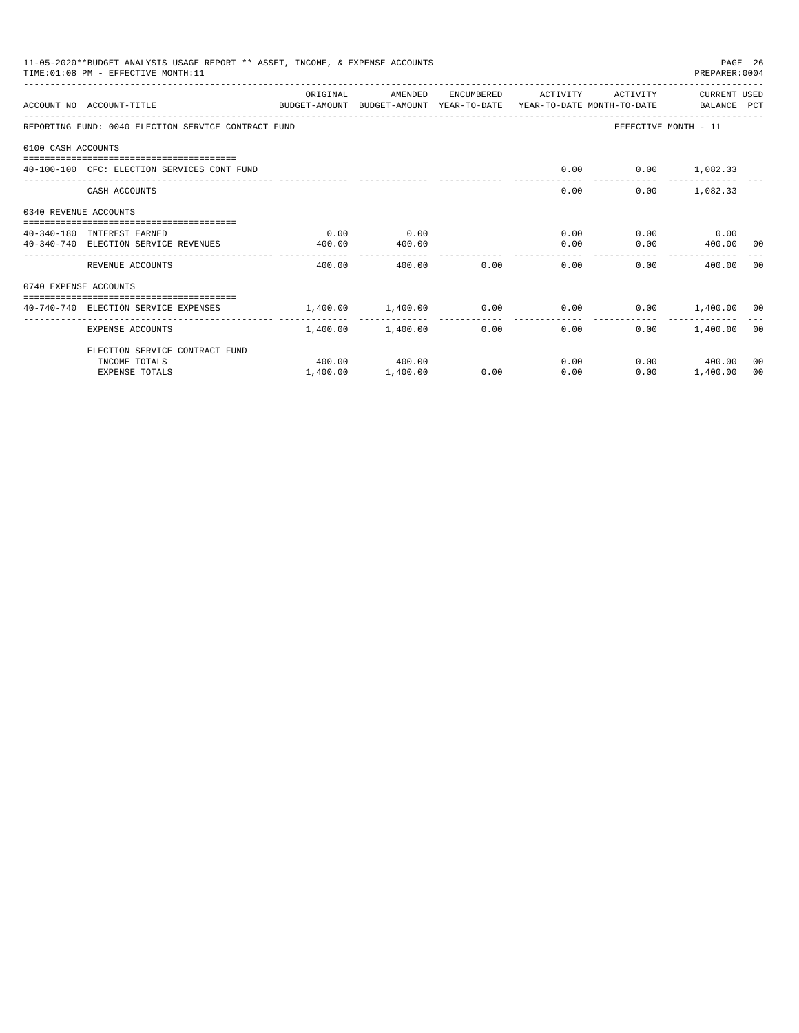11-05-2020**BUDGET ANALYSIS USAGE REPORT ** ASSET, INCOME, & EXPENSE ACCOUNTS
TIME:01:08 PM - EFFECTIVE MONTH:11

PREPARER:0004

| ACCOUNT NO | ACCOUNT-TITLE | ORIGINAL BUDGET-AMOUNT | AMENDED BUDGET-AMOUNT | ENCUMBERED YEAR-TO-DATE | ACTIVITY YEAR-TO-DATE | ACTIVITY MONTH-TO-DATE | CURRENT BALANCE | USED PCT |
|---|---|---|---|---|---|---|---|---|
| REPORTING FUND: 0040 ELECTION SERVICE CONTRACT FUND | | | | | | EFFECTIVE MONTH - 11 | | |
| 0100 CASH ACCOUNTS | | | | | | | | |
| 40-100-100 | CFC: ELECTION SERVICES CONT FUND | | | | 0.00 | 0.00 | 1,082.33 | |
| | CASH ACCOUNTS | | | | 0.00 | 0.00 | 1,082.33 | |
| 0340 REVENUE ACCOUNTS | | | | | | | | |
| 40-340-180 | INTEREST EARNED | 0.00 | 0.00 | | 0.00 | 0.00 | 0.00 | |
| 40-340-740 | ELECTION SERVICE REVENUES | 400.00 | 400.00 | | 0.00 | 0.00 | 400.00 | 00 |
| | REVENUE ACCOUNTS | 400.00 | 400.00 | 0.00 | 0.00 | 0.00 | 400.00 | 00 |
| 0740 EXPENSE ACCOUNTS | | | | | | | | |
| 40-740-740 | ELECTION SERVICE EXPENSES | 1,400.00 | 1,400.00 | 0.00 | 0.00 | 0.00 | 1,400.00 | 00 |
| | EXPENSE ACCOUNTS | 1,400.00 | 1,400.00 | 0.00 | 0.00 | 0.00 | 1,400.00 | 00 |
| | ELECTION SERVICE CONTRACT FUND | | | | | | | |
| | INCOME TOTALS | 400.00 | 400.00 | | 0.00 | 0.00 | 400.00 | 00 |
| | EXPENSE TOTALS | 1,400.00 | 1,400.00 | 0.00 | 0.00 | 0.00 | 1,400.00 | 00 |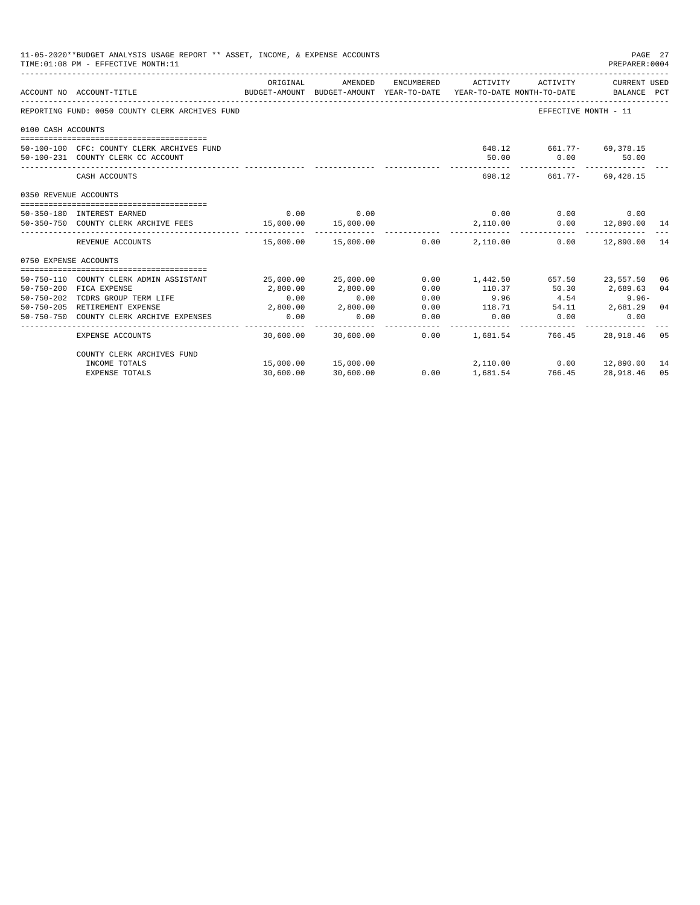11-05-2020**BUDGET ANALYSIS USAGE REPORT ** ASSET, INCOME, & EXPENSE ACCOUNTS
TIME:01:08 PM - EFFECTIVE MONTH:11

PREPARER:0004

| ACCOUNT NO | ACCOUNT-TITLE | ORIGINAL BUDGET-AMOUNT | AMENDED BUDGET-AMOUNT | ENCUMBERED YEAR-TO-DATE | ACTIVITY YEAR-TO-DATE | ACTIVITY MONTH-TO-DATE | CURRENT USED BALANCE | PCT |
|---|---|---|---|---|---|---|---|---|
| REPORTING FUND: 0050 COUNTY CLERK ARCHIVES FUND | | | | | | EFFECTIVE MONTH - 11 | | |
| 0100 CASH ACCOUNTS | | | | | | | | |
| 50-100-100 | CFC: COUNTY CLERK ARCHIVES FUND | | | | 648.12 | 661.77- | 69,378.15 | |
| 50-100-231 | COUNTY CLERK CC ACCOUNT | | | | 50.00 | 0.00 | 50.00 | |
| | CASH ACCOUNTS | | | | 698.12 | 661.77- | 69,428.15 | |
| 0350 REVENUE ACCOUNTS | | | | | | | | |
| 50-350-180 | INTEREST EARNED | 0.00 | 0.00 | | 0.00 | 0.00 | 0.00 | |
| 50-350-750 | COUNTY CLERK ARCHIVE FEES | 15,000.00 | 15,000.00 | | 2,110.00 | 0.00 | 12,890.00 | 14 |
| | REVENUE ACCOUNTS | 15,000.00 | 15,000.00 | 0.00 | 2,110.00 | 0.00 | 12,890.00 | 14 |
| 0750 EXPENSE ACCOUNTS | | | | | | | | |
| 50-750-110 | COUNTY CLERK ADMIN ASSISTANT | 25,000.00 | 25,000.00 | 0.00 | 1,442.50 | 657.50 | 23,557.50 | 06 |
| 50-750-200 | FICA EXPENSE | 2,800.00 | 2,800.00 | 0.00 | 110.37 | 50.30 | 2,689.63 | 04 |
| 50-750-202 | TCDRS GROUP TERM LIFE | 0.00 | 0.00 | 0.00 | 9.96 | 4.54 | 9.96- | |
| 50-750-205 | RETIREMENT EXPENSE | 2,800.00 | 2,800.00 | 0.00 | 118.71 | 54.11 | 2,681.29 | 04 |
| 50-750-750 | COUNTY CLERK ARCHIVE EXPENSES | 0.00 | 0.00 | 0.00 | 0.00 | 0.00 | 0.00 | |
| | EXPENSE ACCOUNTS | 30,600.00 | 30,600.00 | 0.00 | 1,681.54 | 766.45 | 28,918.46 | 05 |
| | COUNTY CLERK ARCHIVES FUND | | | | | | | |
| | INCOME TOTALS | 15,000.00 | 15,000.00 | | 2,110.00 | 0.00 | 12,890.00 | 14 |
| | EXPENSE TOTALS | 30,600.00 | 30,600.00 | 0.00 | 1,681.54 | 766.45 | 28,918.46 | 05 |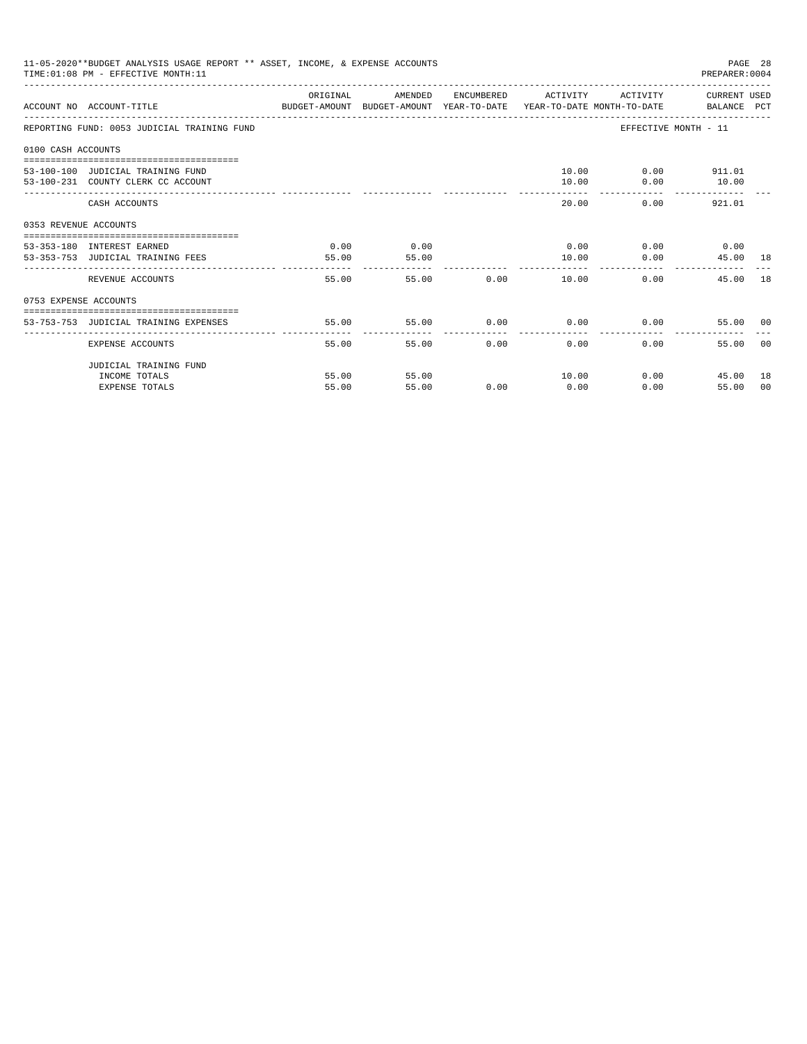11-05-2020**BUDGET ANALYSIS USAGE REPORT ** ASSET, INCOME, & EXPENSE ACCOUNTS
TIME:01:08 PM - EFFECTIVE MONTH:11

PREPARER:0004

| ACCOUNT NO | ACCOUNT-TITLE | ORIGINAL BUDGET-AMOUNT | AMENDED BUDGET-AMOUNT | ENCUMBERED YEAR-TO-DATE | ACTIVITY YEAR-TO-DATE | ACTIVITY MONTH-TO-DATE | CURRENT USED BALANCE | PCT |
|---|---|---|---|---|---|---|---|---|
| REPORTING FUND: 0053 JUDICIAL TRAINING FUND | | | | | | EFFECTIVE MONTH - 11 | | |
| 0100 CASH ACCOUNTS | | | | | | | | |
| 53-100-100 | JUDICIAL TRAINING FUND | | | | 10.00 | 0.00 | 911.01 | |
| 53-100-231 | COUNTY CLERK CC ACCOUNT | | | | 10.00 | 0.00 | 10.00 | |
| | CASH ACCOUNTS | | | | 20.00 | 0.00 | 921.01 | |
| 0353 REVENUE ACCOUNTS | | | | | | | | |
| 53-353-180 | INTEREST EARNED | 0.00 | 0.00 | | 0.00 | 0.00 | 0.00 | |
| 53-353-753 | JUDICIAL TRAINING FEES | 55.00 | 55.00 | | 10.00 | 0.00 | 45.00 | 18 |
| | REVENUE ACCOUNTS | 55.00 | 55.00 | 0.00 | 10.00 | 0.00 | 45.00 | 18 |
| 0753 EXPENSE ACCOUNTS | | | | | | | | |
| 53-753-753 | JUDICIAL TRAINING EXPENSES | 55.00 | 55.00 | 0.00 | 0.00 | 0.00 | 55.00 | 00 |
| | EXPENSE ACCOUNTS | 55.00 | 55.00 | 0.00 | 0.00 | 0.00 | 55.00 | 00 |
| | JUDICIAL TRAINING FUND | | | | | | | |
| | INCOME TOTALS | 55.00 | 55.00 | | 10.00 | 0.00 | 45.00 | 18 |
| | EXPENSE TOTALS | 55.00 | 55.00 | 0.00 | 0.00 | 0.00 | 55.00 | 00 |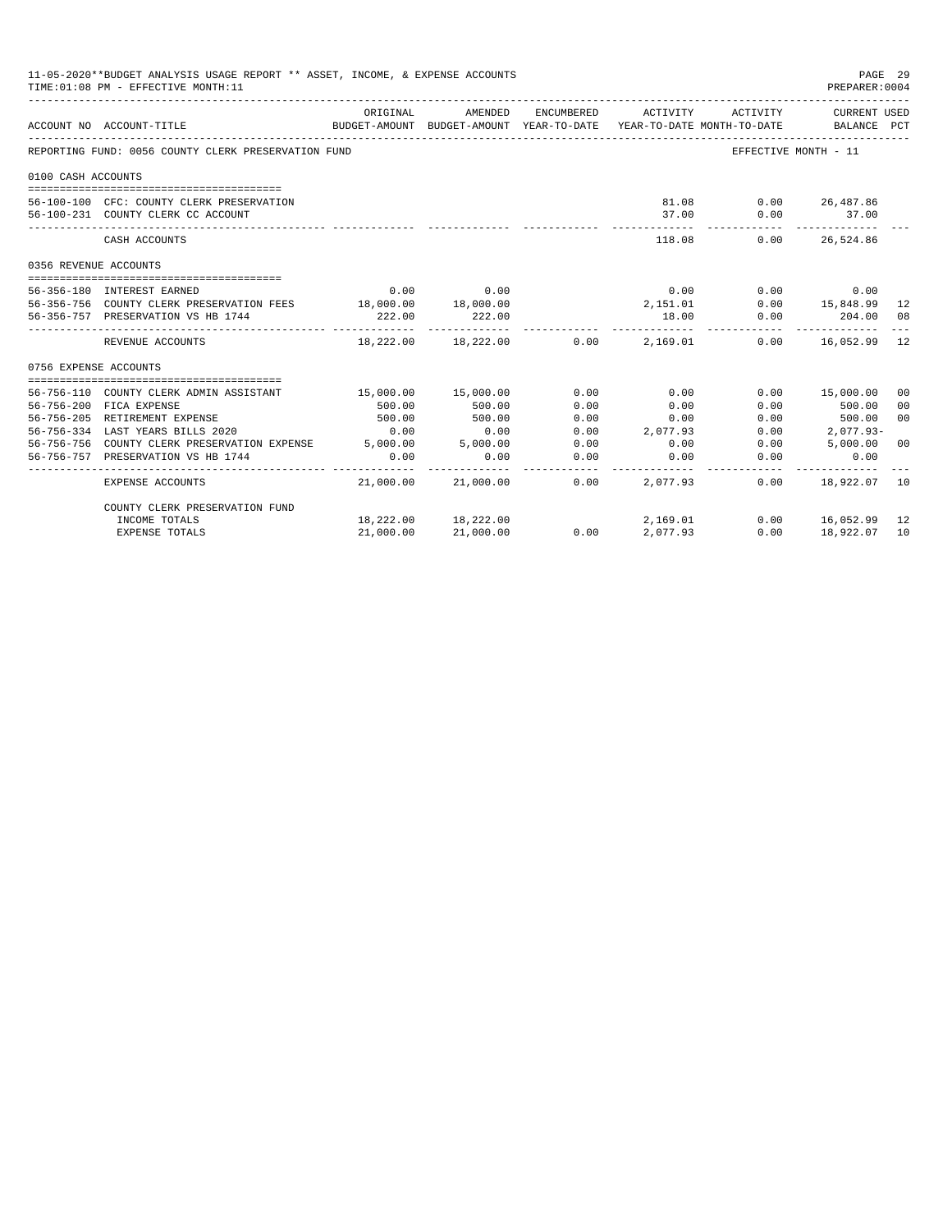11-05-2020**BUDGET ANALYSIS USAGE REPORT ** ASSET, INCOME, & EXPENSE ACCOUNTS
TIME:01:08 PM - EFFECTIVE MONTH:11

PREPARER:0004

| ACCOUNT NO | ACCOUNT-TITLE | ORIGINAL BUDGET-AMOUNT | AMENDED BUDGET-AMOUNT | ENCUMBERED YEAR-TO-DATE | ACTIVITY YEAR-TO-DATE | ACTIVITY MONTH-TO-DATE | CURRENT USED BALANCE | PCT |
|---|---|---|---|---|---|---|---|---|
| REPORTING FUND: 0056 COUNTY CLERK PRESERVATION FUND | | | | | | EFFECTIVE MONTH - 11 | | |
| 0100 CASH ACCOUNTS | | | | | | | | |
| 56-100-100 | CFC: COUNTY CLERK PRESERVATION | | | | 81.08 | 0.00 | 26,487.86 | |
| 56-100-231 | COUNTY CLERK CC ACCOUNT | | | | 37.00 | 0.00 | 37.00 | |
| | CASH ACCOUNTS | | | | 118.08 | 0.00 | 26,524.86 | |
| 0356 REVENUE ACCOUNTS | | | | | | | | |
| 56-356-180 | INTEREST EARNED | 0.00 | 0.00 | | 0.00 | 0.00 | 0.00 | |
| 56-356-756 | COUNTY CLERK PRESERVATION FEES | 18,000.00 | 18,000.00 | | 2,151.01 | 0.00 | 15,848.99 | 12 |
| 56-356-757 | PRESERVATION VS HB 1744 | 222.00 | 222.00 | | 18.00 | 0.00 | 204.00 | 08 |
| | REVENUE ACCOUNTS | 18,222.00 | 18,222.00 | 0.00 | 2,169.01 | 0.00 | 16,052.99 | 12 |
| 0756 EXPENSE ACCOUNTS | | | | | | | | |
| 56-756-110 | COUNTY CLERK ADMIN ASSISTANT | 15,000.00 | 15,000.00 | 0.00 | 0.00 | 0.00 | 15,000.00 | 00 |
| 56-756-200 | FICA EXPENSE | 500.00 | 500.00 | 0.00 | 0.00 | 0.00 | 500.00 | 00 |
| 56-756-205 | RETIREMENT EXPENSE | 500.00 | 500.00 | 0.00 | 0.00 | 0.00 | 500.00 | 00 |
| 56-756-334 | LAST YEARS BILLS 2020 | 0.00 | 0.00 | 0.00 | 2,077.93 | 0.00 | 2,077.93- | |
| 56-756-756 | COUNTY CLERK PRESERVATION EXPENSE | 5,000.00 | 5,000.00 | 0.00 | 0.00 | 0.00 | 5,000.00 | 00 |
| 56-756-757 | PRESERVATION VS HB 1744 | 0.00 | 0.00 | 0.00 | 0.00 | 0.00 | 0.00 | |
| | EXPENSE ACCOUNTS | 21,000.00 | 21,000.00 | 0.00 | 2,077.93 | 0.00 | 18,922.07 | 10 |
| | COUNTY CLERK PRESERVATION FUND | | | | | | | |
| | INCOME TOTALS | 18,222.00 | 18,222.00 | | 2,169.01 | 0.00 | 16,052.99 | 12 |
| | EXPENSE TOTALS | 21,000.00 | 21,000.00 | 0.00 | 2,077.93 | 0.00 | 18,922.07 | 10 |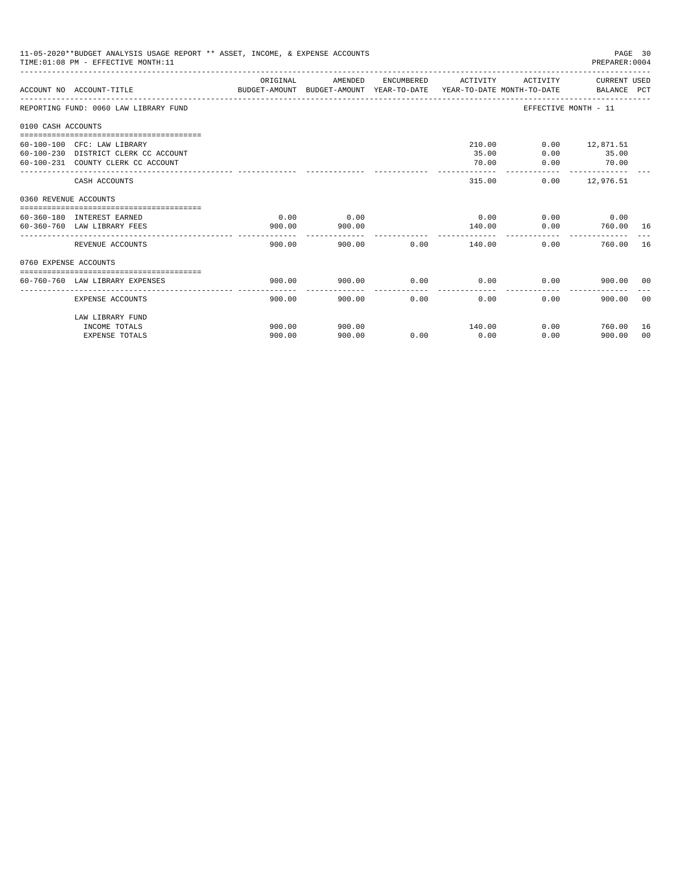11-05-2020**BUDGET ANALYSIS USAGE REPORT ** ASSET, INCOME, & EXPENSE ACCOUNTS
TIME:01:08 PM - EFFECTIVE MONTH:11
PREPARER:0004

| ACCOUNT NO | ACCOUNT-TITLE | ORIGINAL BUDGET-AMOUNT | AMENDED BUDGET-AMOUNT | ENCUMBERED YEAR-TO-DATE | ACTIVITY YEAR-TO-DATE | ACTIVITY MONTH-TO-DATE | CURRENT BALANCE | USED PCT |
|---|---|---|---|---|---|---|---|---|
| REPORTING FUND: 0060 LAW LIBRARY FUND | | | | | | EFFECTIVE MONTH - 11 | | |
| 0100 CASH ACCOUNTS | | | | | | | | |
| 60-100-100 | CFC: LAW LIBRARY | | | | 210.00 | 0.00 | 12,871.51 | |
| 60-100-230 | DISTRICT CLERK CC ACCOUNT | | | | 35.00 | 0.00 | 35.00 | |
| 60-100-231 | COUNTY CLERK CC ACCOUNT | | | | 70.00 | 0.00 | 70.00 | |
| | CASH ACCOUNTS | | | | 315.00 | 0.00 | 12,976.51 | |
| 0360 REVENUE ACCOUNTS | | | | | | | | |
| 60-360-180 | INTEREST EARNED | 0.00 | 0.00 | | 0.00 | 0.00 | 0.00 | |
| 60-360-760 | LAW LIBRARY FEES | 900.00 | 900.00 | | 140.00 | 0.00 | 760.00 | 16 |
| | REVENUE ACCOUNTS | 900.00 | 900.00 | 0.00 | 140.00 | 0.00 | 760.00 | 16 |
| 0760 EXPENSE ACCOUNTS | | | | | | | | |
| 60-760-760 | LAW LIBRARY EXPENSES | 900.00 | 900.00 | 0.00 | 0.00 | 0.00 | 900.00 | 00 |
| | EXPENSE ACCOUNTS | 900.00 | 900.00 | 0.00 | 0.00 | 0.00 | 900.00 | 00 |
| | LAW LIBRARY FUND | | | | | | | |
| | INCOME TOTALS | 900.00 | 900.00 | | 140.00 | 0.00 | 760.00 | 16 |
| | EXPENSE TOTALS | 900.00 | 900.00 | 0.00 | 0.00 | 0.00 | 900.00 | 00 |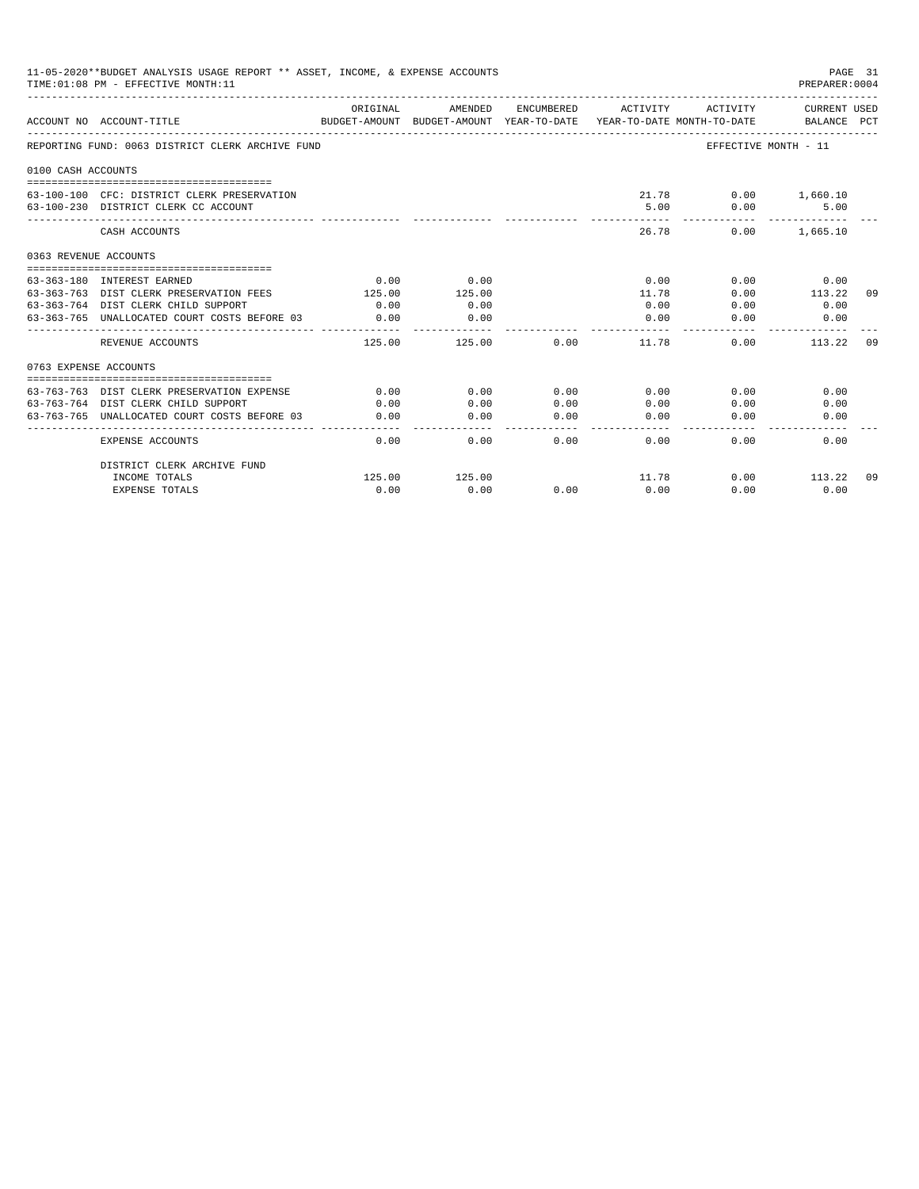11-05-2020**BUDGET ANALYSIS USAGE REPORT ** ASSET, INCOME, & EXPENSE ACCOUNTS
TIME:01:08 PM - EFFECTIVE MONTH:11

PREPARER:0004

| ACCOUNT NO | ACCOUNT-TITLE | ORIGINAL BUDGET-AMOUNT | AMENDED BUDGET-AMOUNT | ENCUMBERED YEAR-TO-DATE | ACTIVITY YEAR-TO-DATE | ACTIVITY MONTH-TO-DATE | CURRENT USED BALANCE | PCT |
|---|---|---|---|---|---|---|---|---|
| REPORTING FUND: 0063 DISTRICT CLERK ARCHIVE FUND | | | | | | EFFECTIVE MONTH - 11 | | |
| 0100 CASH ACCOUNTS | | | | | | | | |
| 63-100-100 | CFC: DISTRICT CLERK PRESERVATION | | | | 21.78 | 0.00 | 1,660.10 | |
| 63-100-230 | DISTRICT CLERK CC ACCOUNT | | | | 5.00 | 0.00 | 5.00 | |
| | CASH ACCOUNTS | | | | 26.78 | 0.00 | 1,665.10 | |
| 0363 REVENUE ACCOUNTS | | | | | | | | |
| 63-363-180 | INTEREST EARNED | 0.00 | 0.00 | | 0.00 | 0.00 | 0.00 | |
| 63-363-763 | DIST CLERK PRESERVATION FEES | 125.00 | 125.00 | | 11.78 | 0.00 | 113.22 | 09 |
| 63-363-764 | DIST CLERK CHILD SUPPORT | 0.00 | 0.00 | | 0.00 | 0.00 | 0.00 | |
| 63-363-765 | UNALLOCATED COURT COSTS BEFORE 03 | 0.00 | 0.00 | | 0.00 | 0.00 | 0.00 | |
| | REVENUE ACCOUNTS | 125.00 | 125.00 | 0.00 | 11.78 | 0.00 | 113.22 | 09 |
| 0763 EXPENSE ACCOUNTS | | | | | | | | |
| 63-763-763 | DIST CLERK PRESERVATION EXPENSE | 0.00 | 0.00 | 0.00 | 0.00 | 0.00 | 0.00 | |
| 63-763-764 | DIST CLERK CHILD SUPPORT | 0.00 | 0.00 | 0.00 | 0.00 | 0.00 | 0.00 | |
| 63-763-765 | UNALLOCATED COURT COSTS BEFORE 03 | 0.00 | 0.00 | 0.00 | 0.00 | 0.00 | 0.00 | |
| | EXPENSE ACCOUNTS | 0.00 | 0.00 | 0.00 | 0.00 | 0.00 | 0.00 | |
| | DISTRICT CLERK ARCHIVE FUND | | | | | | | |
| | INCOME TOTALS | 125.00 | 125.00 | | 11.78 | 0.00 | 113.22 | 09 |
| | EXPENSE TOTALS | 0.00 | 0.00 | 0.00 | 0.00 | 0.00 | 0.00 | |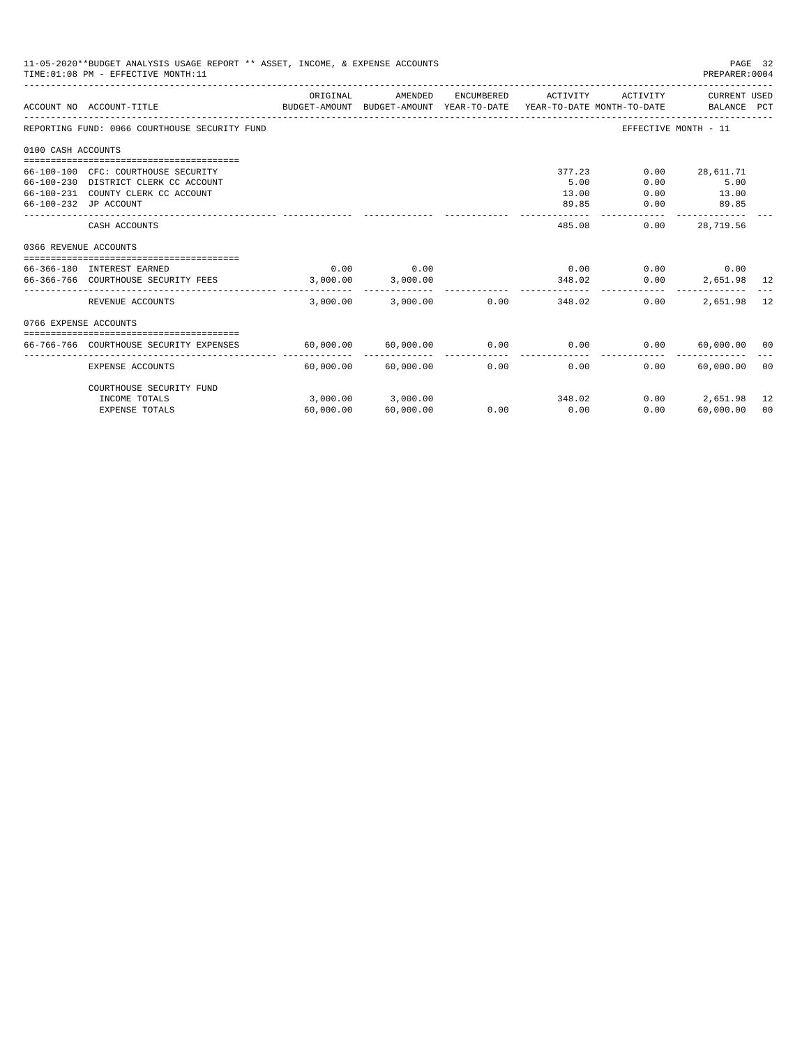11-05-2020**BUDGET ANALYSIS USAGE REPORT ** ASSET, INCOME, & EXPENSE ACCOUNTS

TIME:01:08 PM - EFFECTIVE MONTH:11

PREPARER:0004

REPORTING FUND: 0066 COURTHOUSE SECURITY FUND — EFFECTIVE MONTH - 11

| ACCOUNT NO | ACCOUNT-TITLE | ORIGINAL BUDGET-AMOUNT | AMENDED BUDGET-AMOUNT | ENCUMBERED YEAR-TO-DATE | ACTIVITY YEAR-TO-DATE | ACTIVITY MONTH-TO-DATE | CURRENT BALANCE | USED PCT |
|---|---|---|---|---|---|---|---|---|
| **0100 CASH ACCOUNTS** | | | | | | | | |
| 66-100-100 | CFC: COURTHOUSE SECURITY | | | | 377.23 | 0.00 | 28,611.71 | |
| 66-100-230 | DISTRICT CLERK CC ACCOUNT | | | | 5.00 | 0.00 | 5.00 | |
| 66-100-231 | COUNTY CLERK CC ACCOUNT | | | | 13.00 | 0.00 | 13.00 | |
| 66-100-232 | JP ACCOUNT | | | | 89.85 | 0.00 | 89.85 | |
| | CASH ACCOUNTS | | | | 485.08 | 0.00 | 28,719.56 | |
| **0366 REVENUE ACCOUNTS** | | | | | | | | |
| 66-366-180 | INTEREST EARNED | 0.00 | 0.00 | | 0.00 | 0.00 | 0.00 | |
| 66-366-766 | COURTHOUSE SECURITY FEES | 3,000.00 | 3,000.00 | | 348.02 | 0.00 | 2,651.98 | 12 |
| | REVENUE ACCOUNTS | 3,000.00 | 3,000.00 | 0.00 | 348.02 | 0.00 | 2,651.98 | 12 |
| **0766 EXPENSE ACCOUNTS** | | | | | | | | |
| 66-766-766 | COURTHOUSE SECURITY EXPENSES | 60,000.00 | 60,000.00 | 0.00 | 0.00 | 0.00 | 60,000.00 | 00 |
| | EXPENSE ACCOUNTS | 60,000.00 | 60,000.00 | 0.00 | 0.00 | 0.00 | 60,000.00 | 00 |
| | COURTHOUSE SECURITY FUND | | | | | | | |
| | INCOME TOTALS | 3,000.00 | 3,000.00 | | 348.02 | 0.00 | 2,651.98 | 12 |
| | EXPENSE TOTALS | 60,000.00 | 60,000.00 | 0.00 | 0.00 | 0.00 | 60,000.00 | 00 |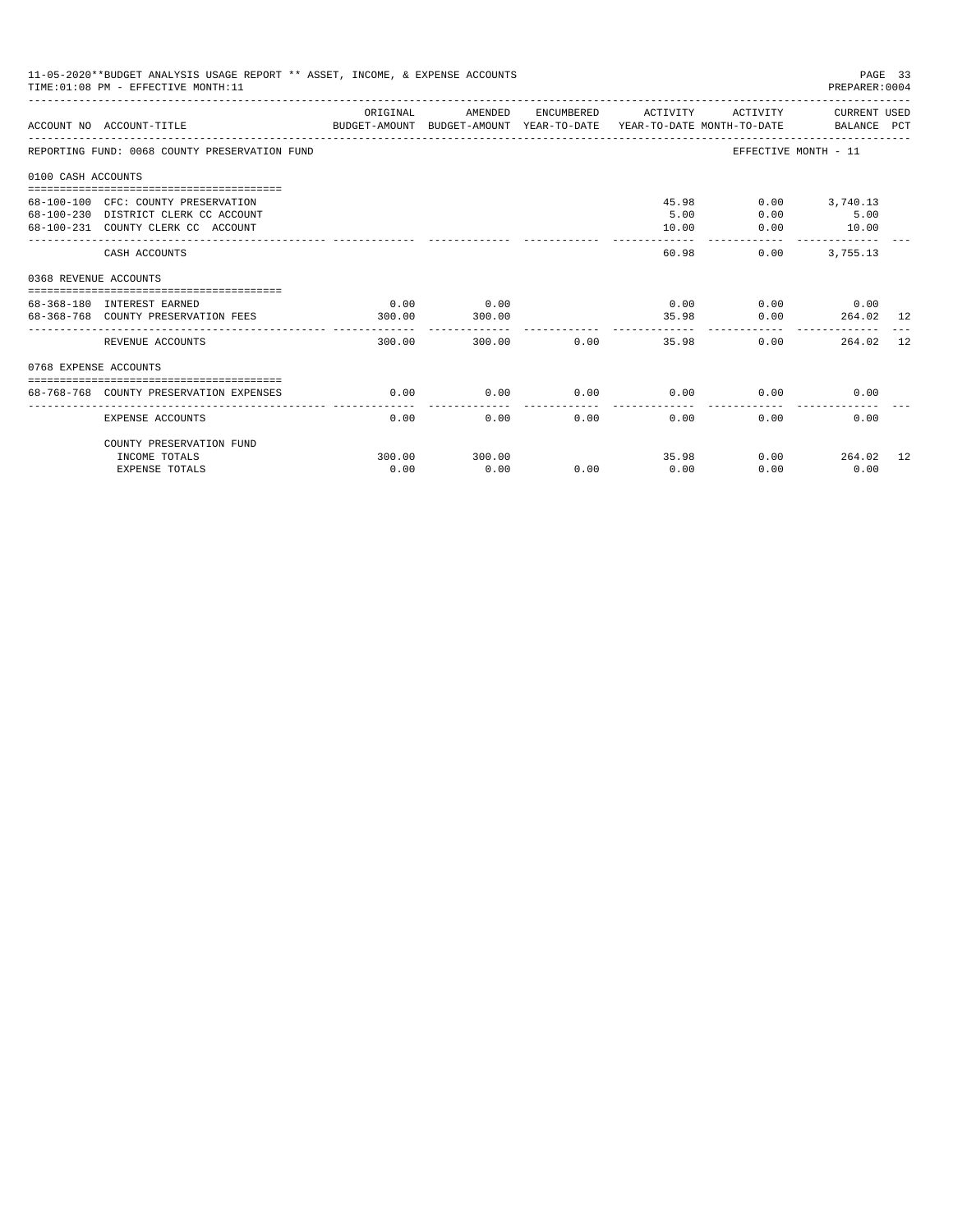11-05-2020**BUDGET ANALYSIS USAGE REPORT ** ASSET, INCOME, & EXPENSE ACCOUNTS
TIME:01:08 PM - EFFECTIVE MONTH:11

PREPARER:0004

| ACCOUNT NO | ACCOUNT-TITLE | ORIGINAL BUDGET-AMOUNT | AMENDED BUDGET-AMOUNT | ENCUMBERED YEAR-TO-DATE | ACTIVITY YEAR-TO-DATE | ACTIVITY MONTH-TO-DATE | CURRENT USED BALANCE | PCT |
|---|---|---|---|---|---|---|---|---|
| REPORTING FUND: 0068 COUNTY PRESERVATION FUND | | | | | | EFFECTIVE MONTH - 11 | | |
| 0100 CASH ACCOUNTS | | | | | | | | |
| 68-100-100 | CFC: COUNTY PRESERVATION | | | | 45.98 | 0.00 | 3,740.13 | |
| 68-100-230 | DISTRICT CLERK CC ACCOUNT | | | | 5.00 | 0.00 | 5.00 | |
| 68-100-231 | COUNTY CLERK CC ACCOUNT | | | | 10.00 | 0.00 | 10.00 | |
| | CASH ACCOUNTS | | | | 60.98 | 0.00 | 3,755.13 | |
| 0368 REVENUE ACCOUNTS | | | | | | | | |
| 68-368-180 | INTEREST EARNED | 0.00 | 0.00 | | 0.00 | 0.00 | 0.00 | |
| 68-368-768 | COUNTY PRESERVATION FEES | 300.00 | 300.00 | | 35.98 | 0.00 | 264.02 | 12 |
| | REVENUE ACCOUNTS | 300.00 | 300.00 | 0.00 | 35.98 | 0.00 | 264.02 | 12 |
| 0768 EXPENSE ACCOUNTS | | | | | | | | |
| 68-768-768 | COUNTY PRESERVATION EXPENSES | 0.00 | 0.00 | 0.00 | 0.00 | 0.00 | 0.00 | |
| | EXPENSE ACCOUNTS | 0.00 | 0.00 | 0.00 | 0.00 | 0.00 | 0.00 | |
| | COUNTY PRESERVATION FUND | | | | | | | |
| | INCOME TOTALS | 300.00 | 300.00 | | 35.98 | 0.00 | 264.02 | 12 |
| | EXPENSE TOTALS | 0.00 | 0.00 | 0.00 | 0.00 | 0.00 | 0.00 | |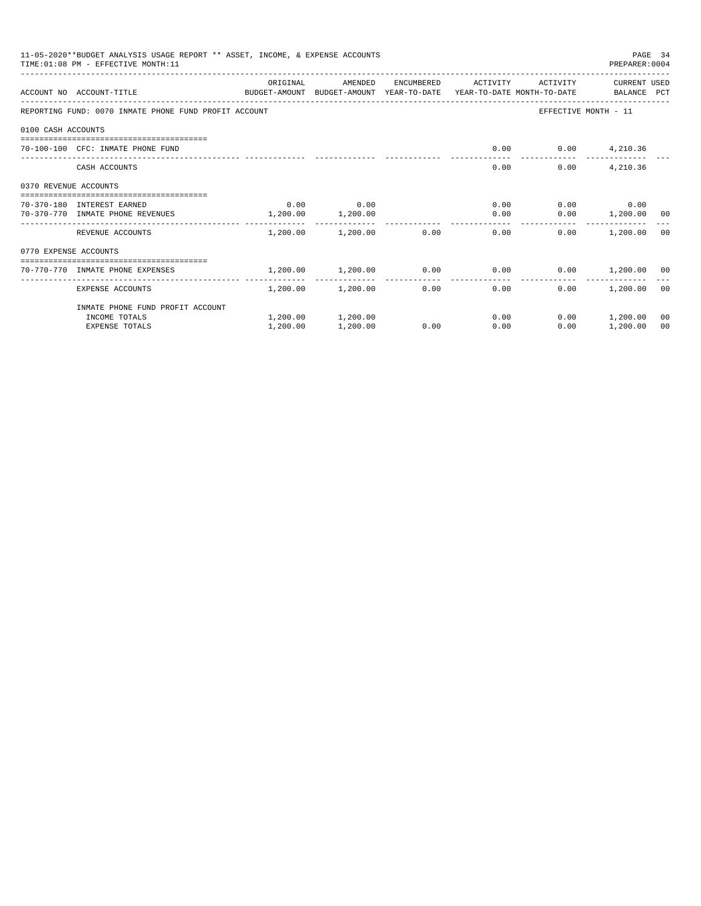11-05-2020**BUDGET ANALYSIS USAGE REPORT ** ASSET, INCOME, & EXPENSE ACCOUNTS
TIME:01:08 PM - EFFECTIVE MONTH:11

PREPARER:0004

| ACCOUNT NO | ACCOUNT-TITLE | ORIGINAL BUDGET-AMOUNT | AMENDED BUDGET-AMOUNT | ENCUMBERED YEAR-TO-DATE | ACTIVITY YEAR-TO-DATE | ACTIVITY MONTH-TO-DATE | CURRENT BALANCE | USED PCT |
|---|---|---|---|---|---|---|---|---|
| REPORTING FUND: 0070 INMATE PHONE FUND PROFIT ACCOUNT | | | | | | EFFECTIVE MONTH - 11 | | |
| 0100 CASH ACCOUNTS | | | | | | | | |
| 70-100-100 | CFC: INMATE PHONE FUND | | | | 0.00 | 0.00 | 4,210.36 | |
| | CASH ACCOUNTS | | | | 0.00 | 0.00 | 4,210.36 | |
| 0370 REVENUE ACCOUNTS | | | | | | | | |
| 70-370-180 | INTEREST EARNED | 0.00 | 0.00 | | 0.00 | 0.00 | 0.00 | |
| 70-370-770 | INMATE PHONE REVENUES | 1,200.00 | 1,200.00 | | 0.00 | 0.00 | 1,200.00 | 00 |
| | REVENUE ACCOUNTS | 1,200.00 | 1,200.00 | 0.00 | 0.00 | 0.00 | 1,200.00 | 00 |
| 0770 EXPENSE ACCOUNTS | | | | | | | | |
| 70-770-770 | INMATE PHONE EXPENSES | 1,200.00 | 1,200.00 | 0.00 | 0.00 | 0.00 | 1,200.00 | 00 |
| | EXPENSE ACCOUNTS | 1,200.00 | 1,200.00 | 0.00 | 0.00 | 0.00 | 1,200.00 | 00 |
| | INMATE PHONE FUND PROFIT ACCOUNT | | | | | | | |
| | INCOME TOTALS | 1,200.00 | 1,200.00 | | 0.00 | 0.00 | 1,200.00 | 00 |
| | EXPENSE TOTALS | 1,200.00 | 1,200.00 | 0.00 | 0.00 | 0.00 | 1,200.00 | 00 |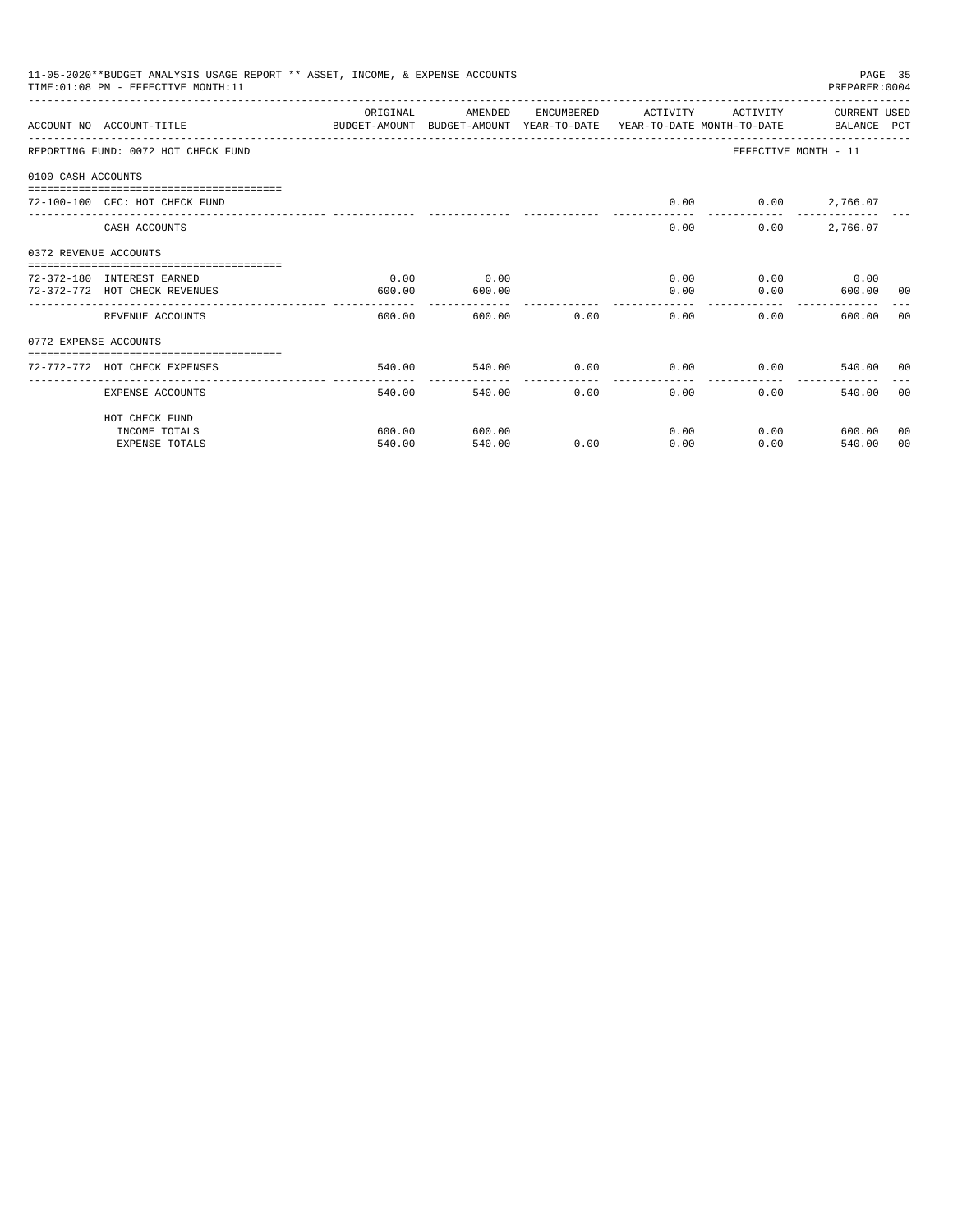11-05-2020**BUDGET ANALYSIS USAGE REPORT ** ASSET, INCOME, & EXPENSE ACCOUNTS

TIME:01:08 PM - EFFECTIVE MONTH:11

PREPARER:0004

| ACCOUNT NO | ACCOUNT-TITLE | ORIGINAL BUDGET-AMOUNT | AMENDED BUDGET-AMOUNT | ENCUMBERED YEAR-TO-DATE | ACTIVITY YEAR-TO-DATE | ACTIVITY MONTH-TO-DATE | CURRENT BALANCE | USED PCT |
|---|---|---|---|---|---|---|---|---|
| REPORTING FUND: 0072 HOT CHECK FUND | | | | | | EFFECTIVE MONTH - 11 | | |
| 0100 CASH ACCOUNTS | | | | | | | | |
| 72-100-100 | CFC: HOT CHECK FUND | | | | 0.00 | 0.00 | 2,766.07 | |
| | CASH ACCOUNTS | | | | 0.00 | 0.00 | 2,766.07 | |
| 0372 REVENUE ACCOUNTS | | | | | | | | |
| 72-372-180 | INTEREST EARNED | 0.00 | 0.00 | | 0.00 | 0.00 | 0.00 | |
| 72-372-772 | HOT CHECK REVENUES | 600.00 | 600.00 | | 0.00 | 0.00 | 600.00 | 00 |
| | REVENUE ACCOUNTS | 600.00 | 600.00 | 0.00 | 0.00 | 0.00 | 600.00 | 00 |
| 0772 EXPENSE ACCOUNTS | | | | | | | | |
| 72-772-772 | HOT CHECK EXPENSES | 540.00 | 540.00 | 0.00 | 0.00 | 0.00 | 540.00 | 00 |
| | EXPENSE ACCOUNTS | 540.00 | 540.00 | 0.00 | 0.00 | 0.00 | 540.00 | 00 |
| | HOT CHECK FUND | | | | | | | |
| | INCOME TOTALS | 600.00 | 600.00 | | 0.00 | 0.00 | 600.00 | 00 |
| | EXPENSE TOTALS | 540.00 | 540.00 | 0.00 | 0.00 | 0.00 | 540.00 | 00 |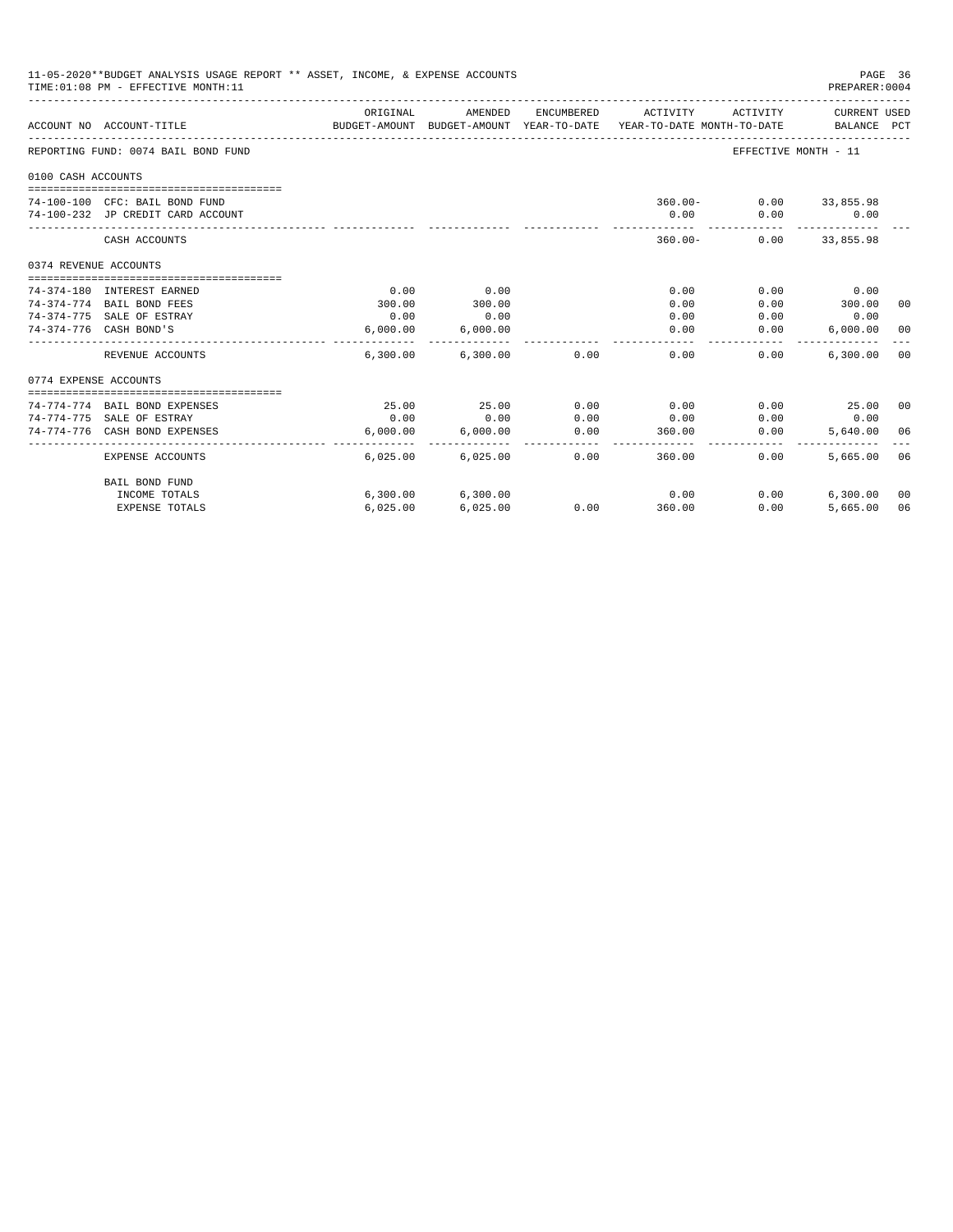11-05-2020**BUDGET ANALYSIS USAGE REPORT ** ASSET, INCOME, & EXPENSE ACCOUNTS
TIME:01:08 PM - EFFECTIVE MONTH:11
PREPARER:0004

| ACCOUNT NO | ACCOUNT-TITLE | ORIGINAL BUDGET-AMOUNT | AMENDED BUDGET-AMOUNT | ENCUMBERED YEAR-TO-DATE | ACTIVITY YEAR-TO-DATE | ACTIVITY MONTH-TO-DATE | CURRENT BALANCE | USED PCT |
|---|---|---|---|---|---|---|---|---|
| REPORTING FUND: 0074 BAIL BOND FUND | | | | | | EFFECTIVE MONTH - 11 | | |
| 0100 CASH ACCOUNTS | | | | | | | | |
| 74-100-100 | CFC: BAIL BOND FUND | | | | 360.00- | 0.00 | 33,855.98 | |
| 74-100-232 | JP CREDIT CARD ACCOUNT | | | | 0.00 | 0.00 | 0.00 | |
| | CASH ACCOUNTS | | | | 360.00- | 0.00 | 33,855.98 | |
| 0374 REVENUE ACCOUNTS | | | | | | | | |
| 74-374-180 | INTEREST EARNED | 0.00 | 0.00 | | 0.00 | 0.00 | 0.00 | |
| 74-374-774 | BAIL BOND FEES | 300.00 | 300.00 | | 0.00 | 0.00 | 300.00 | 00 |
| 74-374-775 | SALE OF ESTRAY | 0.00 | 0.00 | | 0.00 | 0.00 | 0.00 | |
| 74-374-776 | CASH BOND'S | 6,000.00 | 6,000.00 | | 0.00 | 0.00 | 6,000.00 | 00 |
| | REVENUE ACCOUNTS | 6,300.00 | 6,300.00 | 0.00 | 0.00 | 0.00 | 6,300.00 | 00 |
| 0774 EXPENSE ACCOUNTS | | | | | | | | |
| 74-774-774 | BAIL BOND EXPENSES | 25.00 | 25.00 | 0.00 | 0.00 | 0.00 | 25.00 | 00 |
| 74-774-775 | SALE OF ESTRAY | 0.00 | 0.00 | 0.00 | 0.00 | 0.00 | 0.00 | |
| 74-774-776 | CASH BOND EXPENSES | 6,000.00 | 6,000.00 | 0.00 | 360.00 | 0.00 | 5,640.00 | 06 |
| | EXPENSE ACCOUNTS | 6,025.00 | 6,025.00 | 0.00 | 360.00 | 0.00 | 5,665.00 | 06 |
| | BAIL BOND FUND | | | | | | | |
| | INCOME TOTALS | 6,300.00 | 6,300.00 | | 0.00 | 0.00 | 6,300.00 | 00 |
| | EXPENSE TOTALS | 6,025.00 | 6,025.00 | 0.00 | 360.00 | 0.00 | 5,665.00 | 06 |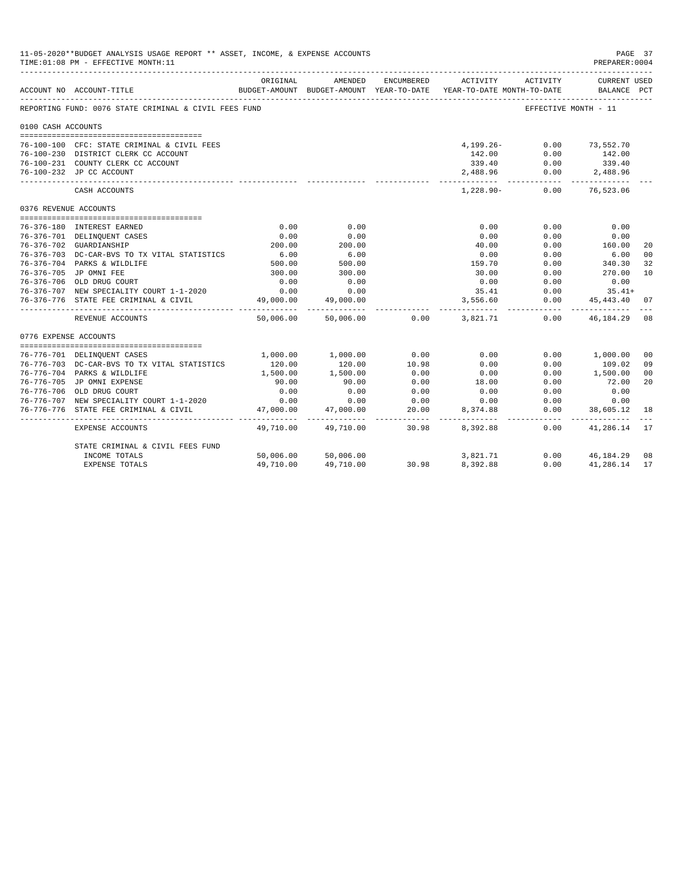11-05-2020**BUDGET ANALYSIS USAGE REPORT ** ASSET, INCOME, & EXPENSE ACCOUNTS
TIME:01:08 PM - EFFECTIVE MONTH:11
PREPARER:0004

REPORTING FUND: 0076 STATE CRIMINAL & CIVIL FEES FUND — EFFECTIVE MONTH - 11

| ACCOUNT NO | ACCOUNT-TITLE | ORIGINAL BUDGET-AMOUNT | AMENDED BUDGET-AMOUNT | ENCUMBERED YEAR-TO-DATE | ACTIVITY YEAR-TO-DATE | ACTIVITY MONTH-TO-DATE | CURRENT BALANCE | USED PCT |
|---|---|---|---|---|---|---|---|---|
| **0100 CASH ACCOUNTS** | | | | | | | | |
| 76-100-100 | CFC: STATE CRIMINAL & CIVIL FEES | | | | 4,199.26- | 0.00 | 73,552.70 | |
| 76-100-230 | DISTRICT CLERK CC ACCOUNT | | | | 142.00 | 0.00 | 142.00 | |
| 76-100-231 | COUNTY CLERK CC ACCOUNT | | | | 339.40 | 0.00 | 339.40 | |
| 76-100-232 | JP CC ACCOUNT | | | | 2,488.96 | 0.00 | 2,488.96 | |
| | CASH ACCOUNTS | | | | 1,228.90- | 0.00 | 76,523.06 | |
| **0376 REVENUE ACCOUNTS** | | | | | | | | |
| 76-376-180 | INTEREST EARNED | 0.00 | 0.00 | | 0.00 | 0.00 | 0.00 | |
| 76-376-701 | DELINQUENT CASES | 0.00 | 0.00 | | 0.00 | 0.00 | 0.00 | |
| 76-376-702 | GUARDIANSHIP | 200.00 | 200.00 | | 40.00 | 0.00 | 160.00 | 20 |
| 76-376-703 | DC-CAR-BVS TO TX VITAL STATISTICS | 6.00 | 6.00 | | 0.00 | 0.00 | 6.00 | 00 |
| 76-376-704 | PARKS & WILDLIFE | 500.00 | 500.00 | | 159.70 | 0.00 | 340.30 | 32 |
| 76-376-705 | JP OMNI FEE | 300.00 | 300.00 | | 30.00 | 0.00 | 270.00 | 10 |
| 76-376-706 | OLD DRUG COURT | 0.00 | 0.00 | | 0.00 | 0.00 | 0.00 | |
| 76-376-707 | NEW SPECIALITY COURT 1-1-2020 | 0.00 | 0.00 | | 35.41 | 0.00 | 35.41+ | |
| 76-376-776 | STATE FEE CRIMINAL & CIVIL | 49,000.00 | 49,000.00 | | 3,556.60 | 0.00 | 45,443.40 | 07 |
| | REVENUE ACCOUNTS | 50,006.00 | 50,006.00 | 0.00 | 3,821.71 | 0.00 | 46,184.29 | 08 |
| **0776 EXPENSE ACCOUNTS** | | | | | | | | |
| 76-776-701 | DELINQUENT CASES | 1,000.00 | 1,000.00 | 0.00 | 0.00 | 0.00 | 1,000.00 | 00 |
| 76-776-703 | DC-CAR-BVS TO TX VITAL STATISTICS | 120.00 | 120.00 | 10.98 | 0.00 | 0.00 | 109.02 | 09 |
| 76-776-704 | PARKS & WILDLIFE | 1,500.00 | 1,500.00 | 0.00 | 0.00 | 0.00 | 1,500.00 | 00 |
| 76-776-705 | JP OMNI EXPENSE | 90.00 | 90.00 | 0.00 | 18.00 | 0.00 | 72.00 | 20 |
| 76-776-706 | OLD DRUG COURT | 0.00 | 0.00 | 0.00 | 0.00 | 0.00 | 0.00 | |
| 76-776-707 | NEW SPECIALITY COURT 1-1-2020 | 0.00 | 0.00 | 0.00 | 0.00 | 0.00 | 0.00 | |
| 76-776-776 | STATE FEE CRIMINAL & CIVIL | 47,000.00 | 47,000.00 | 20.00 | 8,374.88 | 0.00 | 38,605.12 | 18 |
| | EXPENSE ACCOUNTS | 49,710.00 | 49,710.00 | 30.98 | 8,392.88 | 0.00 | 41,286.14 | 17 |
| | STATE CRIMINAL & CIVIL FEES FUND | | | | | | | |
| | INCOME TOTALS | 50,006.00 | 50,006.00 | | 3,821.71 | 0.00 | 46,184.29 | 08 |
| | EXPENSE TOTALS | 49,710.00 | 49,710.00 | 30.98 | 8,392.88 | 0.00 | 41,286.14 | 17 |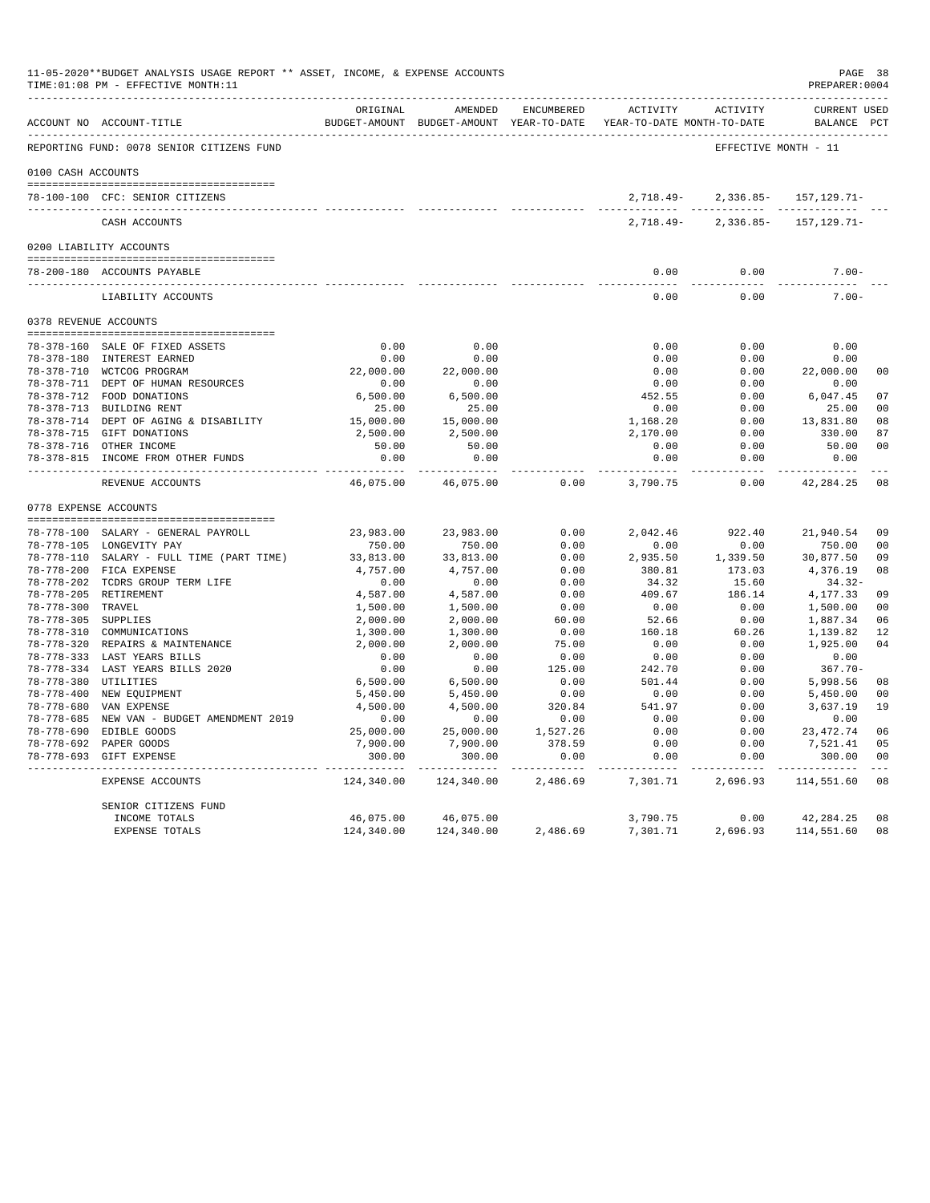11-05-2020**BUDGET ANALYSIS USAGE REPORT ** ASSET, INCOME, & EXPENSE ACCOUNTS
TIME:01:08 PM - EFFECTIVE MONTH:11

PREPARER:0004

REPORTING FUND: 0078 SENIOR CITIZENS FUND — EFFECTIVE MONTH - 11

| ACCOUNT NO | ACCOUNT-TITLE | ORIGINAL BUDGET-AMOUNT | AMENDED BUDGET-AMOUNT | ENCUMBERED YEAR-TO-DATE | ACTIVITY YEAR-TO-DATE | ACTIVITY MONTH-TO-DATE | CURRENT USED BALANCE | PCT |
|---|---|---|---|---|---|---|---|---|
| **0100 CASH ACCOUNTS** | | | | | | | | |
| 78-100-100 | CFC: SENIOR CITIZENS | | | | 2,718.49- | 2,336.85- | 157,129.71- | |
| | CASH ACCOUNTS | | | | 2,718.49- | 2,336.85- | 157,129.71- | |
| **0200 LIABILITY ACCOUNTS** | | | | | | | | |
| 78-200-180 | ACCOUNTS PAYABLE | | | | 0.00 | 0.00 | 7.00- | |
| | LIABILITY ACCOUNTS | | | | 0.00 | 0.00 | 7.00- | |
| **0378 REVENUE ACCOUNTS** | | | | | | | | |
| 78-378-160 | SALE OF FIXED ASSETS | 0.00 | 0.00 | | 0.00 | 0.00 | 0.00 | |
| 78-378-180 | INTEREST EARNED | 0.00 | 0.00 | | 0.00 | 0.00 | 0.00 | |
| 78-378-710 | WCTCOG PROGRAM | 22,000.00 | 22,000.00 | | 0.00 | 0.00 | 22,000.00 | 00 |
| 78-378-711 | DEPT OF HUMAN RESOURCES | 0.00 | 0.00 | | 0.00 | 0.00 | 0.00 | |
| 78-378-712 | FOOD DONATIONS | 6,500.00 | 6,500.00 | | 452.55 | 0.00 | 6,047.45 | 07 |
| 78-378-713 | BUILDING RENT | 25.00 | 25.00 | | 0.00 | 0.00 | 25.00 | 00 |
| 78-378-714 | DEPT OF AGING & DISABILITY | 15,000.00 | 15,000.00 | | 1,168.20 | 0.00 | 13,831.80 | 08 |
| 78-378-715 | GIFT DONATIONS | 2,500.00 | 2,500.00 | | 2,170.00 | 0.00 | 330.00 | 87 |
| 78-378-716 | OTHER INCOME | 50.00 | 50.00 | | 0.00 | 0.00 | 50.00 | 00 |
| 78-378-815 | INCOME FROM OTHER FUNDS | 0.00 | 0.00 | | 0.00 | 0.00 | 0.00 | |
| | REVENUE ACCOUNTS | 46,075.00 | 46,075.00 | 0.00 | 3,790.75 | 0.00 | 42,284.25 | 08 |
| **0778 EXPENSE ACCOUNTS** | | | | | | | | |
| 78-778-100 | SALARY - GENERAL PAYROLL | 23,983.00 | 23,983.00 | 0.00 | 2,042.46 | 922.40 | 21,940.54 | 09 |
| 78-778-105 | LONGEVITY PAY | 750.00 | 750.00 | 0.00 | 0.00 | 0.00 | 750.00 | 00 |
| 78-778-110 | SALARY - FULL TIME (PART TIME) | 33,813.00 | 33,813.00 | 0.00 | 2,935.50 | 1,339.50 | 30,877.50 | 09 |
| 78-778-200 | FICA EXPENSE | 4,757.00 | 4,757.00 | 0.00 | 380.81 | 173.03 | 4,376.19 | 08 |
| 78-778-202 | TCDRS GROUP TERM LIFE | 0.00 | 0.00 | 0.00 | 34.32 | 15.60 | 34.32- | |
| 78-778-205 | RETIREMENT | 4,587.00 | 4,587.00 | 0.00 | 409.67 | 186.14 | 4,177.33 | 09 |
| 78-778-300 | TRAVEL | 1,500.00 | 1,500.00 | 0.00 | 0.00 | 0.00 | 1,500.00 | 00 |
| 78-778-305 | SUPPLIES | 2,000.00 | 2,000.00 | 60.00 | 52.66 | 0.00 | 1,887.34 | 06 |
| 78-778-310 | COMMUNICATIONS | 1,300.00 | 1,300.00 | 0.00 | 160.18 | 60.26 | 1,139.82 | 12 |
| 78-778-320 | REPAIRS & MAINTENANCE | 2,000.00 | 2,000.00 | 75.00 | 0.00 | 0.00 | 1,925.00 | 04 |
| 78-778-333 | LAST YEARS BILLS | 0.00 | 0.00 | 0.00 | 0.00 | 0.00 | 0.00 | |
| 78-778-334 | LAST YEARS BILLS 2020 | 0.00 | 0.00 | 125.00 | 242.70 | 0.00 | 367.70- | |
| 78-778-380 | UTILITIES | 6,500.00 | 6,500.00 | 0.00 | 501.44 | 0.00 | 5,998.56 | 08 |
| 78-778-400 | NEW EQUIPMENT | 5,450.00 | 5,450.00 | 0.00 | 0.00 | 0.00 | 5,450.00 | 00 |
| 78-778-680 | VAN EXPENSE | 4,500.00 | 4,500.00 | 320.84 | 541.97 | 0.00 | 3,637.19 | 19 |
| 78-778-685 | NEW VAN - BUDGET AMENDMENT 2019 | 0.00 | 0.00 | 0.00 | 0.00 | 0.00 | 0.00 | |
| 78-778-690 | EDIBLE GOODS | 25,000.00 | 25,000.00 | 1,527.26 | 0.00 | 0.00 | 23,472.74 | 06 |
| 78-778-692 | PAPER GOODS | 7,900.00 | 7,900.00 | 378.59 | 0.00 | 0.00 | 7,521.41 | 05 |
| 78-778-693 | GIFT EXPENSE | 300.00 | 300.00 | 0.00 | 0.00 | 0.00 | 300.00 | 00 |
| | EXPENSE ACCOUNTS | 124,340.00 | 124,340.00 | 2,486.69 | 7,301.71 | 2,696.93 | 114,551.60 | 08 |
| | SENIOR CITIZENS FUND | | | | | | | |
| | INCOME TOTALS | 46,075.00 | 46,075.00 | | 3,790.75 | 0.00 | 42,284.25 | 08 |
| | EXPENSE TOTALS | 124,340.00 | 124,340.00 | 2,486.69 | 7,301.71 | 2,696.93 | 114,551.60 | 08 |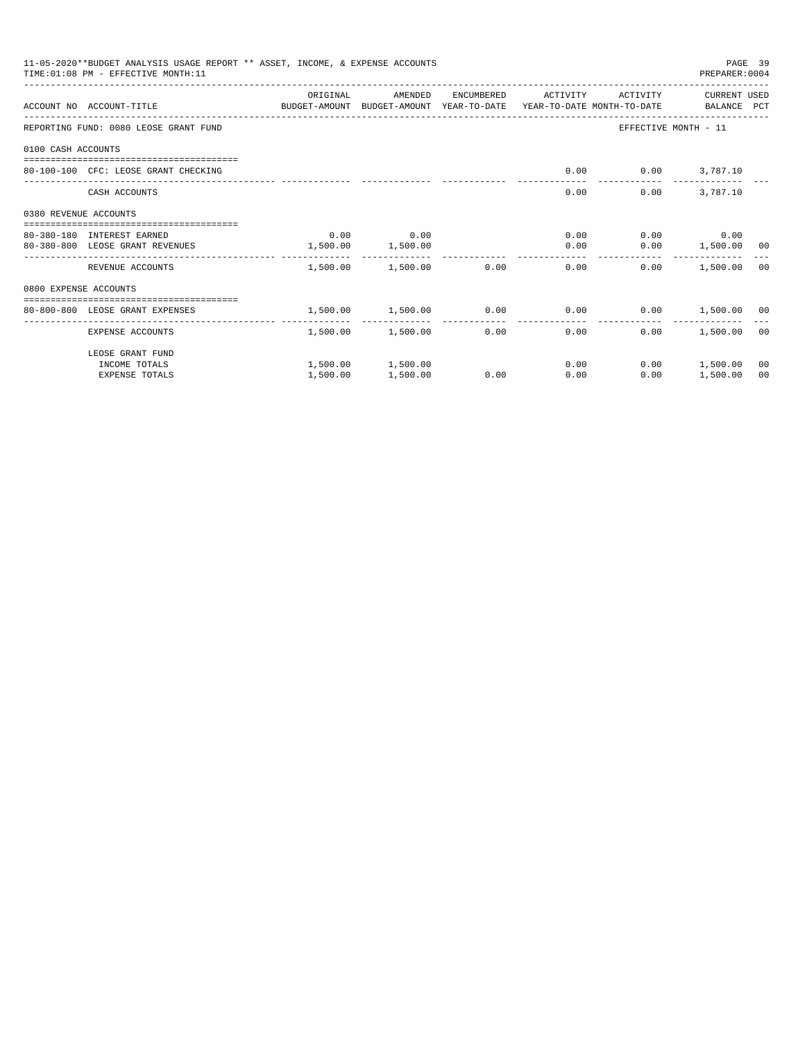11-05-2020**BUDGET ANALYSIS USAGE REPORT ** ASSET, INCOME, & EXPENSE ACCOUNTS

TIME:01:08 PM - EFFECTIVE MONTH:11

PREPARER:0004

| ACCOUNT NO | ACCOUNT-TITLE | ORIGINAL BUDGET-AMOUNT | AMENDED BUDGET-AMOUNT | ENCUMBERED YEAR-TO-DATE | ACTIVITY YEAR-TO-DATE | ACTIVITY MONTH-TO-DATE | CURRENT BALANCE | USED PCT |
|---|---|---|---|---|---|---|---|---|
| REPORTING FUND: 0080 LEOSE GRANT FUND | | | | | | EFFECTIVE MONTH - 11 | | |
| 0100 CASH ACCOUNTS | | | | | | | | |
| 80-100-100 | CFC: LEOSE GRANT CHECKING | | | | 0.00 | 0.00 | 3,787.10 | |
| | CASH ACCOUNTS | | | | 0.00 | 0.00 | 3,787.10 | |
| 0380 REVENUE ACCOUNTS | | | | | | | | |
| 80-380-180 | INTEREST EARNED | 0.00 | 0.00 | | 0.00 | 0.00 | 0.00 | |
| 80-380-800 | LEOSE GRANT REVENUES | 1,500.00 | 1,500.00 | | 0.00 | 0.00 | 1,500.00 | 00 |
| | REVENUE ACCOUNTS | 1,500.00 | 1,500.00 | 0.00 | 0.00 | 0.00 | 1,500.00 | 00 |
| 0800 EXPENSE ACCOUNTS | | | | | | | | |
| 80-800-800 | LEOSE GRANT EXPENSES | 1,500.00 | 1,500.00 | 0.00 | 0.00 | 0.00 | 1,500.00 | 00 |
| | EXPENSE ACCOUNTS | 1,500.00 | 1,500.00 | 0.00 | 0.00 | 0.00 | 1,500.00 | 00 |
| | LEOSE GRANT FUND | | | | | | | |
| | INCOME TOTALS | 1,500.00 | 1,500.00 | | 0.00 | 0.00 | 1,500.00 | 00 |
| | EXPENSE TOTALS | 1,500.00 | 1,500.00 | 0.00 | 0.00 | 0.00 | 1,500.00 | 00 |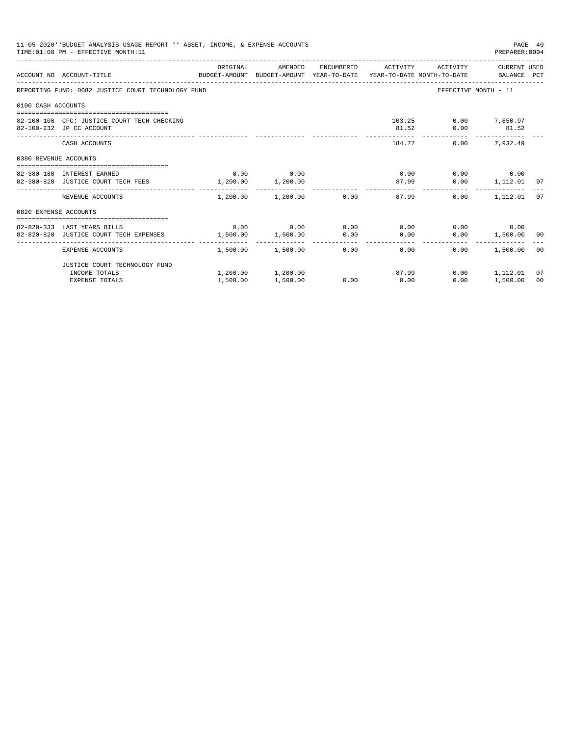11-05-2020**BUDGET ANALYSIS USAGE REPORT ** ASSET, INCOME, & EXPENSE ACCOUNTS
TIME:01:08 PM - EFFECTIVE MONTH:11
PREPARER:0004

| ACCOUNT NO | ACCOUNT-TITLE | ORIGINAL BUDGET-AMOUNT | AMENDED BUDGET-AMOUNT | ENCUMBERED YEAR-TO-DATE | ACTIVITY YEAR-TO-DATE | ACTIVITY MONTH-TO-DATE | CURRENT USED BALANCE | PCT |
|---|---|---|---|---|---|---|---|---|
| REPORTING FUND: 0082 JUSTICE COURT TECHNOLOGY FUND | | | | | | EFFECTIVE MONTH - 11 | | |
| 0100 CASH ACCOUNTS | | | | | | | | |
| 82-100-100 | CFC: JUSTICE COURT TECH CHECKING | | | | 103.25 | 0.00 | 7,850.97 | |
| 82-100-232 | JP CC ACCOUNT | | | | 81.52 | 0.00 | 81.52 | |
| | CASH ACCOUNTS | | | | 184.77 | 0.00 | 7,932.49 | |
| 0380 REVENUE ACCOUNTS | | | | | | | | |
| 82-380-180 | INTEREST EARNED | 0.00 | 0.00 | | 0.00 | 0.00 | 0.00 | |
| 82-380-820 | JUSTICE COURT TECH FEES | 1,200.00 | 1,200.00 | | 87.99 | 0.00 | 1,112.01 | 07 |
| | REVENUE ACCOUNTS | 1,200.00 | 1,200.00 | 0.00 | 87.99 | 0.00 | 1,112.01 | 07 |
| 0820 EXPENSE ACCOUNTS | | | | | | | | |
| 82-820-333 | LAST YEARS BILLS | 0.00 | 0.00 | 0.00 | 0.00 | 0.00 | 0.00 | |
| 82-820-820 | JUSTICE COURT TECH EXPENSES | 1,500.00 | 1,500.00 | 0.00 | 0.00 | 0.00 | 1,500.00 | 00 |
| | EXPENSE ACCOUNTS | 1,500.00 | 1,500.00 | 0.00 | 0.00 | 0.00 | 1,500.00 | 00 |
| | JUSTICE COURT TECHNOLOGY FUND | | | | | | | |
| | INCOME TOTALS | 1,200.00 | 1,200.00 | | 87.99 | 0.00 | 1,112.01 | 07 |
| | EXPENSE TOTALS | 1,500.00 | 1,500.00 | 0.00 | 0.00 | 0.00 | 1,500.00 | 00 |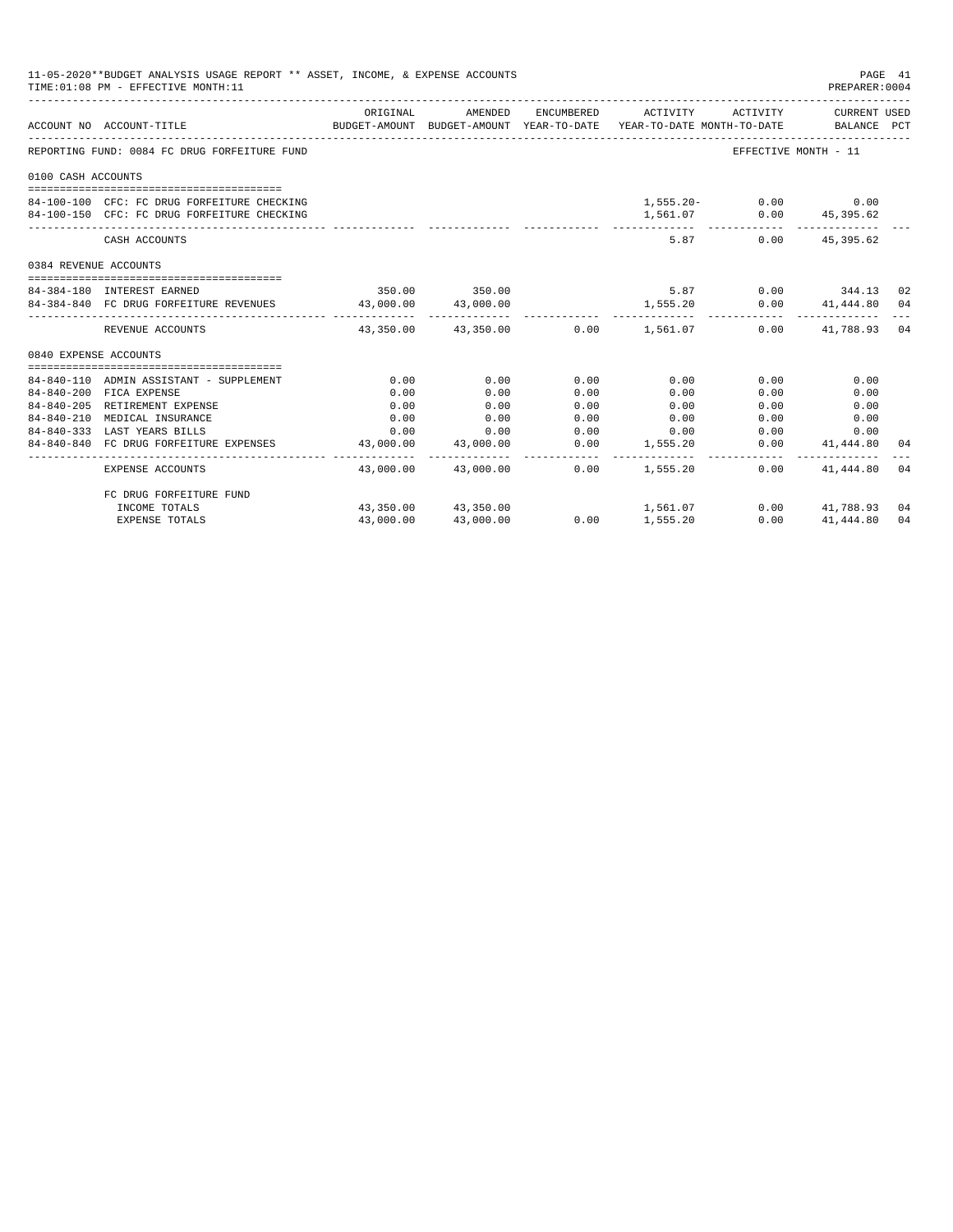11-05-2020**BUDGET ANALYSIS USAGE REPORT ** ASSET, INCOME, & EXPENSE ACCOUNTS

TIME:01:08 PM - EFFECTIVE MONTH:11

PREPARER:0004

| ACCOUNT NO | ACCOUNT-TITLE | ORIGINAL BUDGET-AMOUNT | AMENDED BUDGET-AMOUNT | ENCUMBERED YEAR-TO-DATE | ACTIVITY YEAR-TO-DATE | ACTIVITY MONTH-TO-DATE | CURRENT USED BALANCE | PCT |
|---|---|---|---|---|---|---|---|---|
| REPORTING FUND: 0084 FC DRUG FORFEITURE FUND | | | | | | EFFECTIVE MONTH - 11 | | |
| 0100 CASH ACCOUNTS | | | | | | | | |
| 84-100-100 | CFC: FC DRUG FORFEITURE CHECKING | | | | 1,555.20- | 0.00 | 0.00 | |
| 84-100-150 | CFC: FC DRUG FORFEITURE CHECKING | | | | 1,561.07 | 0.00 | 45,395.62 | |
| | CASH ACCOUNTS | | | | 5.87 | 0.00 | 45,395.62 | |
| 0384 REVENUE ACCOUNTS | | | | | | | | |
| 84-384-180 | INTEREST EARNED | 350.00 | 350.00 | | 5.87 | 0.00 | 344.13 | 02 |
| 84-384-840 | FC DRUG FORFEITURE REVENUES | 43,000.00 | 43,000.00 | | 1,555.20 | 0.00 | 41,444.80 | 04 |
| | REVENUE ACCOUNTS | 43,350.00 | 43,350.00 | 0.00 | 1,561.07 | 0.00 | 41,788.93 | 04 |
| 0840 EXPENSE ACCOUNTS | | | | | | | | |
| 84-840-110 | ADMIN ASSISTANT - SUPPLEMENT | 0.00 | 0.00 | 0.00 | 0.00 | 0.00 | 0.00 | |
| 84-840-200 | FICA EXPENSE | 0.00 | 0.00 | 0.00 | 0.00 | 0.00 | 0.00 | |
| 84-840-205 | RETIREMENT EXPENSE | 0.00 | 0.00 | 0.00 | 0.00 | 0.00 | 0.00 | |
| 84-840-210 | MEDICAL INSURANCE | 0.00 | 0.00 | 0.00 | 0.00 | 0.00 | 0.00 | |
| 84-840-333 | LAST YEARS BILLS | 0.00 | 0.00 | 0.00 | 0.00 | 0.00 | 0.00 | |
| 84-840-840 | FC DRUG FORFEITURE EXPENSES | 43,000.00 | 43,000.00 | 0.00 | 1,555.20 | 0.00 | 41,444.80 | 04 |
| | EXPENSE ACCOUNTS | 43,000.00 | 43,000.00 | 0.00 | 1,555.20 | 0.00 | 41,444.80 | 04 |
| | FC DRUG FORFEITURE FUND | | | | | | | |
| | INCOME TOTALS | 43,350.00 | 43,350.00 | | 1,561.07 | 0.00 | 41,788.93 | 04 |
| | EXPENSE TOTALS | 43,000.00 | 43,000.00 | 0.00 | 1,555.20 | 0.00 | 41,444.80 | 04 |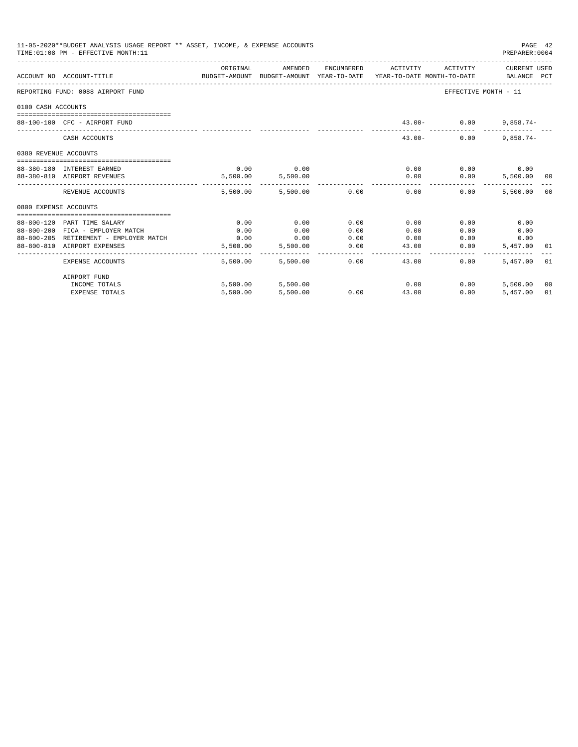11-05-2020**BUDGET ANALYSIS USAGE REPORT ** ASSET, INCOME, & EXPENSE ACCOUNTS
TIME:01:08 PM - EFFECTIVE MONTH:11

PREPARER:0004

| ACCOUNT NO | ACCOUNT-TITLE | ORIGINAL BUDGET-AMOUNT | AMENDED BUDGET-AMOUNT | ENCUMBERED YEAR-TO-DATE | ACTIVITY YEAR-TO-DATE | ACTIVITY MONTH-TO-DATE | CURRENT USED BALANCE | PCT |
|---|---|---|---|---|---|---|---|---|
| REPORTING FUND: 0088 AIRPORT FUND | | | | | | EFFECTIVE MONTH - 11 | | |
| 0100 CASH ACCOUNTS | | | | | | | | |
| 88-100-100 | CFC - AIRPORT FUND | | | | 43.00- | 0.00 | 9,858.74- | |
| | CASH ACCOUNTS | | | | 43.00- | 0.00 | 9,858.74- | |
| 0380 REVENUE ACCOUNTS | | | | | | | | |
| 88-380-180 | INTEREST EARNED | 0.00 | 0.00 | | 0.00 | 0.00 | 0.00 | |
| 88-380-810 | AIRPORT REVENUES | 5,500.00 | 5,500.00 | | 0.00 | 0.00 | 5,500.00 | 00 |
| | REVENUE ACCOUNTS | 5,500.00 | 5,500.00 | 0.00 | 0.00 | 0.00 | 5,500.00 | 00 |
| 0800 EXPENSE ACCOUNTS | | | | | | | | |
| 88-800-120 | PART TIME SALARY | 0.00 | 0.00 | 0.00 | 0.00 | 0.00 | 0.00 | |
| 88-800-200 | FICA - EMPLOYER MATCH | 0.00 | 0.00 | 0.00 | 0.00 | 0.00 | 0.00 | |
| 88-800-205 | RETIREMENT - EMPLOYER MATCH | 0.00 | 0.00 | 0.00 | 0.00 | 0.00 | 0.00 | |
| 88-800-810 | AIRPORT EXPENSES | 5,500.00 | 5,500.00 | 0.00 | 43.00 | 0.00 | 5,457.00 | 01 |
| | EXPENSE ACCOUNTS | 5,500.00 | 5,500.00 | 0.00 | 43.00 | 0.00 | 5,457.00 | 01 |
| | AIRPORT FUND | | | | | | | |
| | INCOME TOTALS | 5,500.00 | 5,500.00 | | 0.00 | 0.00 | 5,500.00 | 00 |
| | EXPENSE TOTALS | 5,500.00 | 5,500.00 | 0.00 | 43.00 | 0.00 | 5,457.00 | 01 |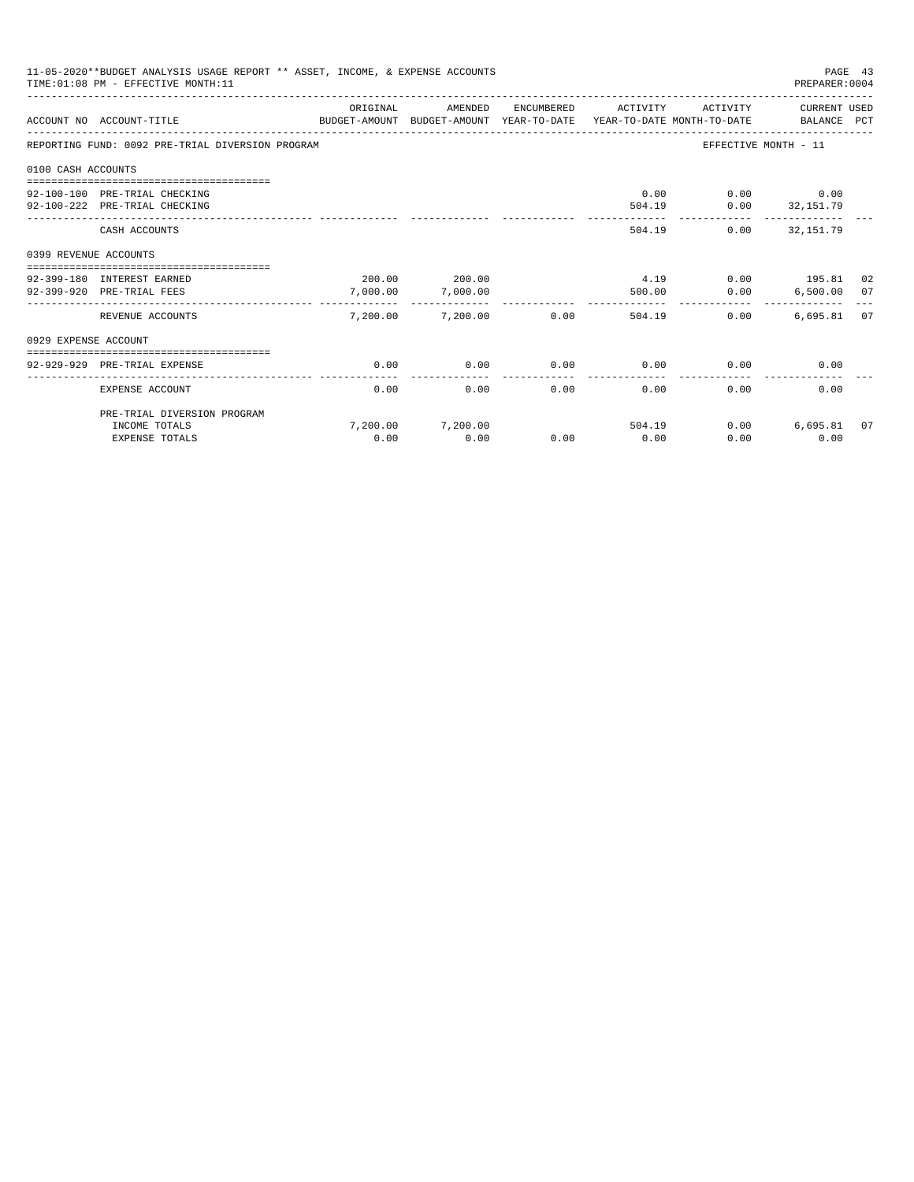11-05-2020**BUDGET ANALYSIS USAGE REPORT ** ASSET, INCOME, & EXPENSE ACCOUNTS
TIME:01:08 PM - EFFECTIVE MONTH:11

PREPARER:0004

| ACCOUNT NO | ACCOUNT-TITLE | ORIGINAL BUDGET-AMOUNT | AMENDED BUDGET-AMOUNT | ENCUMBERED YEAR-TO-DATE | ACTIVITY YEAR-TO-DATE | ACTIVITY MONTH-TO-DATE | CURRENT USED BALANCE | PCT |
|---|---|---|---|---|---|---|---|---|
| REPORTING FUND: 0092 PRE-TRIAL DIVERSION PROGRAM | | | | | | EFFECTIVE MONTH - 11 | | |
| 0100 CASH ACCOUNTS | | | | | | | | |
| 92-100-100 | PRE-TRIAL CHECKING | | | | 0.00 | 0.00 | 0.00 | |
| 92-100-222 | PRE-TRIAL CHECKING | | | | 504.19 | 0.00 | 32,151.79 | |
| | CASH ACCOUNTS | | | | 504.19 | 0.00 | 32,151.79 | |
| 0399 REVENUE ACCOUNTS | | | | | | | | |
| 92-399-180 | INTEREST EARNED | 200.00 | 200.00 | | 4.19 | 0.00 | 195.81 | 02 |
| 92-399-920 | PRE-TRIAL FEES | 7,000.00 | 7,000.00 | | 500.00 | 0.00 | 6,500.00 | 07 |
| | REVENUE ACCOUNTS | 7,200.00 | 7,200.00 | 0.00 | 504.19 | 0.00 | 6,695.81 | 07 |
| 0929 EXPENSE ACCOUNT | | | | | | | | |
| 92-929-929 | PRE-TRIAL EXPENSE | 0.00 | 0.00 | 0.00 | 0.00 | 0.00 | 0.00 | |
| | EXPENSE ACCOUNT | 0.00 | 0.00 | 0.00 | 0.00 | 0.00 | 0.00 | |
| | PRE-TRIAL DIVERSION PROGRAM | | | | | | | |
| | INCOME TOTALS | 7,200.00 | 7,200.00 | | 504.19 | 0.00 | 6,695.81 | 07 |
| | EXPENSE TOTALS | 0.00 | 0.00 | 0.00 | 0.00 | 0.00 | 0.00 | |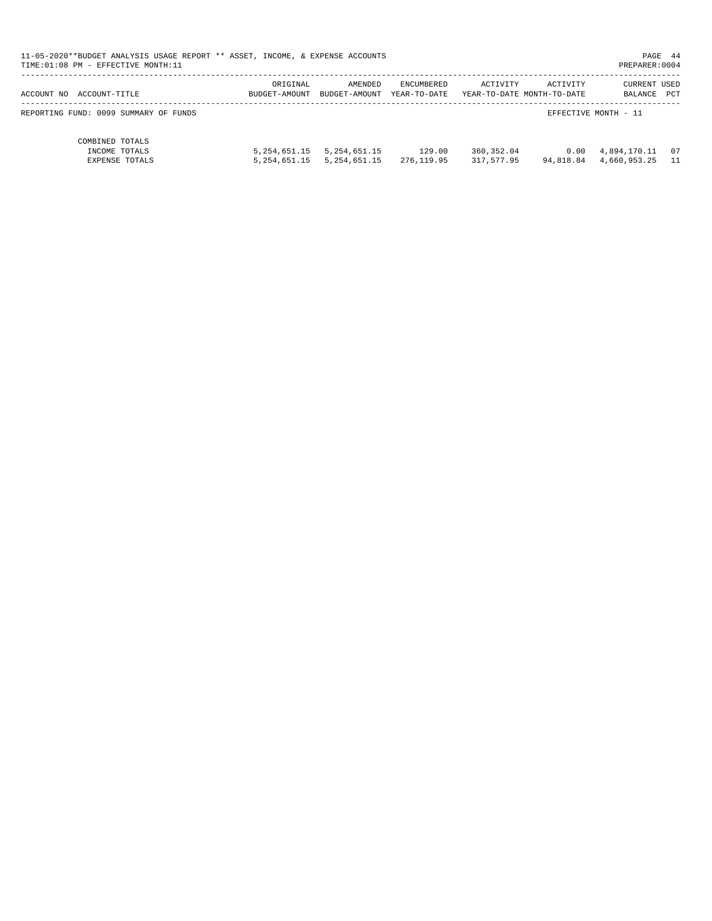11-05-2020**BUDGET ANALYSIS USAGE REPORT ** ASSET, INCOME, & EXPENSE ACCOUNTS

TIME:01:08 PM - EFFECTIVE MONTH:11

PREPARER:0004

| ACCOUNT NO ACCOUNT-TITLE | ORIGINAL BUDGET-AMOUNT | AMENDED BUDGET-AMOUNT | ENCUMBERED YEAR-TO-DATE | ACTIVITY YEAR-TO-DATE | ACTIVITY MONTH-TO-DATE | CURRENT BALANCE | USED PCT |
|---|---|---|---|---|---|---|---|
| REPORTING FUND: 0099 SUMMARY OF FUNDS | | | | | | EFFECTIVE MONTH - 11 | |
| COMBINED TOTALS | | | | | | | |
| INCOME TOTALS | 5,254,651.15 | 5,254,651.15 | 129.00 | 360,352.04 | 0.00 | 4,894,170.11 | 07 |
| EXPENSE TOTALS | 5,254,651.15 | 5,254,651.15 | 276,119.95 | 317,577.95 | 94,818.84 | 4,660,953.25 | 11 |